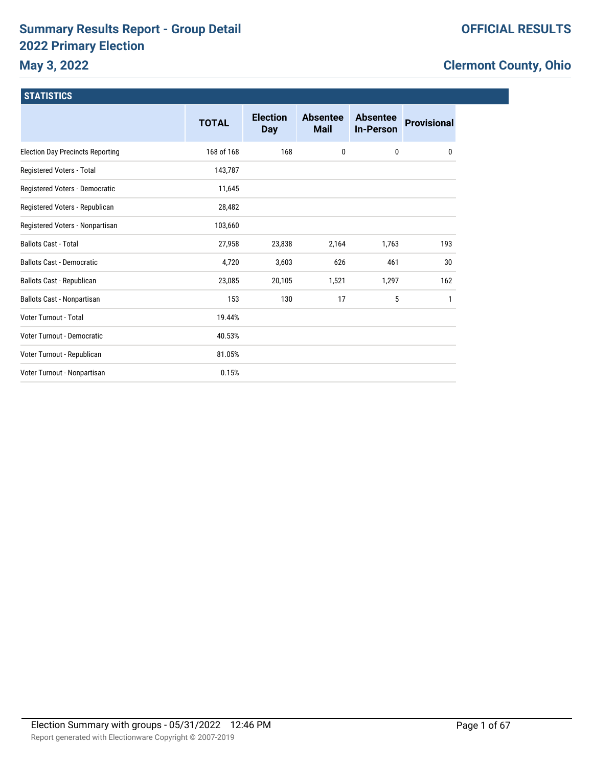# Summary Results Report - Group Detail
# 2022 Primary Election
# May 3, 2022

**OFFICIAL RESULTS**

**Clermont County, Ohio**

## STATISTICS

| | TOTAL | Election Day | Absentee Mail | Absentee In-Person | Provisional |
|---|---|---|---|---|---|
| Election Day Precincts Reporting | 168 of 168 | 168 | 0 | 0 | 0 |
| Registered Voters - Total | 143,787 | | | | |
| Registered Voters - Democratic | 11,645 | | | | |
| Registered Voters - Republican | 28,482 | | | | |
| Registered Voters - Nonpartisan | 103,660 | | | | |
| Ballots Cast - Total | 27,958 | 23,838 | 2,164 | 1,763 | 193 |
| Ballots Cast - Democratic | 4,720 | 3,603 | 626 | 461 | 30 |
| Ballots Cast - Republican | 23,085 | 20,105 | 1,521 | 1,297 | 162 |
| Ballots Cast - Nonpartisan | 153 | 130 | 17 | 5 | 1 |
| Voter Turnout - Total | 19.44% | | | | |
| Voter Turnout - Democratic | 40.53% | | | | |
| Voter Turnout - Republican | 81.05% | | | | |
| Voter Turnout - Nonpartisan | 0.15% | | | | |

Election Summary with groups - 05/31/2022 12:46 PM

Report generated with Electionware Copyright © 2007-2019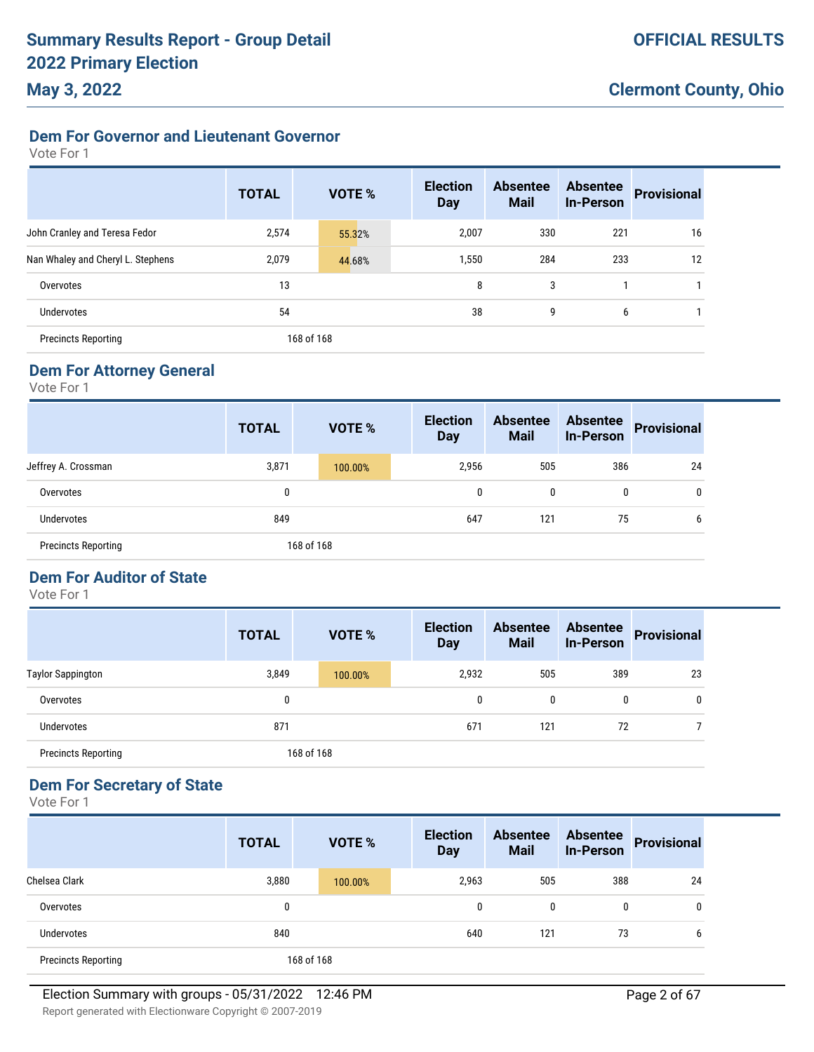# Summary Results Report - Group Detail
# 2022 Primary Election
# May 3, 2022

**OFFICIAL RESULTS**

**Clermont County, Ohio**

## Dem For Governor and Lieutenant Governor

Vote For 1

| | TOTAL | VOTE % | Election Day | Absentee Mail | Absentee In-Person | Provisional |
|---|---|---|---|---|---|---|
| John Cranley and Teresa Fedor | 2,574 | 55.32% | 2,007 | 330 | 221 | 16 |
| Nan Whaley and Cheryl L. Stephens | 2,079 | 44.68% | 1,550 | 284 | 233 | 12 |
| Overvotes | 13 | | 8 | 3 | 1 | 1 |
| Undervotes | 54 | | 38 | 9 | 6 | 1 |
| Precincts Reporting | 168 of 168 | | | | | |

## Dem For Attorney General

Vote For 1

| | TOTAL | VOTE % | Election Day | Absentee Mail | Absentee In-Person | Provisional |
|---|---|---|---|---|---|---|
| Jeffrey A. Crossman | 3,871 | 100.00% | 2,956 | 505 | 386 | 24 |
| Overvotes | 0 | | 0 | 0 | 0 | 0 |
| Undervotes | 849 | | 647 | 121 | 75 | 6 |
| Precincts Reporting | 168 of 168 | | | | | |

## Dem For Auditor of State

Vote For 1

| | TOTAL | VOTE % | Election Day | Absentee Mail | Absentee In-Person | Provisional |
|---|---|---|---|---|---|---|
| Taylor Sappington | 3,849 | 100.00% | 2,932 | 505 | 389 | 23 |
| Overvotes | 0 | | 0 | 0 | 0 | 0 |
| Undervotes | 871 | | 671 | 121 | 72 | 7 |
| Precincts Reporting | 168 of 168 | | | | | |

## Dem For Secretary of State

Vote For 1

| | TOTAL | VOTE % | Election Day | Absentee Mail | Absentee In-Person | Provisional |
|---|---|---|---|---|---|---|
| Chelsea Clark | 3,880 | 100.00% | 2,963 | 505 | 388 | 24 |
| Overvotes | 0 | | 0 | 0 | 0 | 0 |
| Undervotes | 840 | | 640 | 121 | 73 | 6 |
| Precincts Reporting | 168 of 168 | | | | | |

Election Summary with groups - 05/31/2022 12:46 PM

Report generated with Electionware Copyright © 2007-2019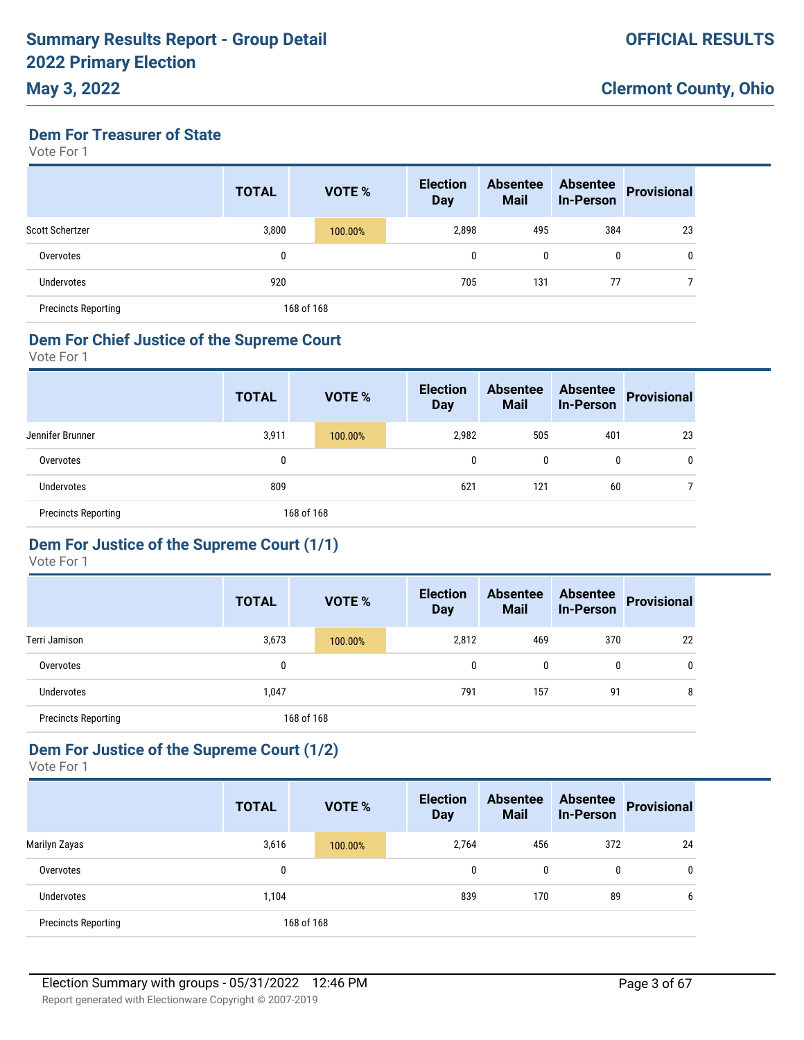# Summary Results Report - Group Detail
# 2022 Primary Election
# May 3, 2022

**OFFICIAL RESULTS**

**Clermont County, Ohio**

## Dem For Treasurer of State

Vote For 1

| | TOTAL | VOTE % | Election Day | Absentee Mail | Absentee In-Person | Provisional |
|---|---|---|---|---|---|---|
| Scott Schertzer | 3,800 | 100.00% | 2,898 | 495 | 384 | 23 |
| Overvotes | 0 | | 0 | 0 | 0 | 0 |
| Undervotes | 920 | | 705 | 131 | 77 | 7 |
| Precincts Reporting | 168 of 168 | | | | | |

## Dem For Chief Justice of the Supreme Court

Vote For 1

| | TOTAL | VOTE % | Election Day | Absentee Mail | Absentee In-Person | Provisional |
|---|---|---|---|---|---|---|
| Jennifer Brunner | 3,911 | 100.00% | 2,982 | 505 | 401 | 23 |
| Overvotes | 0 | | 0 | 0 | 0 | 0 |
| Undervotes | 809 | | 621 | 121 | 60 | 7 |
| Precincts Reporting | 168 of 168 | | | | | |

## Dem For Justice of the Supreme Court (1/1)

Vote For 1

| | TOTAL | VOTE % | Election Day | Absentee Mail | Absentee In-Person | Provisional |
|---|---|---|---|---|---|---|
| Terri Jamison | 3,673 | 100.00% | 2,812 | 469 | 370 | 22 |
| Overvotes | 0 | | 0 | 0 | 0 | 0 |
| Undervotes | 1,047 | | 791 | 157 | 91 | 8 |
| Precincts Reporting | 168 of 168 | | | | | |

## Dem For Justice of the Supreme Court (1/2)

Vote For 1

| | TOTAL | VOTE % | Election Day | Absentee Mail | Absentee In-Person | Provisional |
|---|---|---|---|---|---|---|
| Marilyn Zayas | 3,616 | 100.00% | 2,764 | 456 | 372 | 24 |
| Overvotes | 0 | | 0 | 0 | 0 | 0 |
| Undervotes | 1,104 | | 839 | 170 | 89 | 6 |
| Precincts Reporting | 168 of 168 | | | | | |

Election Summary with groups - 05/31/2022 12:46 PM

Report generated with Electionware Copyright © 2007-2019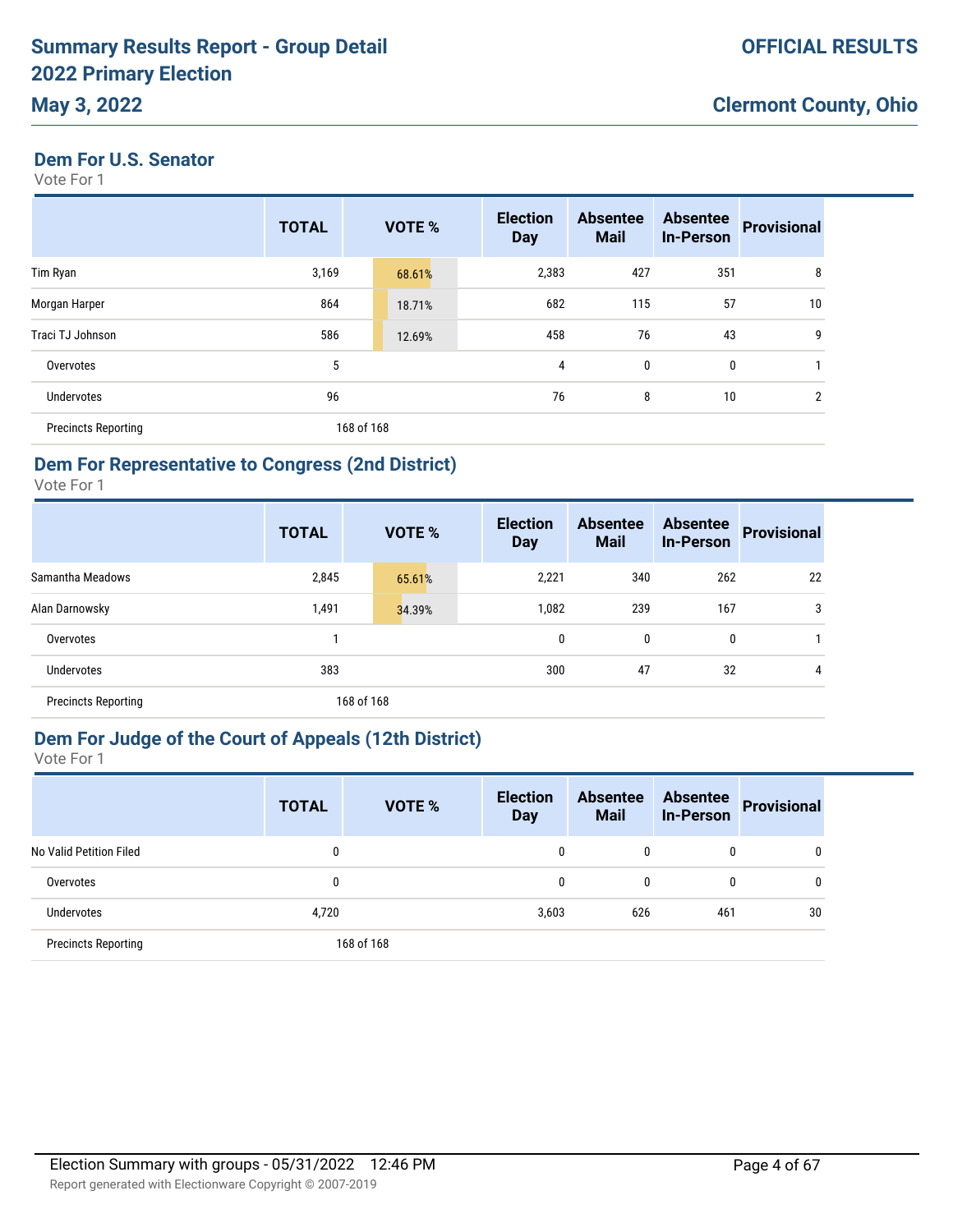## Dem For U.S. Senator

Vote For 1

| | TOTAL | VOTE % | Election Day | Absentee Mail | Absentee In-Person | Provisional |
|---|---|---|---|---|---|---|
| Tim Ryan | 3,169 | 68.61% | 2,383 | 427 | 351 | 8 |
| Morgan Harper | 864 | 18.71% | 682 | 115 | 57 | 10 |
| Traci TJ Johnson | 586 | 12.69% | 458 | 76 | 43 | 9 |
| Overvotes | 5 | | 4 | 0 | 0 | 1 |
| Undervotes | 96 | | 76 | 8 | 10 | 2 |
| Precincts Reporting | 168 of 168 | | | | | |

## Dem For Representative to Congress (2nd District)

Vote For 1

| | TOTAL | VOTE % | Election Day | Absentee Mail | Absentee In-Person | Provisional |
|---|---|---|---|---|---|---|
| Samantha Meadows | 2,845 | 65.61% | 2,221 | 340 | 262 | 22 |
| Alan Darnowsky | 1,491 | 34.39% | 1,082 | 239 | 167 | 3 |
| Overvotes | 1 | | 0 | 0 | 0 | 1 |
| Undervotes | 383 | | 300 | 47 | 32 | 4 |
| Precincts Reporting | 168 of 168 | | | | | |

## Dem For Judge of the Court of Appeals (12th District)

Vote For 1

| | TOTAL | VOTE % | Election Day | Absentee Mail | Absentee In-Person | Provisional |
|---|---|---|---|---|---|---|
| No Valid Petition Filed | 0 | | 0 | 0 | 0 | 0 |
| Overvotes | 0 | | 0 | 0 | 0 | 0 |
| Undervotes | 4,720 | | 3,603 | 626 | 461 | 30 |
| Precincts Reporting | 168 of 168 | | | | | |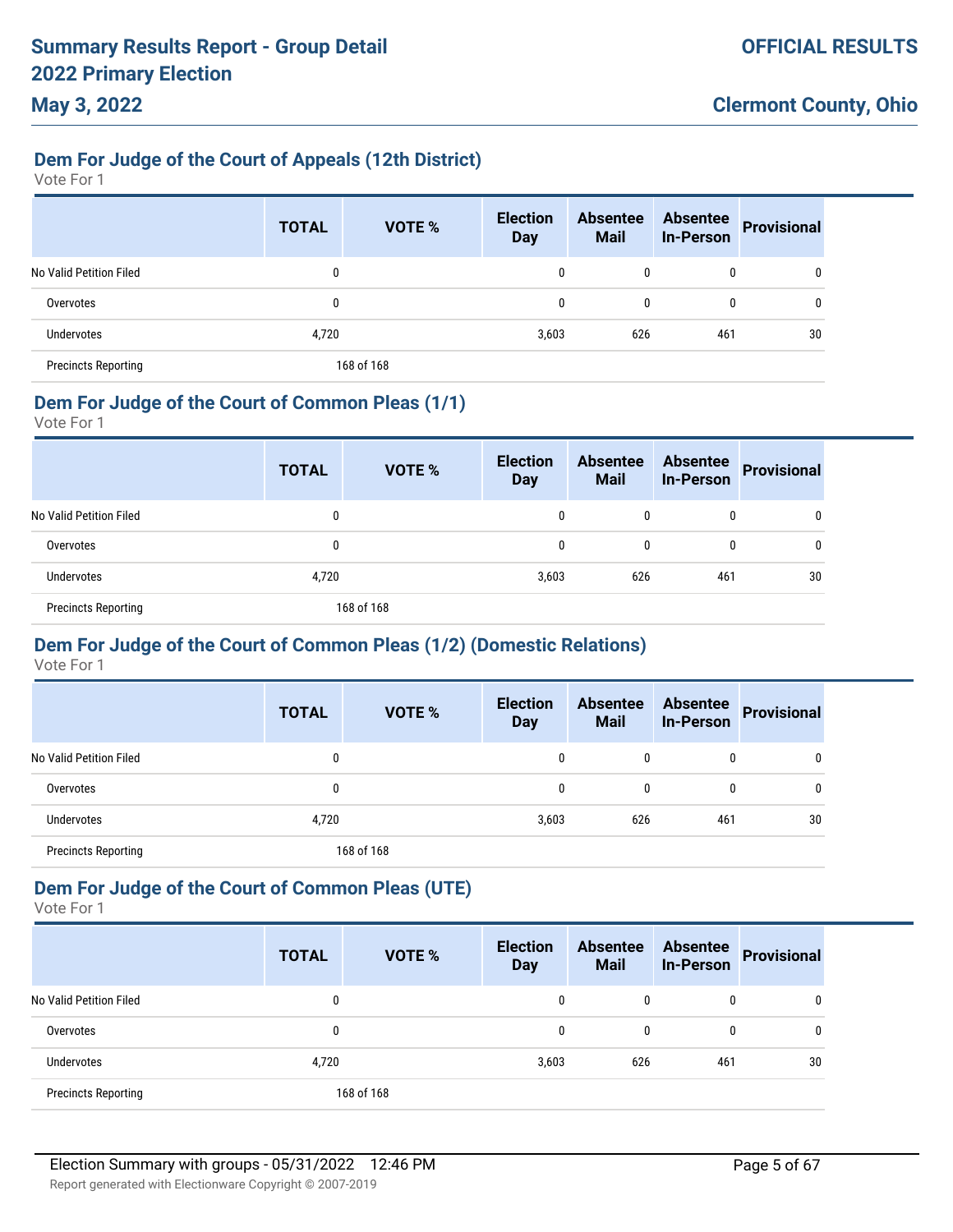# Summary Results Report - Group Detail
# 2022 Primary Election
# May 3, 2022

**OFFICIAL RESULTS**

**Clermont County, Ohio**

## Dem For Judge of the Court of Appeals (12th District)

Vote For 1

| | TOTAL | VOTE % | Election Day | Absentee Mail | Absentee In-Person | Provisional |
|---|---|---|---|---|---|---|
| No Valid Petition Filed | 0 | | 0 | 0 | 0 | 0 |
| Overvotes | 0 | | 0 | 0 | 0 | 0 |
| Undervotes | 4,720 | | 3,603 | 626 | 461 | 30 |
| Precincts Reporting | 168 of 168 | | | | | |

## Dem For Judge of the Court of Common Pleas (1/1)

Vote For 1

| | TOTAL | VOTE % | Election Day | Absentee Mail | Absentee In-Person | Provisional |
|---|---|---|---|---|---|---|
| No Valid Petition Filed | 0 | | 0 | 0 | 0 | 0 |
| Overvotes | 0 | | 0 | 0 | 0 | 0 |
| Undervotes | 4,720 | | 3,603 | 626 | 461 | 30 |
| Precincts Reporting | 168 of 168 | | | | | |

## Dem For Judge of the Court of Common Pleas (1/2) (Domestic Relations)

Vote For 1

| | TOTAL | VOTE % | Election Day | Absentee Mail | Absentee In-Person | Provisional |
|---|---|---|---|---|---|---|
| No Valid Petition Filed | 0 | | 0 | 0 | 0 | 0 |
| Overvotes | 0 | | 0 | 0 | 0 | 0 |
| Undervotes | 4,720 | | 3,603 | 626 | 461 | 30 |
| Precincts Reporting | 168 of 168 | | | | | |

## Dem For Judge of the Court of Common Pleas (UTE)

Vote For 1

| | TOTAL | VOTE % | Election Day | Absentee Mail | Absentee In-Person | Provisional |
|---|---|---|---|---|---|---|
| No Valid Petition Filed | 0 | | 0 | 0 | 0 | 0 |
| Overvotes | 0 | | 0 | 0 | 0 | 0 |
| Undervotes | 4,720 | | 3,603 | 626 | 461 | 30 |
| Precincts Reporting | 168 of 168 | | | | | |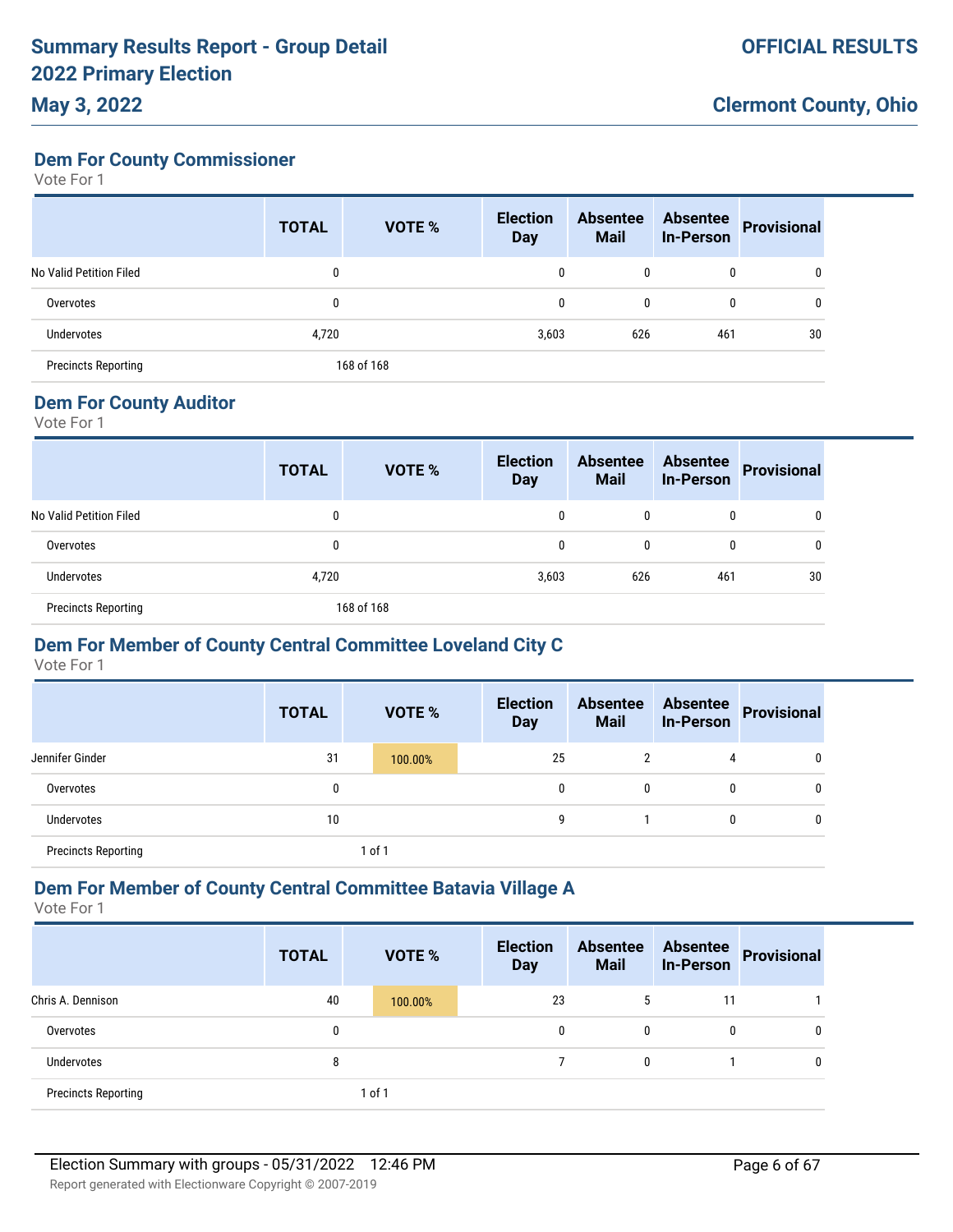## Dem For County Commissioner

Vote For 1

| | TOTAL | VOTE % | Election Day | Absentee Mail | Absentee In-Person | Provisional |
|---|---|---|---|---|---|---|
| No Valid Petition Filed | 0 | | 0 | 0 | 0 | 0 |
| Overvotes | 0 | | 0 | 0 | 0 | 0 |
| Undervotes | 4,720 | | 3,603 | 626 | 461 | 30 |
| Precincts Reporting | 168 of 168 | | | | | |

## Dem For County Auditor

Vote For 1

| | TOTAL | VOTE % | Election Day | Absentee Mail | Absentee In-Person | Provisional |
|---|---|---|---|---|---|---|
| No Valid Petition Filed | 0 | | 0 | 0 | 0 | 0 |
| Overvotes | 0 | | 0 | 0 | 0 | 0 |
| Undervotes | 4,720 | | 3,603 | 626 | 461 | 30 |
| Precincts Reporting | 168 of 168 | | | | | |

## Dem For Member of County Central Committee Loveland City C

Vote For 1

| | TOTAL | VOTE % | Election Day | Absentee Mail | Absentee In-Person | Provisional |
|---|---|---|---|---|---|---|
| Jennifer Ginder | 31 | 100.00% | 25 | 2 | 4 | 0 |
| Overvotes | 0 | | 0 | 0 | 0 | 0 |
| Undervotes | 10 | | 9 | 1 | 0 | 0 |
| Precincts Reporting | 1 of 1 | | | | | |

## Dem For Member of County Central Committee Batavia Village A

Vote For 1

| | TOTAL | VOTE % | Election Day | Absentee Mail | Absentee In-Person | Provisional |
|---|---|---|---|---|---|---|
| Chris A. Dennison | 40 | 100.00% | 23 | 5 | 11 | 1 |
| Overvotes | 0 | | 0 | 0 | 0 | 0 |
| Undervotes | 8 | | 7 | 0 | 1 | 0 |
| Precincts Reporting | 1 of 1 | | | | | |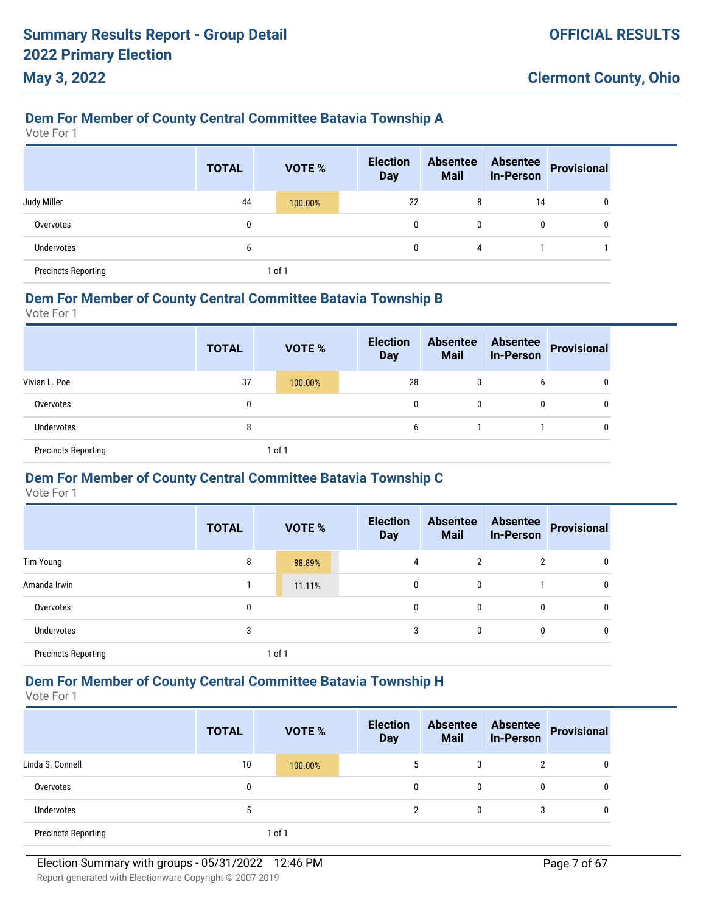## Dem For Member of County Central Committee Batavia Township A

Vote For 1

| | TOTAL | VOTE % | Election Day | Absentee Mail | Absentee In-Person | Provisional |
|---|---|---|---|---|---|---|
| Judy Miller | 44 | 100.00% | 22 | 8 | 14 | 0 |
| Overvotes | 0 | | 0 | 0 | 0 | 0 |
| Undervotes | 6 | | 0 | 4 | 1 | 1 |
| Precincts Reporting | | 1 of 1 | | | | |

## Dem For Member of County Central Committee Batavia Township B

Vote For 1

| | TOTAL | VOTE % | Election Day | Absentee Mail | Absentee In-Person | Provisional |
|---|---|---|---|---|---|---|
| Vivian L. Poe | 37 | 100.00% | 28 | 3 | 6 | 0 |
| Overvotes | 0 | | 0 | 0 | 0 | 0 |
| Undervotes | 8 | | 6 | 1 | 1 | 0 |
| Precincts Reporting | | 1 of 1 | | | | |

## Dem For Member of County Central Committee Batavia Township C

Vote For 1

| | TOTAL | VOTE % | Election Day | Absentee Mail | Absentee In-Person | Provisional |
|---|---|---|---|---|---|---|
| Tim Young | 8 | 88.89% | 4 | 2 | 2 | 0 |
| Amanda Irwin | 1 | 11.11% | 0 | 0 | 1 | 0 |
| Overvotes | 0 | | 0 | 0 | 0 | 0 |
| Undervotes | 3 | | 3 | 0 | 0 | 0 |
| Precincts Reporting | | 1 of 1 | | | | |

## Dem For Member of County Central Committee Batavia Township H

Vote For 1

| | TOTAL | VOTE % | Election Day | Absentee Mail | Absentee In-Person | Provisional |
|---|---|---|---|---|---|---|
| Linda S. Connell | 10 | 100.00% | 5 | 3 | 2 | 0 |
| Overvotes | 0 | | 0 | 0 | 0 | 0 |
| Undervotes | 5 | | 2 | 0 | 3 | 0 |
| Precincts Reporting | | 1 of 1 | | | | |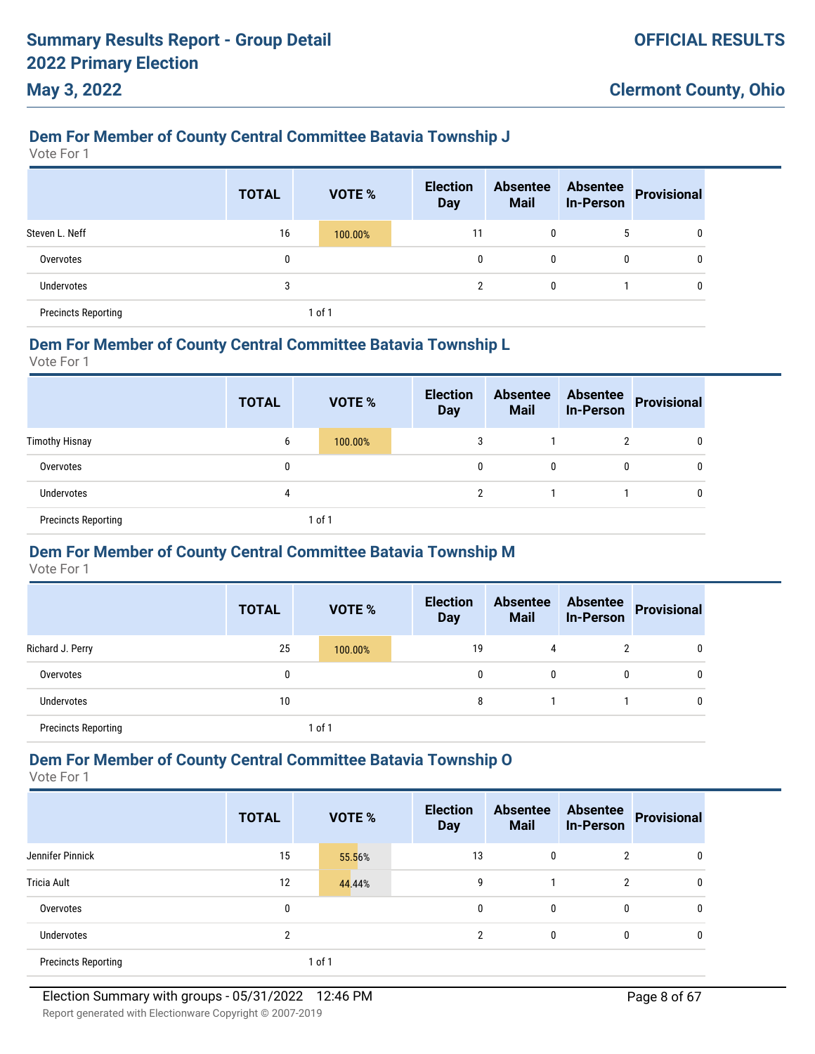## Dem For Member of County Central Committee Batavia Township J

Vote For 1

| | TOTAL | VOTE % | Election Day | Absentee Mail | Absentee In-Person | Provisional |
|---|---|---|---|---|---|---|
| Steven L. Neff | 16 | 100.00% | 11 | 0 | 5 | 0 |
| Overvotes | 0 | | 0 | 0 | 0 | 0 |
| Undervotes | 3 | | 2 | 0 | 1 | 0 |
| Precincts Reporting | | 1 of 1 | | | | |

## Dem For Member of County Central Committee Batavia Township L

Vote For 1

| | TOTAL | VOTE % | Election Day | Absentee Mail | Absentee In-Person | Provisional |
|---|---|---|---|---|---|---|
| Timothy Hisnay | 6 | 100.00% | 3 | 1 | 2 | 0 |
| Overvotes | 0 | | 0 | 0 | 0 | 0 |
| Undervotes | 4 | | 2 | 1 | 1 | 0 |
| Precincts Reporting | | 1 of 1 | | | | |

## Dem For Member of County Central Committee Batavia Township M

Vote For 1

| | TOTAL | VOTE % | Election Day | Absentee Mail | Absentee In-Person | Provisional |
|---|---|---|---|---|---|---|
| Richard J. Perry | 25 | 100.00% | 19 | 4 | 2 | 0 |
| Overvotes | 0 | | 0 | 0 | 0 | 0 |
| Undervotes | 10 | | 8 | 1 | 1 | 0 |
| Precincts Reporting | | 1 of 1 | | | | |

## Dem For Member of County Central Committee Batavia Township O

Vote For 1

| | TOTAL | VOTE % | Election Day | Absentee Mail | Absentee In-Person | Provisional |
|---|---|---|---|---|---|---|
| Jennifer Pinnick | 15 | 55.56% | 13 | 0 | 2 | 0 |
| Tricia Ault | 12 | 44.44% | 9 | 1 | 2 | 0 |
| Overvotes | 0 | | 0 | 0 | 0 | 0 |
| Undervotes | 2 | | 2 | 0 | 0 | 0 |
| Precincts Reporting | | 1 of 1 | | | | |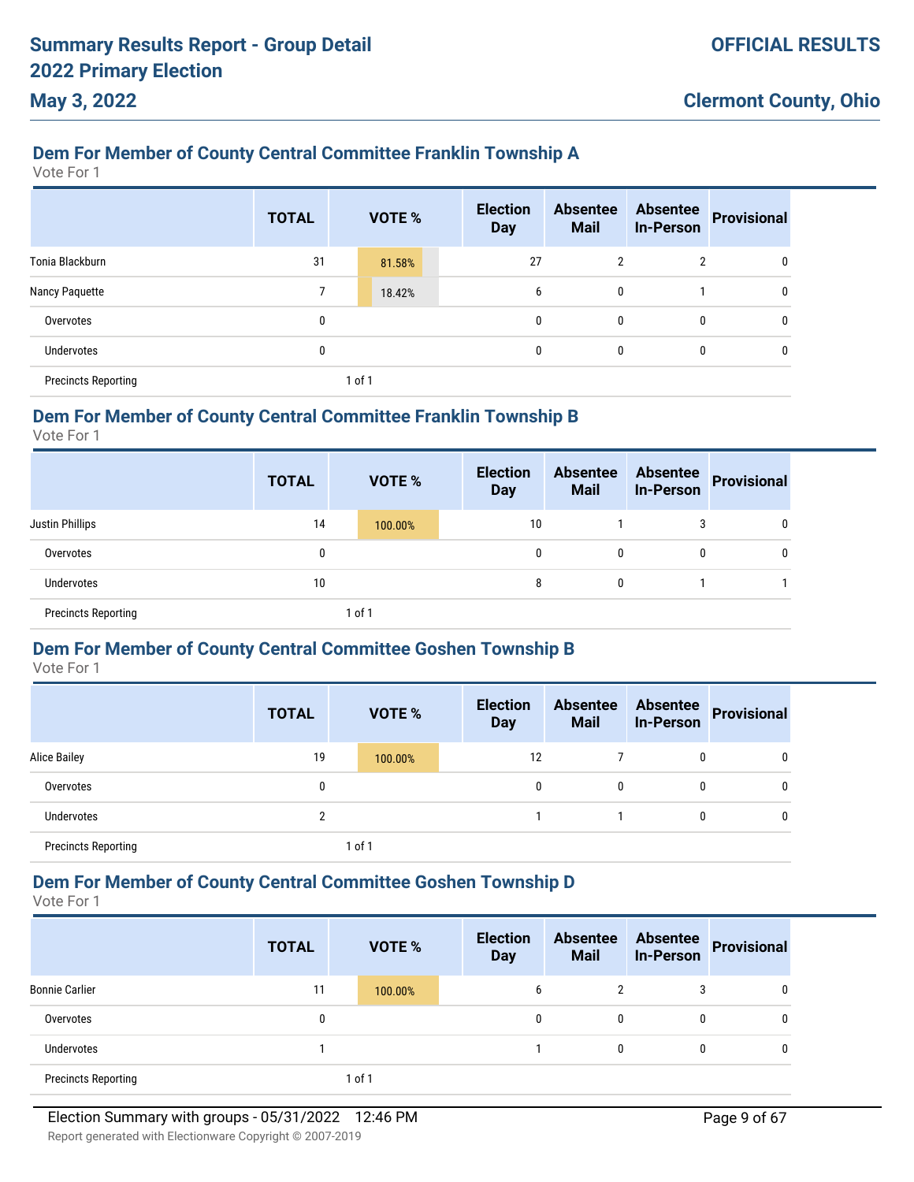# Summary Results Report - Group Detail
# 2022 Primary Election
# May 3, 2022

**OFFICIAL RESULTS**

**Clermont County, Ohio**

## Dem For Member of County Central Committee Franklin Township A

Vote For 1

| | TOTAL | VOTE % | Election Day | Absentee Mail | Absentee In-Person | Provisional |
|---|---|---|---|---|---|---|
| Tonia Blackburn | 31 | 81.58% | 27 | 2 | 2 | 0 |
| Nancy Paquette | 7 | 18.42% | 6 | 0 | 1 | 0 |
| Overvotes | 0 | | 0 | 0 | 0 | 0 |
| Undervotes | 0 | | 0 | 0 | 0 | 0 |
| Precincts Reporting | | 1 of 1 | | | | |

## Dem For Member of County Central Committee Franklin Township B

Vote For 1

| | TOTAL | VOTE % | Election Day | Absentee Mail | Absentee In-Person | Provisional |
|---|---|---|---|---|---|---|
| Justin Phillips | 14 | 100.00% | 10 | 1 | 3 | 0 |
| Overvotes | 0 | | 0 | 0 | 0 | 0 |
| Undervotes | 10 | | 8 | 0 | 1 | 1 |
| Precincts Reporting | | 1 of 1 | | | | |

## Dem For Member of County Central Committee Goshen Township B

Vote For 1

| | TOTAL | VOTE % | Election Day | Absentee Mail | Absentee In-Person | Provisional |
|---|---|---|---|---|---|---|
| Alice Bailey | 19 | 100.00% | 12 | 7 | 0 | 0 |
| Overvotes | 0 | | 0 | 0 | 0 | 0 |
| Undervotes | 2 | | 1 | 1 | 0 | 0 |
| Precincts Reporting | | 1 of 1 | | | | |

## Dem For Member of County Central Committee Goshen Township D

Vote For 1

| | TOTAL | VOTE % | Election Day | Absentee Mail | Absentee In-Person | Provisional |
|---|---|---|---|---|---|---|
| Bonnie Carlier | 11 | 100.00% | 6 | 2 | 3 | 0 |
| Overvotes | 0 | | 0 | 0 | 0 | 0 |
| Undervotes | 1 | | 1 | 0 | 0 | 0 |
| Precincts Reporting | | 1 of 1 | | | | |

Election Summary with groups - 05/31/2022 12:46 PM

Report generated with Electionware Copyright © 2007-2019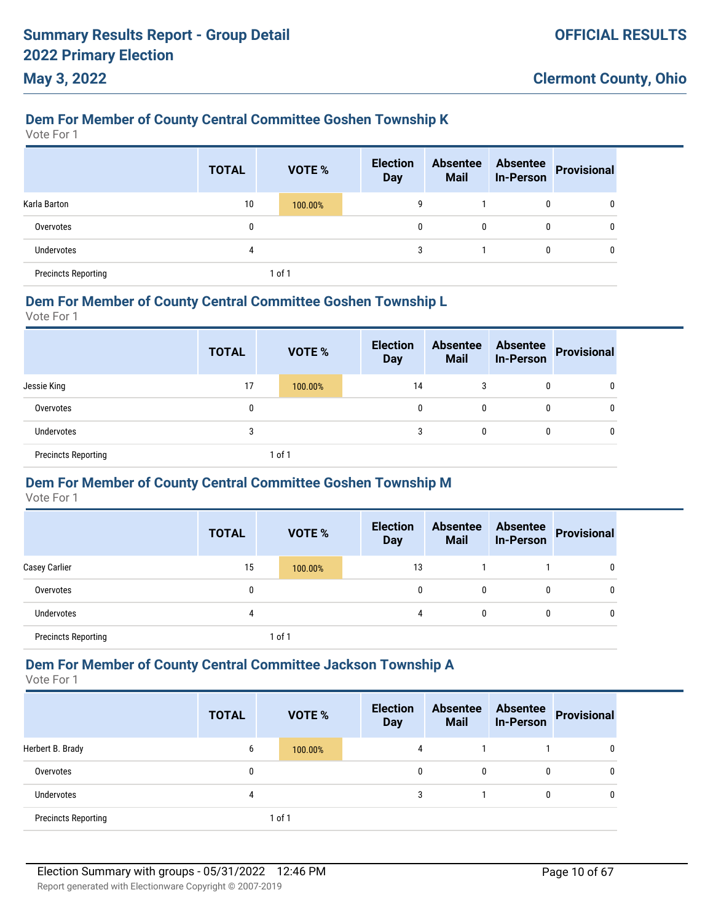## Dem For Member of County Central Committee Goshen Township K

Vote For 1

| | TOTAL | VOTE % | Election Day | Absentee Mail | Absentee In-Person | Provisional |
|---|---|---|---|---|---|---|
| Karla Barton | 10 | 100.00% | 9 | 1 | 0 | 0 |
| Overvotes | 0 | | 0 | 0 | 0 | 0 |
| Undervotes | 4 | | 3 | 1 | 0 | 0 |
| Precincts Reporting | | 1 of 1 | | | | |

## Dem For Member of County Central Committee Goshen Township L

Vote For 1

| | TOTAL | VOTE % | Election Day | Absentee Mail | Absentee In-Person | Provisional |
|---|---|---|---|---|---|---|
| Jessie King | 17 | 100.00% | 14 | 3 | 0 | 0 |
| Overvotes | 0 | | 0 | 0 | 0 | 0 |
| Undervotes | 3 | | 3 | 0 | 0 | 0 |
| Precincts Reporting | | 1 of 1 | | | | |

## Dem For Member of County Central Committee Goshen Township M

Vote For 1

| | TOTAL | VOTE % | Election Day | Absentee Mail | Absentee In-Person | Provisional |
|---|---|---|---|---|---|---|
| Casey Carlier | 15 | 100.00% | 13 | 1 | 1 | 0 |
| Overvotes | 0 | | 0 | 0 | 0 | 0 |
| Undervotes | 4 | | 4 | 0 | 0 | 0 |
| Precincts Reporting | | 1 of 1 | | | | |

## Dem For Member of County Central Committee Jackson Township A

Vote For 1

| | TOTAL | VOTE % | Election Day | Absentee Mail | Absentee In-Person | Provisional |
|---|---|---|---|---|---|---|
| Herbert B. Brady | 6 | 100.00% | 4 | 1 | 1 | 0 |
| Overvotes | 0 | | 0 | 0 | 0 | 0 |
| Undervotes | 4 | | 3 | 1 | 0 | 0 |
| Precincts Reporting | | 1 of 1 | | | | |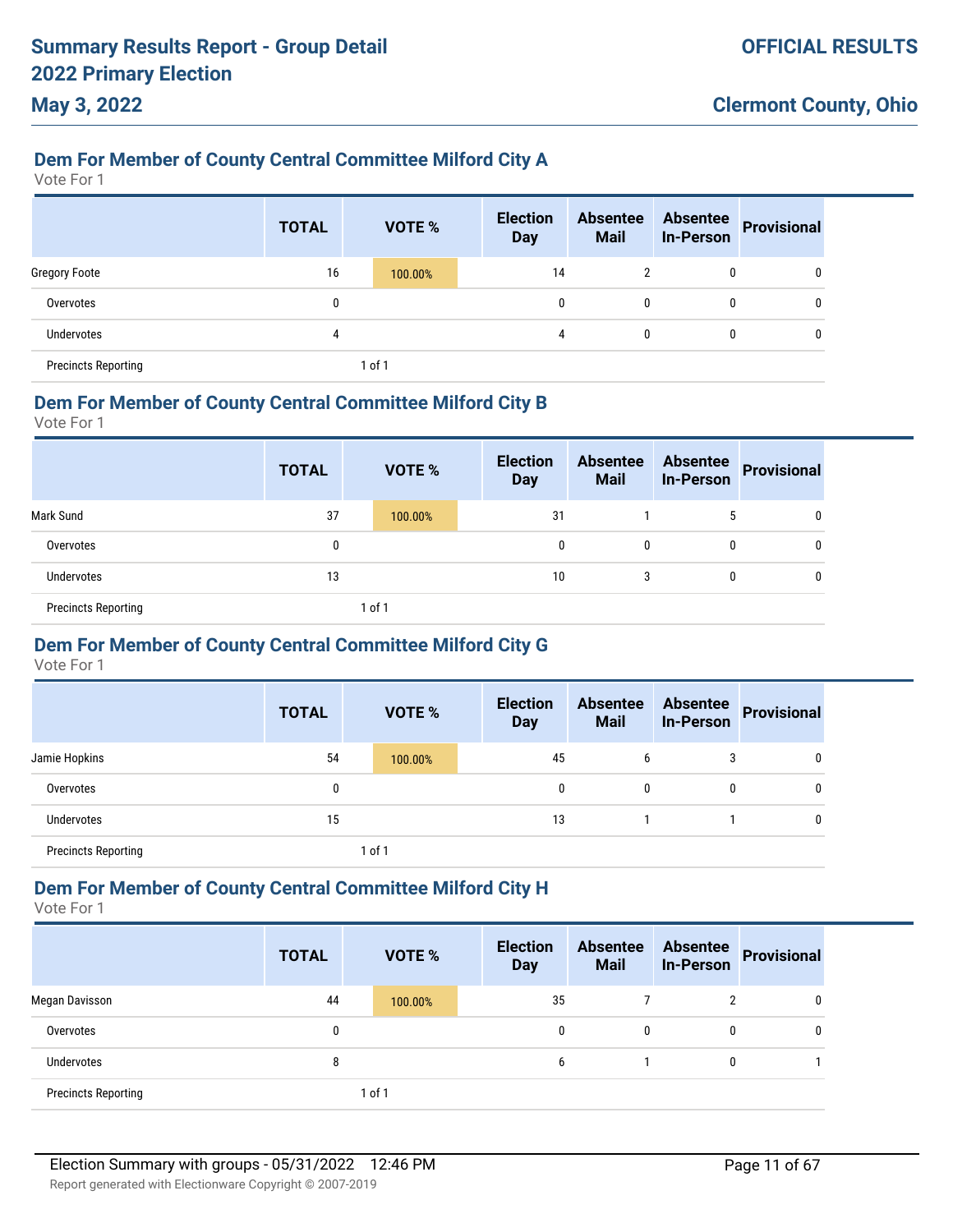## Dem For Member of County Central Committee Milford City A

Vote For 1

| | TOTAL | VOTE % | Election Day | Absentee Mail | Absentee In-Person | Provisional |
|---|---|---|---|---|---|---|
| Gregory Foote | 16 | 100.00% | 14 | 2 | 0 | 0 |
| Overvotes | 0 | | 0 | 0 | 0 | 0 |
| Undervotes | 4 | | 4 | 0 | 0 | 0 |
| Precincts Reporting | | 1 of 1 | | | | |

## Dem For Member of County Central Committee Milford City B

Vote For 1

| | TOTAL | VOTE % | Election Day | Absentee Mail | Absentee In-Person | Provisional |
|---|---|---|---|---|---|---|
| Mark Sund | 37 | 100.00% | 31 | 1 | 5 | 0 |
| Overvotes | 0 | | 0 | 0 | 0 | 0 |
| Undervotes | 13 | | 10 | 3 | 0 | 0 |
| Precincts Reporting | | 1 of 1 | | | | |

## Dem For Member of County Central Committee Milford City G

Vote For 1

| | TOTAL | VOTE % | Election Day | Absentee Mail | Absentee In-Person | Provisional |
|---|---|---|---|---|---|---|
| Jamie Hopkins | 54 | 100.00% | 45 | 6 | 3 | 0 |
| Overvotes | 0 | | 0 | 0 | 0 | 0 |
| Undervotes | 15 | | 13 | 1 | 1 | 0 |
| Precincts Reporting | | 1 of 1 | | | | |

## Dem For Member of County Central Committee Milford City H

Vote For 1

| | TOTAL | VOTE % | Election Day | Absentee Mail | Absentee In-Person | Provisional |
|---|---|---|---|---|---|---|
| Megan Davisson | 44 | 100.00% | 35 | 7 | 2 | 0 |
| Overvotes | 0 | | 0 | 0 | 0 | 0 |
| Undervotes | 8 | | 6 | 1 | 0 | 1 |
| Precincts Reporting | | 1 of 1 | | | | |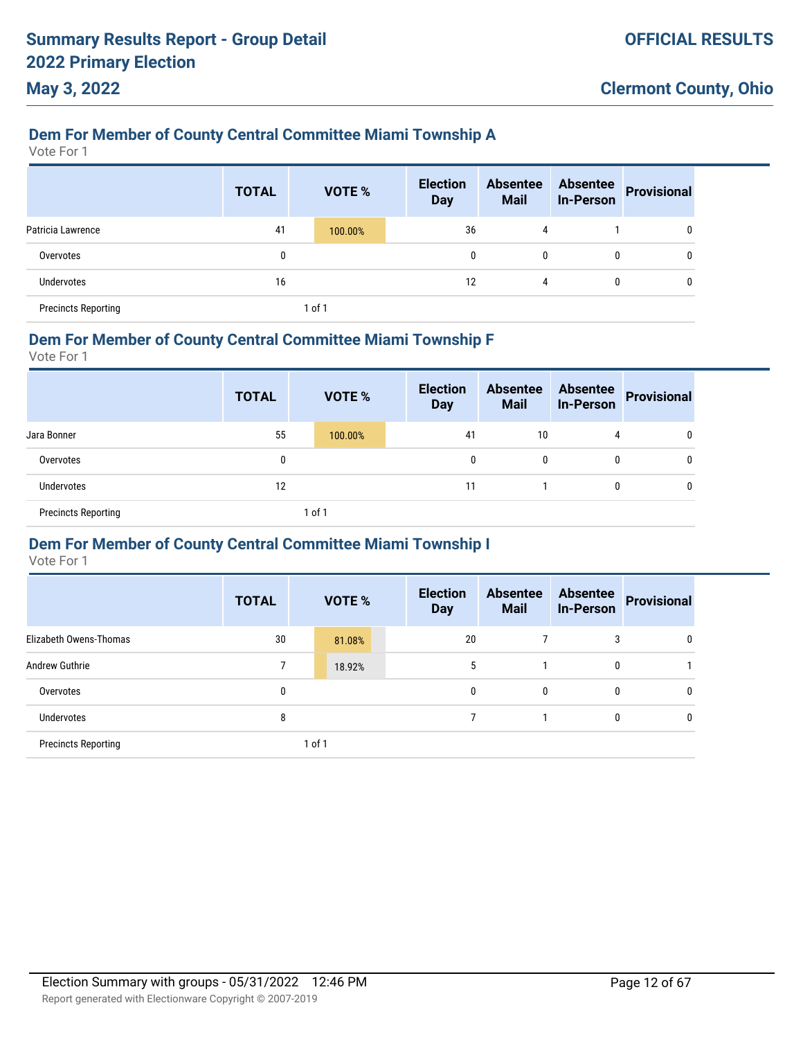### Dem For Member of County Central Committee Miami Township A

Vote For 1

| | TOTAL | VOTE % | Election Day | Absentee Mail | Absentee In-Person | Provisional |
|---|---|---|---|---|---|---|
| Patricia Lawrence | 41 | 100.00% | 36 | 4 | 1 | 0 |
| Overvotes | 0 | | 0 | 0 | 0 | 0 |
| Undervotes | 16 | | 12 | 4 | 0 | 0 |
| Precincts Reporting | | 1 of 1 | | | | |

### Dem For Member of County Central Committee Miami Township F

Vote For 1

| | TOTAL | VOTE % | Election Day | Absentee Mail | Absentee In-Person | Provisional |
|---|---|---|---|---|---|---|
| Jara Bonner | 55 | 100.00% | 41 | 10 | 4 | 0 |
| Overvotes | 0 | | 0 | 0 | 0 | 0 |
| Undervotes | 12 | | 11 | 1 | 0 | 0 |
| Precincts Reporting | | 1 of 1 | | | | |

### Dem For Member of County Central Committee Miami Township I

Vote For 1

| | TOTAL | VOTE % | Election Day | Absentee Mail | Absentee In-Person | Provisional |
|---|---|---|---|---|---|---|
| Elizabeth Owens-Thomas | 30 | 81.08% | 20 | 7 | 3 | 0 |
| Andrew Guthrie | 7 | 18.92% | 5 | 1 | 0 | 1 |
| Overvotes | 0 | | 0 | 0 | 0 | 0 |
| Undervotes | 8 | | 7 | 1 | 0 | 0 |
| Precincts Reporting | | 1 of 1 | | | | |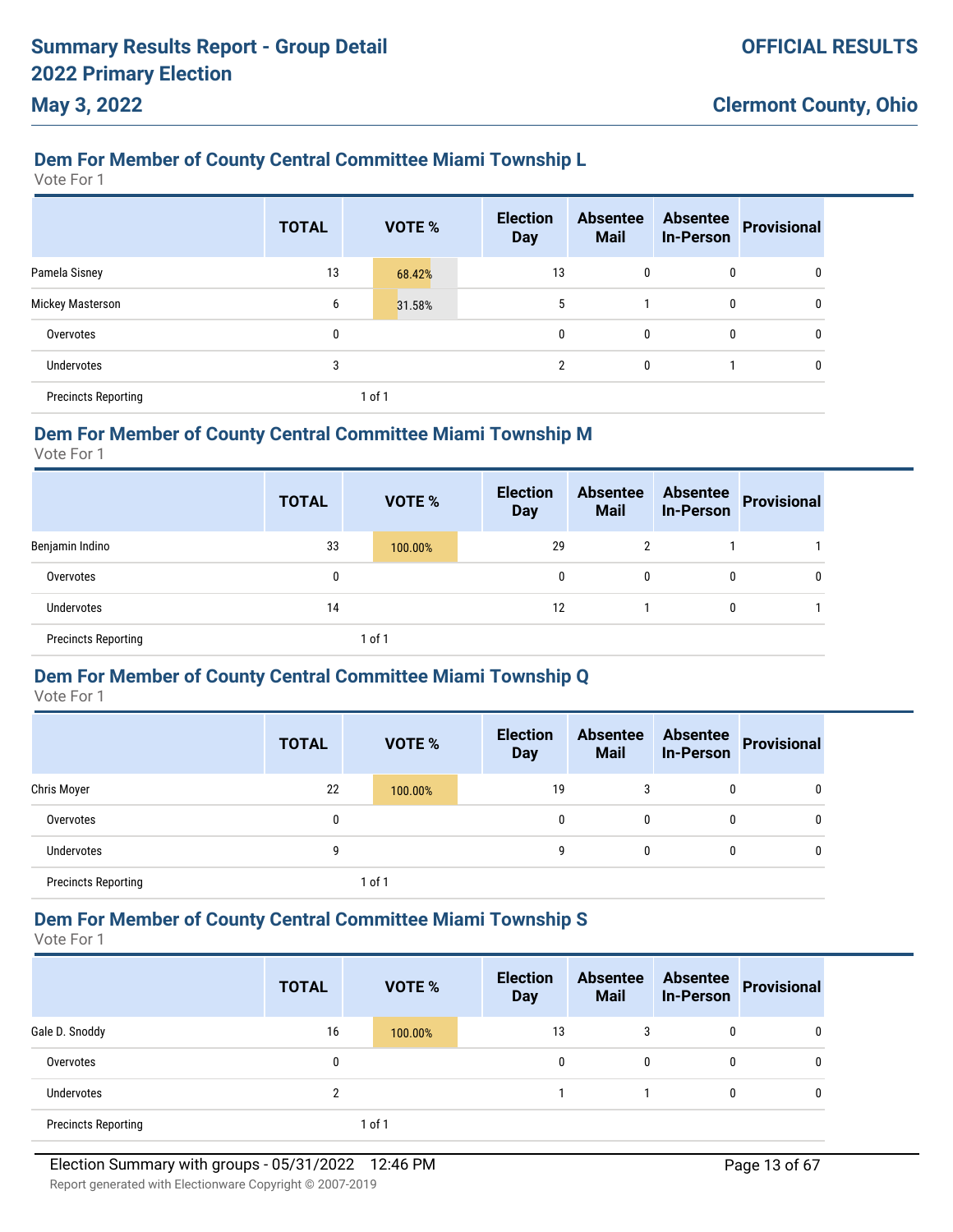## Dem For Member of County Central Committee Miami Township L

Vote For 1

| | TOTAL | VOTE % | Election Day | Absentee Mail | Absentee In-Person | Provisional |
|---|---|---|---|---|---|---|
| Pamela Sisney | 13 | 68.42% | 13 | 0 | 0 | 0 |
| Mickey Masterson | 6 | 31.58% | 5 | 1 | 0 | 0 |
| Overvotes | 0 | | 0 | 0 | 0 | 0 |
| Undervotes | 3 | | 2 | 0 | 1 | 0 |
| Precincts Reporting | | 1 of 1 | | | | |

## Dem For Member of County Central Committee Miami Township M

Vote For 1

| | TOTAL | VOTE % | Election Day | Absentee Mail | Absentee In-Person | Provisional |
|---|---|---|---|---|---|---|
| Benjamin Indino | 33 | 100.00% | 29 | 2 | 1 | 1 |
| Overvotes | 0 | | 0 | 0 | 0 | 0 |
| Undervotes | 14 | | 12 | 1 | 0 | 1 |
| Precincts Reporting | | 1 of 1 | | | | |

## Dem For Member of County Central Committee Miami Township Q

Vote For 1

| | TOTAL | VOTE % | Election Day | Absentee Mail | Absentee In-Person | Provisional |
|---|---|---|---|---|---|---|
| Chris Moyer | 22 | 100.00% | 19 | 3 | 0 | 0 |
| Overvotes | 0 | | 0 | 0 | 0 | 0 |
| Undervotes | 9 | | 9 | 0 | 0 | 0 |
| Precincts Reporting | | 1 of 1 | | | | |

## Dem For Member of County Central Committee Miami Township S

Vote For 1

| | TOTAL | VOTE % | Election Day | Absentee Mail | Absentee In-Person | Provisional |
|---|---|---|---|---|---|---|
| Gale D. Snoddy | 16 | 100.00% | 13 | 3 | 0 | 0 |
| Overvotes | 0 | | 0 | 0 | 0 | 0 |
| Undervotes | 2 | | 1 | 1 | 0 | 0 |
| Precincts Reporting | | 1 of 1 | | | | |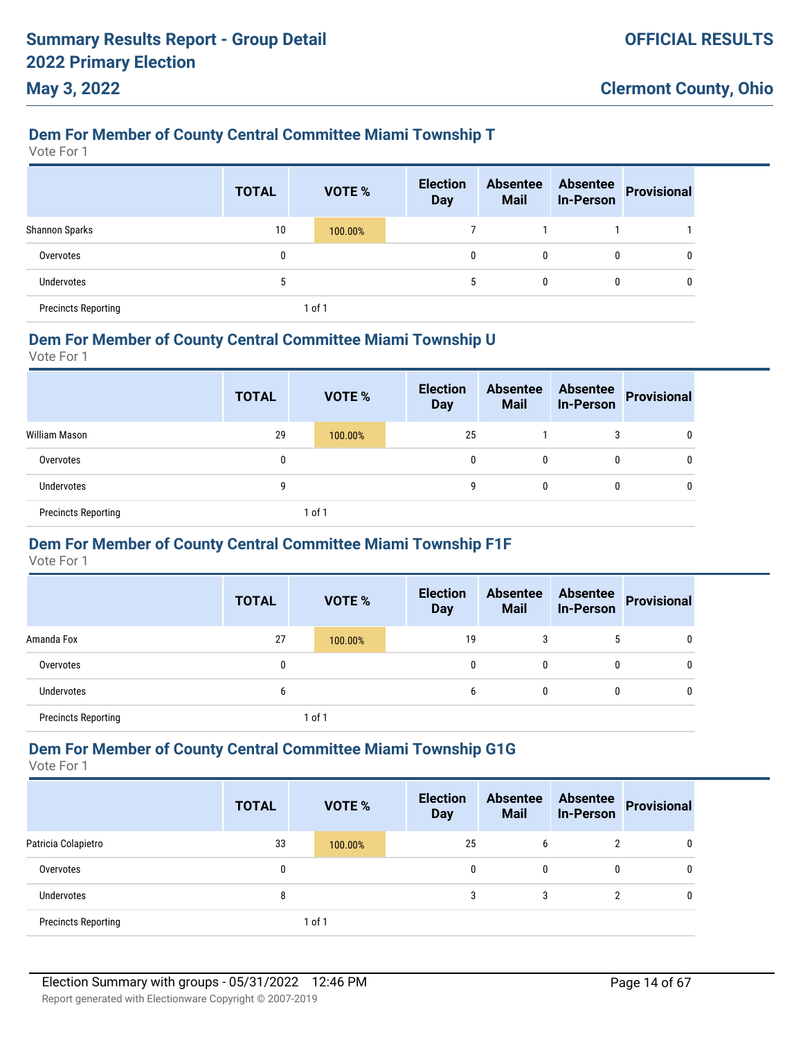## Dem For Member of County Central Committee Miami Township T

Vote For 1

| | TOTAL | VOTE % | Election Day | Absentee Mail | Absentee In-Person | Provisional |
|---|---|---|---|---|---|---|
| Shannon Sparks | 10 | 100.00% | 7 | 1 | 1 | 1 |
| Overvotes | 0 | | 0 | 0 | 0 | 0 |
| Undervotes | 5 | | 5 | 0 | 0 | 0 |
| Precincts Reporting | | 1 of 1 | | | | |

## Dem For Member of County Central Committee Miami Township U

Vote For 1

| | TOTAL | VOTE % | Election Day | Absentee Mail | Absentee In-Person | Provisional |
|---|---|---|---|---|---|---|
| William Mason | 29 | 100.00% | 25 | 1 | 3 | 0 |
| Overvotes | 0 | | 0 | 0 | 0 | 0 |
| Undervotes | 9 | | 9 | 0 | 0 | 0 |
| Precincts Reporting | | 1 of 1 | | | | |

## Dem For Member of County Central Committee Miami Township F1F

Vote For 1

| | TOTAL | VOTE % | Election Day | Absentee Mail | Absentee In-Person | Provisional |
|---|---|---|---|---|---|---|
| Amanda Fox | 27 | 100.00% | 19 | 3 | 5 | 0 |
| Overvotes | 0 | | 0 | 0 | 0 | 0 |
| Undervotes | 6 | | 6 | 0 | 0 | 0 |
| Precincts Reporting | | 1 of 1 | | | | |

## Dem For Member of County Central Committee Miami Township G1G

Vote For 1

| | TOTAL | VOTE % | Election Day | Absentee Mail | Absentee In-Person | Provisional |
|---|---|---|---|---|---|---|
| Patricia Colapietro | 33 | 100.00% | 25 | 6 | 2 | 0 |
| Overvotes | 0 | | 0 | 0 | 0 | 0 |
| Undervotes | 8 | | 3 | 3 | 2 | 0 |
| Precincts Reporting | | 1 of 1 | | | | |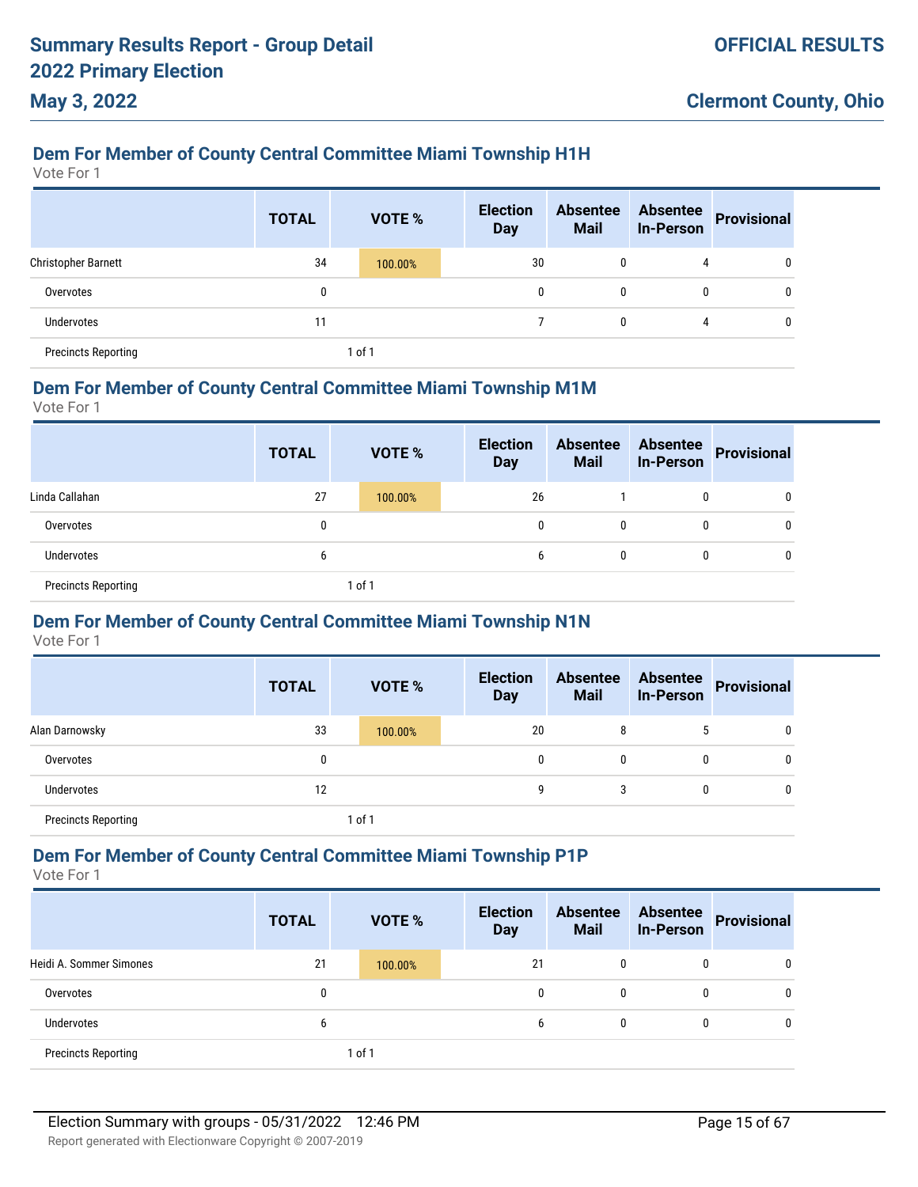## Dem For Member of County Central Committee Miami Township H1H

Vote For 1

| | TOTAL | VOTE % | Election Day | Absentee Mail | Absentee In-Person | Provisional |
|---|---|---|---|---|---|---|
| Christopher Barnett | 34 | 100.00% | 30 | 0 | 4 | 0 |
| Overvotes | 0 | | 0 | 0 | 0 | 0 |
| Undervotes | 11 | | 7 | 0 | 4 | 0 |
| Precincts Reporting | | 1 of 1 | | | | |

## Dem For Member of County Central Committee Miami Township M1M

Vote For 1

| | TOTAL | VOTE % | Election Day | Absentee Mail | Absentee In-Person | Provisional |
|---|---|---|---|---|---|---|
| Linda Callahan | 27 | 100.00% | 26 | 1 | 0 | 0 |
| Overvotes | 0 | | 0 | 0 | 0 | 0 |
| Undervotes | 6 | | 6 | 0 | 0 | 0 |
| Precincts Reporting | | 1 of 1 | | | | |

## Dem For Member of County Central Committee Miami Township N1N

Vote For 1

| | TOTAL | VOTE % | Election Day | Absentee Mail | Absentee In-Person | Provisional |
|---|---|---|---|---|---|---|
| Alan Darnowsky | 33 | 100.00% | 20 | 8 | 5 | 0 |
| Overvotes | 0 | | 0 | 0 | 0 | 0 |
| Undervotes | 12 | | 9 | 3 | 0 | 0 |
| Precincts Reporting | | 1 of 1 | | | | |

## Dem For Member of County Central Committee Miami Township P1P

Vote For 1

| | TOTAL | VOTE % | Election Day | Absentee Mail | Absentee In-Person | Provisional |
|---|---|---|---|---|---|---|
| Heidi A. Sommer Simones | 21 | 100.00% | 21 | 0 | 0 | 0 |
| Overvotes | 0 | | 0 | 0 | 0 | 0 |
| Undervotes | 6 | | 6 | 0 | 0 | 0 |
| Precincts Reporting | | 1 of 1 | | | | |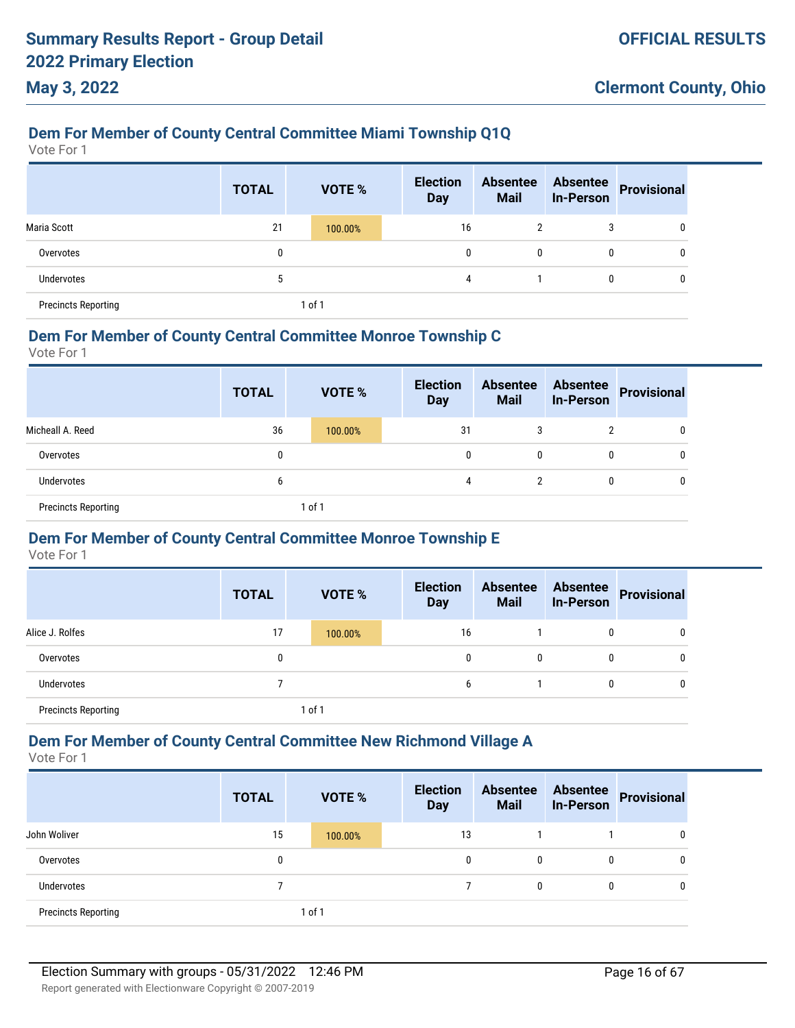## Dem For Member of County Central Committee Miami Township Q1Q

Vote For 1

| | TOTAL | VOTE % | Election Day | Absentee Mail | Absentee In-Person | Provisional |
|---|---|---|---|---|---|---|
| Maria Scott | 21 | 100.00% | 16 | 2 | 3 | 0 |
| Overvotes | 0 | | 0 | 0 | 0 | 0 |
| Undervotes | 5 | | 4 | 1 | 0 | 0 |
| Precincts Reporting | | 1 of 1 | | | | |

## Dem For Member of County Central Committee Monroe Township C

Vote For 1

| | TOTAL | VOTE % | Election Day | Absentee Mail | Absentee In-Person | Provisional |
|---|---|---|---|---|---|---|
| Micheall A. Reed | 36 | 100.00% | 31 | 3 | 2 | 0 |
| Overvotes | 0 | | 0 | 0 | 0 | 0 |
| Undervotes | 6 | | 4 | 2 | 0 | 0 |
| Precincts Reporting | | 1 of 1 | | | | |

## Dem For Member of County Central Committee Monroe Township E

Vote For 1

| | TOTAL | VOTE % | Election Day | Absentee Mail | Absentee In-Person | Provisional |
|---|---|---|---|---|---|---|
| Alice J. Rolfes | 17 | 100.00% | 16 | 1 | 0 | 0 |
| Overvotes | 0 | | 0 | 0 | 0 | 0 |
| Undervotes | 7 | | 6 | 1 | 0 | 0 |
| Precincts Reporting | | 1 of 1 | | | | |

## Dem For Member of County Central Committee New Richmond Village A

Vote For 1

| | TOTAL | VOTE % | Election Day | Absentee Mail | Absentee In-Person | Provisional |
|---|---|---|---|---|---|---|
| John Woliver | 15 | 100.00% | 13 | 1 | 1 | 0 |
| Overvotes | 0 | | 0 | 0 | 0 | 0 |
| Undervotes | 7 | | 7 | 0 | 0 | 0 |
| Precincts Reporting | | 1 of 1 | | | | |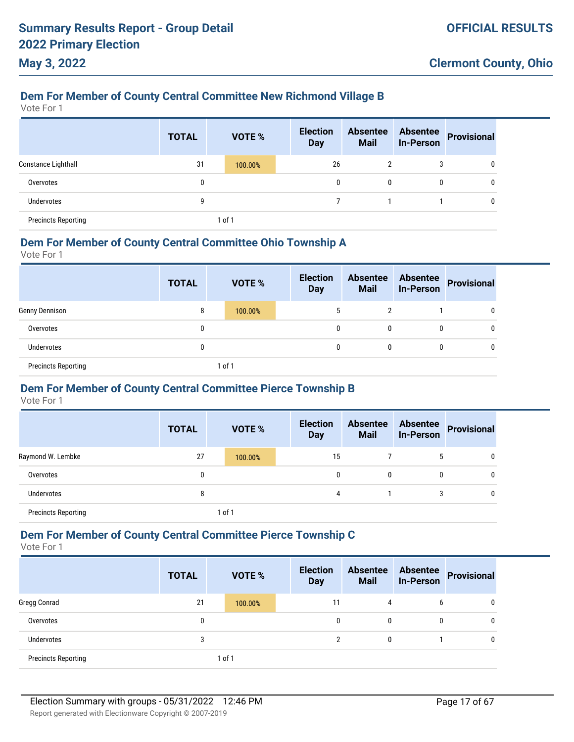## Dem For Member of County Central Committee New Richmond Village B

Vote For 1

| | TOTAL | VOTE % | Election Day | Absentee Mail | Absentee In-Person | Provisional |
|---|---|---|---|---|---|---|
| Constance Lighthall | 31 | 100.00% | 26 | 2 | 3 | 0 |
| Overvotes | 0 | | 0 | 0 | 0 | 0 |
| Undervotes | 9 | | 7 | 1 | 1 | 0 |
| Precincts Reporting | | 1 of 1 | | | | |

## Dem For Member of County Central Committee Ohio Township A

Vote For 1

| | TOTAL | VOTE % | Election Day | Absentee Mail | Absentee In-Person | Provisional |
|---|---|---|---|---|---|---|
| Genny Dennison | 8 | 100.00% | 5 | 2 | 1 | 0 |
| Overvotes | 0 | | 0 | 0 | 0 | 0 |
| Undervotes | 0 | | 0 | 0 | 0 | 0 |
| Precincts Reporting | | 1 of 1 | | | | |

## Dem For Member of County Central Committee Pierce Township B

Vote For 1

| | TOTAL | VOTE % | Election Day | Absentee Mail | Absentee In-Person | Provisional |
|---|---|---|---|---|---|---|
| Raymond W. Lembke | 27 | 100.00% | 15 | 7 | 5 | 0 |
| Overvotes | 0 | | 0 | 0 | 0 | 0 |
| Undervotes | 8 | | 4 | 1 | 3 | 0 |
| Precincts Reporting | | 1 of 1 | | | | |

## Dem For Member of County Central Committee Pierce Township C

Vote For 1

| | TOTAL | VOTE % | Election Day | Absentee Mail | Absentee In-Person | Provisional |
|---|---|---|---|---|---|---|
| Gregg Conrad | 21 | 100.00% | 11 | 4 | 6 | 0 |
| Overvotes | 0 | | 0 | 0 | 0 | 0 |
| Undervotes | 3 | | 2 | 0 | 1 | 0 |
| Precincts Reporting | | 1 of 1 | | | | |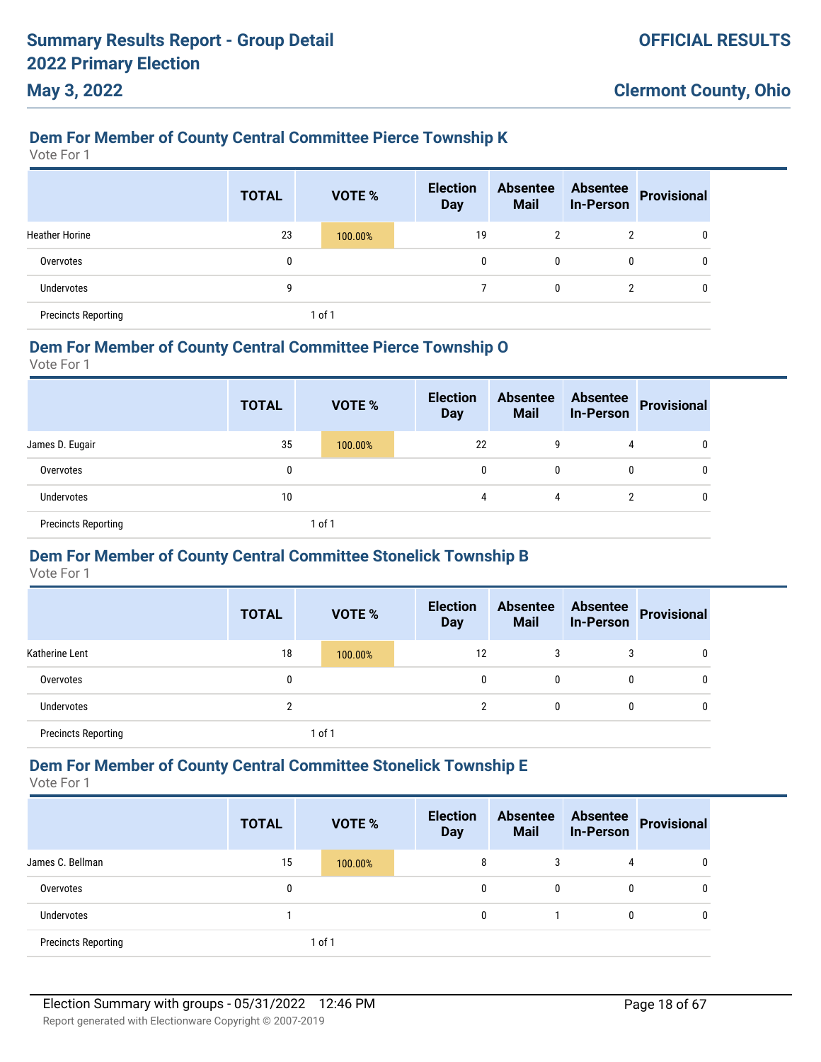## Dem For Member of County Central Committee Pierce Township K

Vote For 1

| | TOTAL | VOTE % | Election Day | Absentee Mail | Absentee In-Person | Provisional |
|---|---|---|---|---|---|---|
| Heather Horine | 23 | 100.00% | 19 | 2 | 2 | 0 |
| Overvotes | 0 | | 0 | 0 | 0 | 0 |
| Undervotes | 9 | | 7 | 0 | 2 | 0 |
| Precincts Reporting | | 1 of 1 | | | | |

## Dem For Member of County Central Committee Pierce Township O

Vote For 1

| | TOTAL | VOTE % | Election Day | Absentee Mail | Absentee In-Person | Provisional |
|---|---|---|---|---|---|---|
| James D. Eugair | 35 | 100.00% | 22 | 9 | 4 | 0 |
| Overvotes | 0 | | 0 | 0 | 0 | 0 |
| Undervotes | 10 | | 4 | 4 | 2 | 0 |
| Precincts Reporting | | 1 of 1 | | | | |

## Dem For Member of County Central Committee Stonelick Township B

Vote For 1

| | TOTAL | VOTE % | Election Day | Absentee Mail | Absentee In-Person | Provisional |
|---|---|---|---|---|---|---|
| Katherine Lent | 18 | 100.00% | 12 | 3 | 3 | 0 |
| Overvotes | 0 | | 0 | 0 | 0 | 0 |
| Undervotes | 2 | | 2 | 0 | 0 | 0 |
| Precincts Reporting | | 1 of 1 | | | | |

## Dem For Member of County Central Committee Stonelick Township E

Vote For 1

| | TOTAL | VOTE % | Election Day | Absentee Mail | Absentee In-Person | Provisional |
|---|---|---|---|---|---|---|
| James C. Bellman | 15 | 100.00% | 8 | 3 | 4 | 0 |
| Overvotes | 0 | | 0 | 0 | 0 | 0 |
| Undervotes | 1 | | 0 | 1 | 0 | 0 |
| Precincts Reporting | | 1 of 1 | | | | |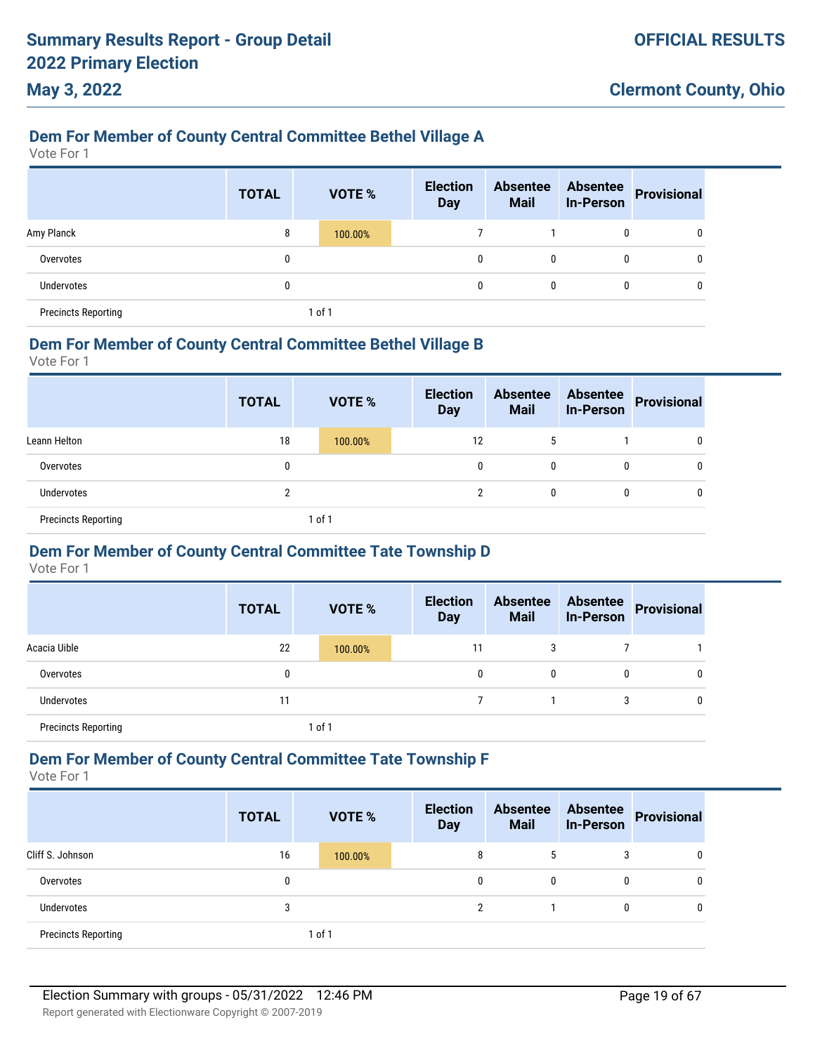# Summary Results Report - Group Detail
# 2022 Primary Election
# May 3, 2022

**OFFICIAL RESULTS**

**Clermont County, Ohio**

## Dem For Member of County Central Committee Bethel Village A

Vote For 1

| | TOTAL | VOTE % | Election Day | Absentee Mail | Absentee In-Person | Provisional |
|---|---|---|---|---|---|---|
| Amy Planck | 8 | 100.00% | 7 | 1 | 0 | 0 |
| Overvotes | 0 | | 0 | 0 | 0 | 0 |
| Undervotes | 0 | | 0 | 0 | 0 | 0 |
| Precincts Reporting | | 1 of 1 | | | | |

## Dem For Member of County Central Committee Bethel Village B

Vote For 1

| | TOTAL | VOTE % | Election Day | Absentee Mail | Absentee In-Person | Provisional |
|---|---|---|---|---|---|---|
| Leann Helton | 18 | 100.00% | 12 | 5 | 1 | 0 |
| Overvotes | 0 | | 0 | 0 | 0 | 0 |
| Undervotes | 2 | | 2 | 0 | 0 | 0 |
| Precincts Reporting | | 1 of 1 | | | | |

## Dem For Member of County Central Committee Tate Township D

Vote For 1

| | TOTAL | VOTE % | Election Day | Absentee Mail | Absentee In-Person | Provisional |
|---|---|---|---|---|---|---|
| Acacia Uible | 22 | 100.00% | 11 | 3 | 7 | 1 |
| Overvotes | 0 | | 0 | 0 | 0 | 0 |
| Undervotes | 11 | | 7 | 1 | 3 | 0 |
| Precincts Reporting | | 1 of 1 | | | | |

## Dem For Member of County Central Committee Tate Township F

Vote For 1

| | TOTAL | VOTE % | Election Day | Absentee Mail | Absentee In-Person | Provisional |
|---|---|---|---|---|---|---|
| Cliff S. Johnson | 16 | 100.00% | 8 | 5 | 3 | 0 |
| Overvotes | 0 | | 0 | 0 | 0 | 0 |
| Undervotes | 3 | | 2 | 1 | 0 | 0 |
| Precincts Reporting | | 1 of 1 | | | | |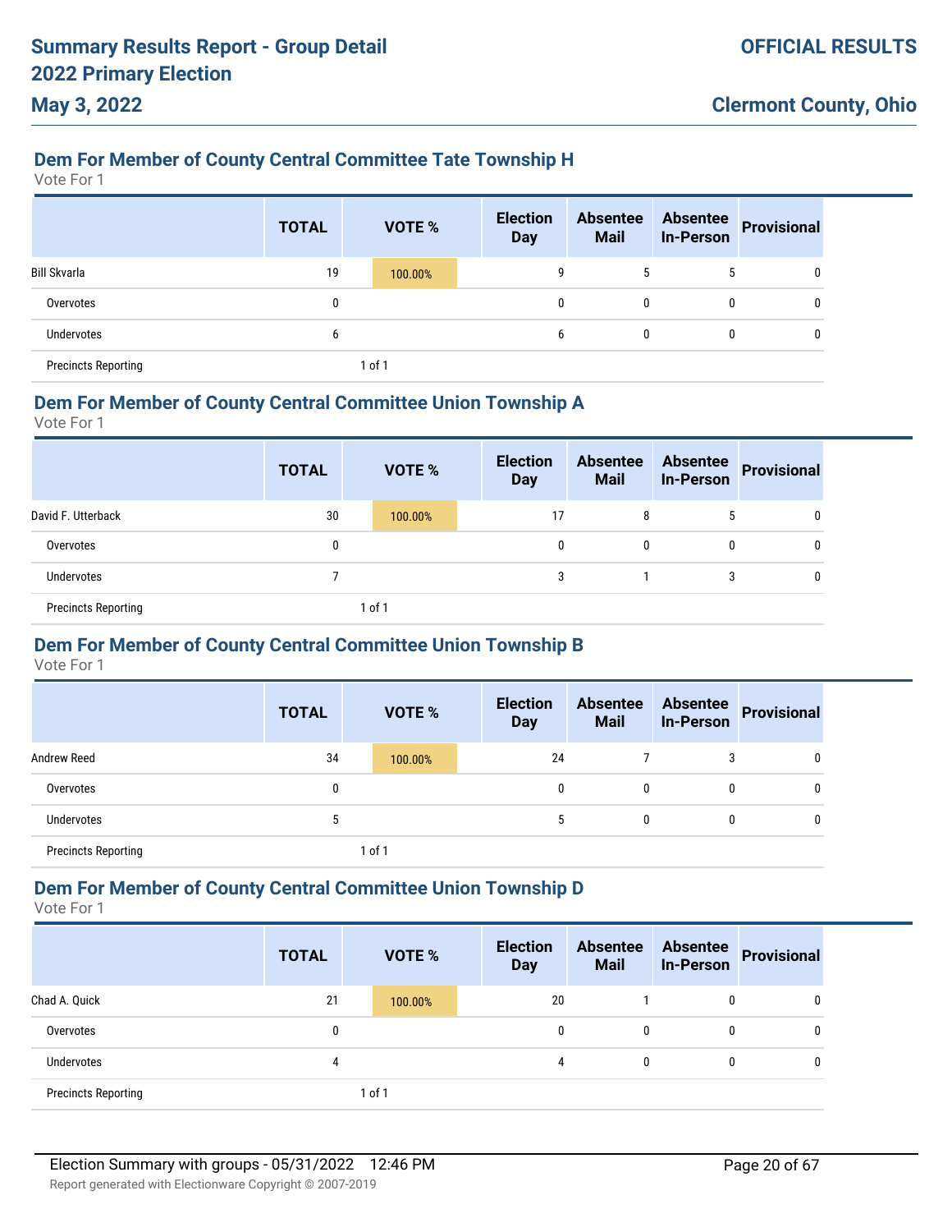## Dem For Member of County Central Committee Tate Township H

Vote For 1

| | TOTAL | VOTE % | Election Day | Absentee Mail | Absentee In-Person | Provisional |
|---|---|---|---|---|---|---|
| Bill Skvarla | 19 | 100.00% | 9 | 5 | 5 | 0 |
| Overvotes | 0 | | 0 | 0 | 0 | 0 |
| Undervotes | 6 | | 6 | 0 | 0 | 0 |
| Precincts Reporting | | 1 of 1 | | | | |

## Dem For Member of County Central Committee Union Township A

Vote For 1

| | TOTAL | VOTE % | Election Day | Absentee Mail | Absentee In-Person | Provisional |
|---|---|---|---|---|---|---|
| David F. Utterback | 30 | 100.00% | 17 | 8 | 5 | 0 |
| Overvotes | 0 | | 0 | 0 | 0 | 0 |
| Undervotes | 7 | | 3 | 1 | 3 | 0 |
| Precincts Reporting | | 1 of 1 | | | | |

## Dem For Member of County Central Committee Union Township B

Vote For 1

| | TOTAL | VOTE % | Election Day | Absentee Mail | Absentee In-Person | Provisional |
|---|---|---|---|---|---|---|
| Andrew Reed | 34 | 100.00% | 24 | 7 | 3 | 0 |
| Overvotes | 0 | | 0 | 0 | 0 | 0 |
| Undervotes | 5 | | 5 | 0 | 0 | 0 |
| Precincts Reporting | | 1 of 1 | | | | |

## Dem For Member of County Central Committee Union Township D

Vote For 1

| | TOTAL | VOTE % | Election Day | Absentee Mail | Absentee In-Person | Provisional |
|---|---|---|---|---|---|---|
| Chad A. Quick | 21 | 100.00% | 20 | 1 | 0 | 0 |
| Overvotes | 0 | | 0 | 0 | 0 | 0 |
| Undervotes | 4 | | 4 | 0 | 0 | 0 |
| Precincts Reporting | | 1 of 1 | | | | |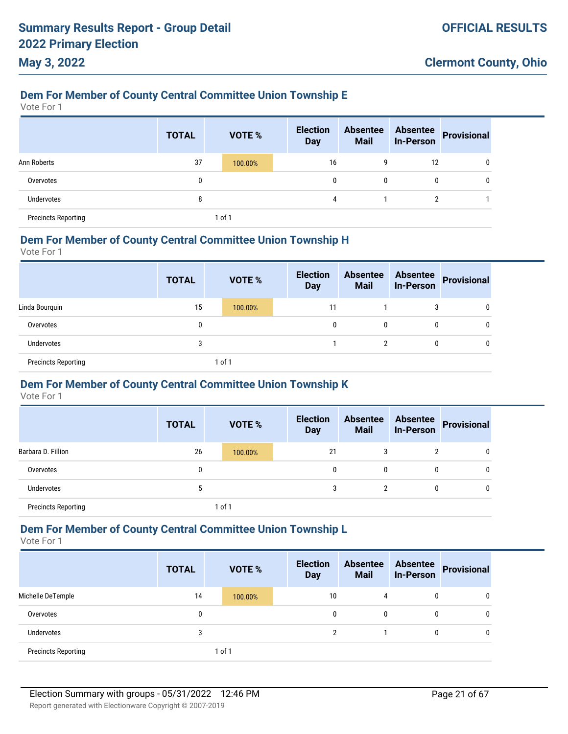## Dem For Member of County Central Committee Union Township E

Vote For 1

| | TOTAL | VOTE % | Election Day | Absentee Mail | Absentee In-Person | Provisional |
|---|---|---|---|---|---|---|
| Ann Roberts | 37 | 100.00% | 16 | 9 | 12 | 0 |
| Overvotes | 0 | | 0 | 0 | 0 | 0 |
| Undervotes | 8 | | 4 | 1 | 2 | 1 |
| Precincts Reporting | | 1 of 1 | | | | |

## Dem For Member of County Central Committee Union Township H

Vote For 1

| | TOTAL | VOTE % | Election Day | Absentee Mail | Absentee In-Person | Provisional |
|---|---|---|---|---|---|---|
| Linda Bourquin | 15 | 100.00% | 11 | 1 | 3 | 0 |
| Overvotes | 0 | | 0 | 0 | 0 | 0 |
| Undervotes | 3 | | 1 | 2 | 0 | 0 |
| Precincts Reporting | | 1 of 1 | | | | |

## Dem For Member of County Central Committee Union Township K

Vote For 1

| | TOTAL | VOTE % | Election Day | Absentee Mail | Absentee In-Person | Provisional |
|---|---|---|---|---|---|---|
| Barbara D. Fillion | 26 | 100.00% | 21 | 3 | 2 | 0 |
| Overvotes | 0 | | 0 | 0 | 0 | 0 |
| Undervotes | 5 | | 3 | 2 | 0 | 0 |
| Precincts Reporting | | 1 of 1 | | | | |

## Dem For Member of County Central Committee Union Township L

Vote For 1

| | TOTAL | VOTE % | Election Day | Absentee Mail | Absentee In-Person | Provisional |
|---|---|---|---|---|---|---|
| Michelle DeTemple | 14 | 100.00% | 10 | 4 | 0 | 0 |
| Overvotes | 0 | | 0 | 0 | 0 | 0 |
| Undervotes | 3 | | 2 | 1 | 0 | 0 |
| Precincts Reporting | | 1 of 1 | | | | |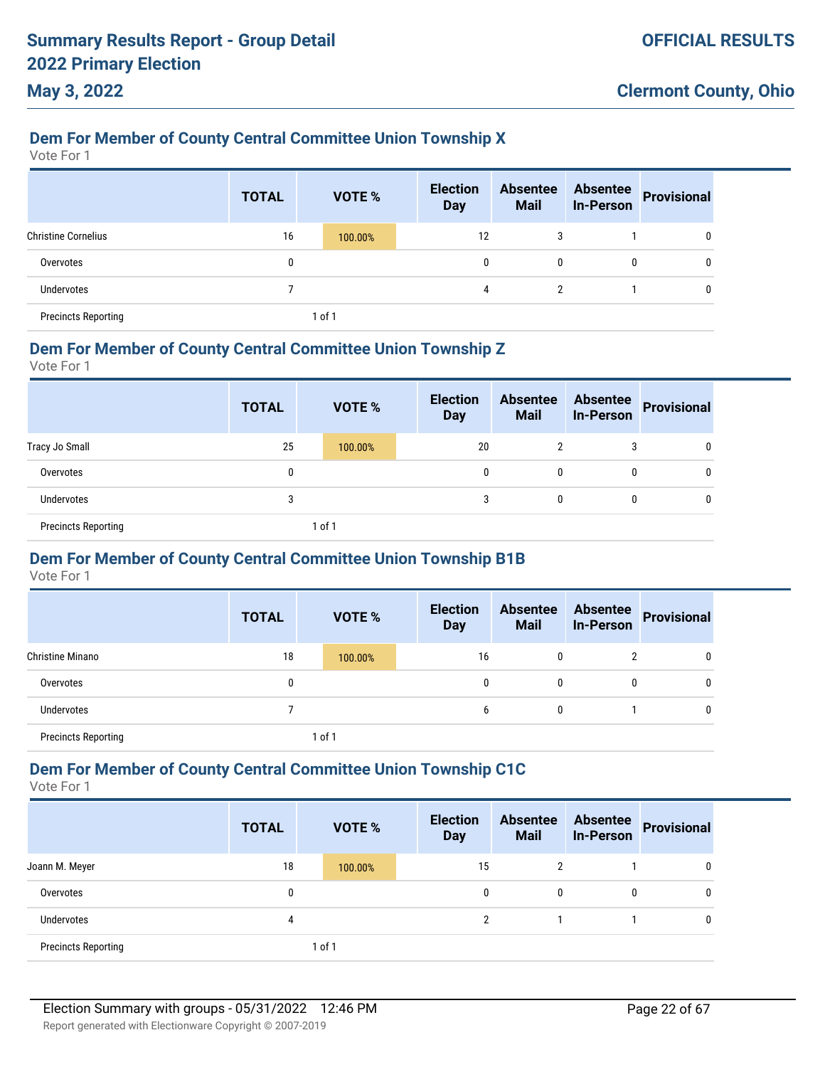## Dem For Member of County Central Committee Union Township X

Vote For 1

| | TOTAL | VOTE % | Election Day | Absentee Mail | Absentee In-Person | Provisional |
|---|---|---|---|---|---|---|
| Christine Cornelius | 16 | 100.00% | 12 | 3 | 1 | 0 |
| Overvotes | 0 | | 0 | 0 | 0 | 0 |
| Undervotes | 7 | | 4 | 2 | 1 | 0 |
| Precincts Reporting | | 1 of 1 | | | | |

## Dem For Member of County Central Committee Union Township Z

Vote For 1

| | TOTAL | VOTE % | Election Day | Absentee Mail | Absentee In-Person | Provisional |
|---|---|---|---|---|---|---|
| Tracy Jo Small | 25 | 100.00% | 20 | 2 | 3 | 0 |
| Overvotes | 0 | | 0 | 0 | 0 | 0 |
| Undervotes | 3 | | 3 | 0 | 0 | 0 |
| Precincts Reporting | | 1 of 1 | | | | |

## Dem For Member of County Central Committee Union Township B1B

Vote For 1

| | TOTAL | VOTE % | Election Day | Absentee Mail | Absentee In-Person | Provisional |
|---|---|---|---|---|---|---|
| Christine Minano | 18 | 100.00% | 16 | 0 | 2 | 0 |
| Overvotes | 0 | | 0 | 0 | 0 | 0 |
| Undervotes | 7 | | 6 | 0 | 1 | 0 |
| Precincts Reporting | | 1 of 1 | | | | |

## Dem For Member of County Central Committee Union Township C1C

Vote For 1

| | TOTAL | VOTE % | Election Day | Absentee Mail | Absentee In-Person | Provisional |
|---|---|---|---|---|---|---|
| Joann M. Meyer | 18 | 100.00% | 15 | 2 | 1 | 0 |
| Overvotes | 0 | | 0 | 0 | 0 | 0 |
| Undervotes | 4 | | 2 | 1 | 1 | 0 |
| Precincts Reporting | | 1 of 1 | | | | |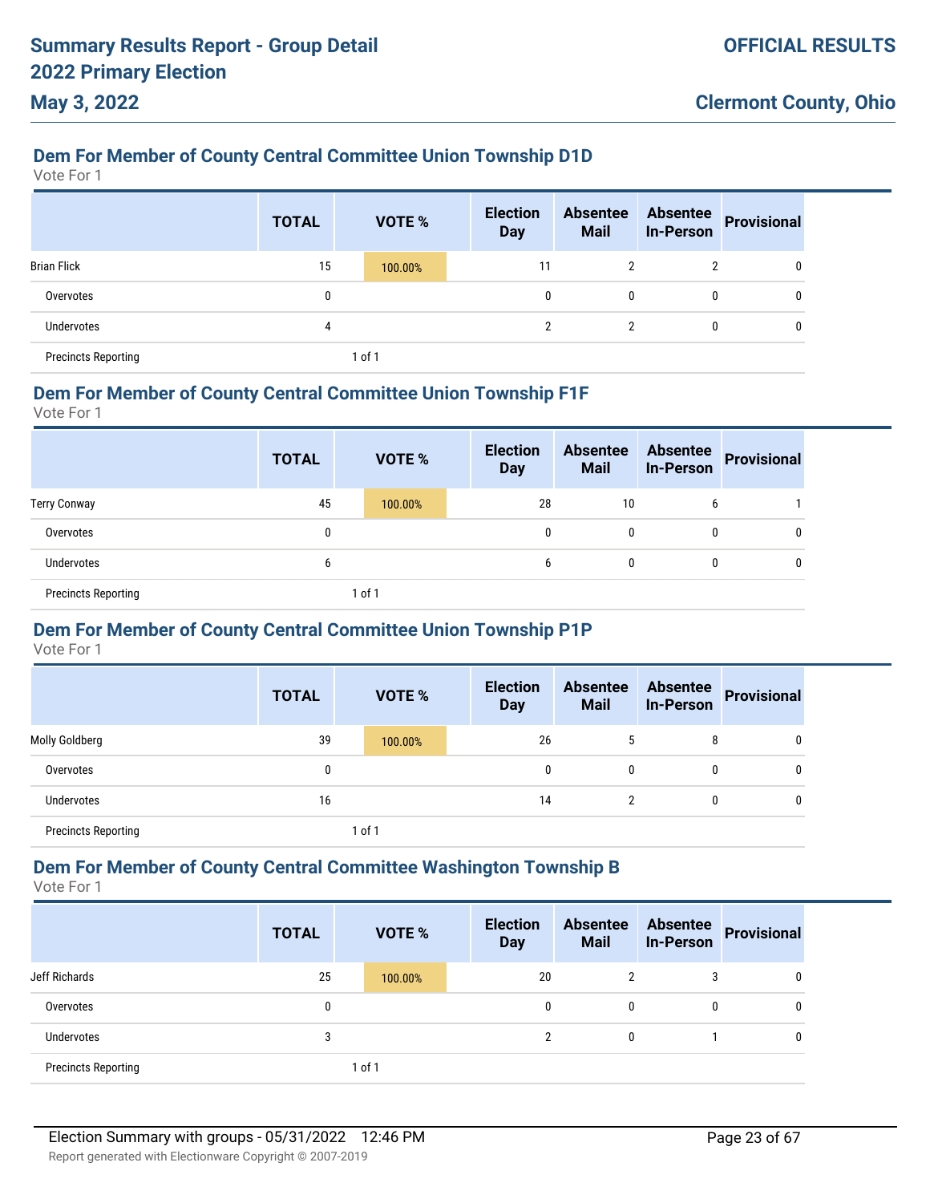## Dem For Member of County Central Committee Union Township D1D

Vote For 1

| | TOTAL | VOTE % | Election Day | Absentee Mail | Absentee In-Person | Provisional |
|---|---|---|---|---|---|---|
| Brian Flick | 15 | 100.00% | 11 | 2 | 2 | 0 |
| Overvotes | 0 | | 0 | 0 | 0 | 0 |
| Undervotes | 4 | | 2 | 2 | 0 | 0 |
| Precincts Reporting | | 1 of 1 | | | | |

## Dem For Member of County Central Committee Union Township F1F

Vote For 1

| | TOTAL | VOTE % | Election Day | Absentee Mail | Absentee In-Person | Provisional |
|---|---|---|---|---|---|---|
| Terry Conway | 45 | 100.00% | 28 | 10 | 6 | 1 |
| Overvotes | 0 | | 0 | 0 | 0 | 0 |
| Undervotes | 6 | | 6 | 0 | 0 | 0 |
| Precincts Reporting | | 1 of 1 | | | | |

## Dem For Member of County Central Committee Union Township P1P

Vote For 1

| | TOTAL | VOTE % | Election Day | Absentee Mail | Absentee In-Person | Provisional |
|---|---|---|---|---|---|---|
| Molly Goldberg | 39 | 100.00% | 26 | 5 | 8 | 0 |
| Overvotes | 0 | | 0 | 0 | 0 | 0 |
| Undervotes | 16 | | 14 | 2 | 0 | 0 |
| Precincts Reporting | | 1 of 1 | | | | |

## Dem For Member of County Central Committee Washington Township B

Vote For 1

| | TOTAL | VOTE % | Election Day | Absentee Mail | Absentee In-Person | Provisional |
|---|---|---|---|---|---|---|
| Jeff Richards | 25 | 100.00% | 20 | 2 | 3 | 0 |
| Overvotes | 0 | | 0 | 0 | 0 | 0 |
| Undervotes | 3 | | 2 | 0 | 1 | 0 |
| Precincts Reporting | | 1 of 1 | | | | |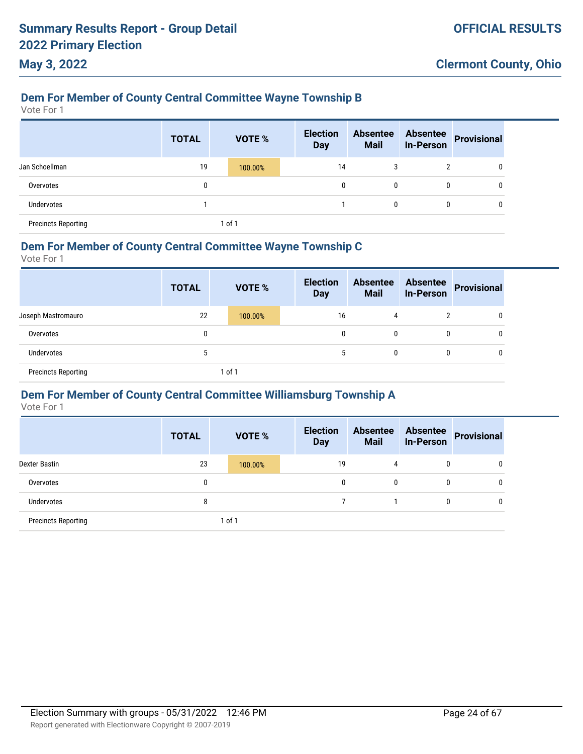## Dem For Member of County Central Committee Wayne Township B

Vote For 1

| | TOTAL | VOTE % | Election Day | Absentee Mail | Absentee In-Person | Provisional |
|---|---|---|---|---|---|---|
| Jan Schoellman | 19 | 100.00% | 14 | 3 | 2 | 0 |
| Overvotes | 0 | | 0 | 0 | 0 | 0 |
| Undervotes | 1 | | 1 | 0 | 0 | 0 |
| Precincts Reporting | | 1 of 1 | | | | |

## Dem For Member of County Central Committee Wayne Township C

Vote For 1

| | TOTAL | VOTE % | Election Day | Absentee Mail | Absentee In-Person | Provisional |
|---|---|---|---|---|---|---|
| Joseph Mastromauro | 22 | 100.00% | 16 | 4 | 2 | 0 |
| Overvotes | 0 | | 0 | 0 | 0 | 0 |
| Undervotes | 5 | | 5 | 0 | 0 | 0 |
| Precincts Reporting | | 1 of 1 | | | | |

## Dem For Member of County Central Committee Williamsburg Township A

Vote For 1

| | TOTAL | VOTE % | Election Day | Absentee Mail | Absentee In-Person | Provisional |
|---|---|---|---|---|---|---|
| Dexter Bastin | 23 | 100.00% | 19 | 4 | 0 | 0 |
| Overvotes | 0 | | 0 | 0 | 0 | 0 |
| Undervotes | 8 | | 7 | 1 | 0 | 0 |
| Precincts Reporting | | 1 of 1 | | | | |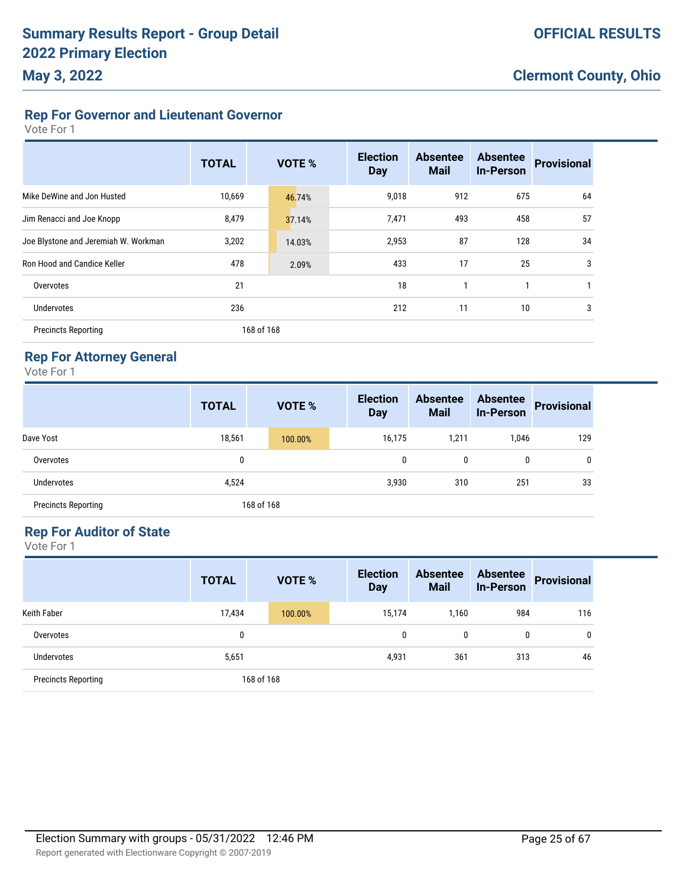# Summary Results Report - Group Detail
## 2022 Primary Election
### May 3, 2022

**OFFICIAL RESULTS**

**Clermont County, Ohio**

## Rep For Governor and Lieutenant Governor

Vote For 1

| | TOTAL | VOTE % | Election Day | Absentee Mail | Absentee In-Person | Provisional |
|---|---|---|---|---|---|---|
| Mike DeWine and Jon Husted | 10,669 | 46.74% | 9,018 | 912 | 675 | 64 |
| Jim Renacci and Joe Knopp | 8,479 | 37.14% | 7,471 | 493 | 458 | 57 |
| Joe Blystone and Jeremiah W. Workman | 3,202 | 14.03% | 2,953 | 87 | 128 | 34 |
| Ron Hood and Candice Keller | 478 | 2.09% | 433 | 17 | 25 | 3 |
| Overvotes | 21 | | 18 | 1 | 1 | 1 |
| Undervotes | 236 | | 212 | 11 | 10 | 3 |
| Precincts Reporting | 168 of 168 | | | | | |

## Rep For Attorney General

Vote For 1

| | TOTAL | VOTE % | Election Day | Absentee Mail | Absentee In-Person | Provisional |
|---|---|---|---|---|---|---|
| Dave Yost | 18,561 | 100.00% | 16,175 | 1,211 | 1,046 | 129 |
| Overvotes | 0 | | 0 | 0 | 0 | 0 |
| Undervotes | 4,524 | | 3,930 | 310 | 251 | 33 |
| Precincts Reporting | 168 of 168 | | | | | |

## Rep For Auditor of State

Vote For 1

| | TOTAL | VOTE % | Election Day | Absentee Mail | Absentee In-Person | Provisional |
|---|---|---|---|---|---|---|
| Keith Faber | 17,434 | 100.00% | 15,174 | 1,160 | 984 | 116 |
| Overvotes | 0 | | 0 | 0 | 0 | 0 |
| Undervotes | 5,651 | | 4,931 | 361 | 313 | 46 |
| Precincts Reporting | 168 of 168 | | | | | |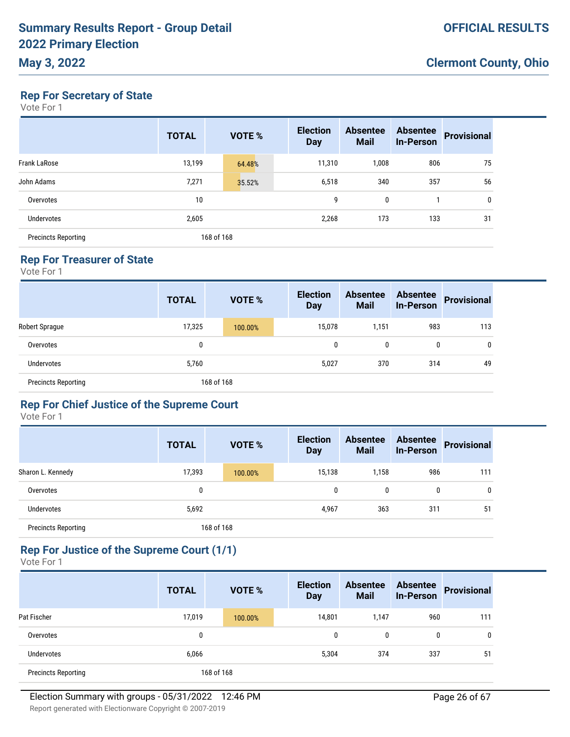## Rep For Secretary of State

Vote For 1

| | TOTAL | VOTE % | Election Day | Absentee Mail | Absentee In-Person | Provisional |
|---|---|---|---|---|---|---|
| Frank LaRose | 13,199 | 64.48% | 11,310 | 1,008 | 806 | 75 |
| John Adams | 7,271 | 35.52% | 6,518 | 340 | 357 | 56 |
| Overvotes | 10 | | 9 | 0 | 1 | 0 |
| Undervotes | 2,605 | | 2,268 | 173 | 133 | 31 |
| Precincts Reporting | 168 of 168 | | | | | |

## Rep For Treasurer of State

Vote For 1

| | TOTAL | VOTE % | Election Day | Absentee Mail | Absentee In-Person | Provisional |
|---|---|---|---|---|---|---|
| Robert Sprague | 17,325 | 100.00% | 15,078 | 1,151 | 983 | 113 |
| Overvotes | 0 | | 0 | 0 | 0 | 0 |
| Undervotes | 5,760 | | 5,027 | 370 | 314 | 49 |
| Precincts Reporting | 168 of 168 | | | | | |

## Rep For Chief Justice of the Supreme Court

Vote For 1

| | TOTAL | VOTE % | Election Day | Absentee Mail | Absentee In-Person | Provisional |
|---|---|---|---|---|---|---|
| Sharon L. Kennedy | 17,393 | 100.00% | 15,138 | 1,158 | 986 | 111 |
| Overvotes | 0 | | 0 | 0 | 0 | 0 |
| Undervotes | 5,692 | | 4,967 | 363 | 311 | 51 |
| Precincts Reporting | 168 of 168 | | | | | |

## Rep For Justice of the Supreme Court (1/1)

Vote For 1

| | TOTAL | VOTE % | Election Day | Absentee Mail | Absentee In-Person | Provisional |
|---|---|---|---|---|---|---|
| Pat Fischer | 17,019 | 100.00% | 14,801 | 1,147 | 960 | 111 |
| Overvotes | 0 | | 0 | 0 | 0 | 0 |
| Undervotes | 6,066 | | 5,304 | 374 | 337 | 51 |
| Precincts Reporting | 168 of 168 | | | | | |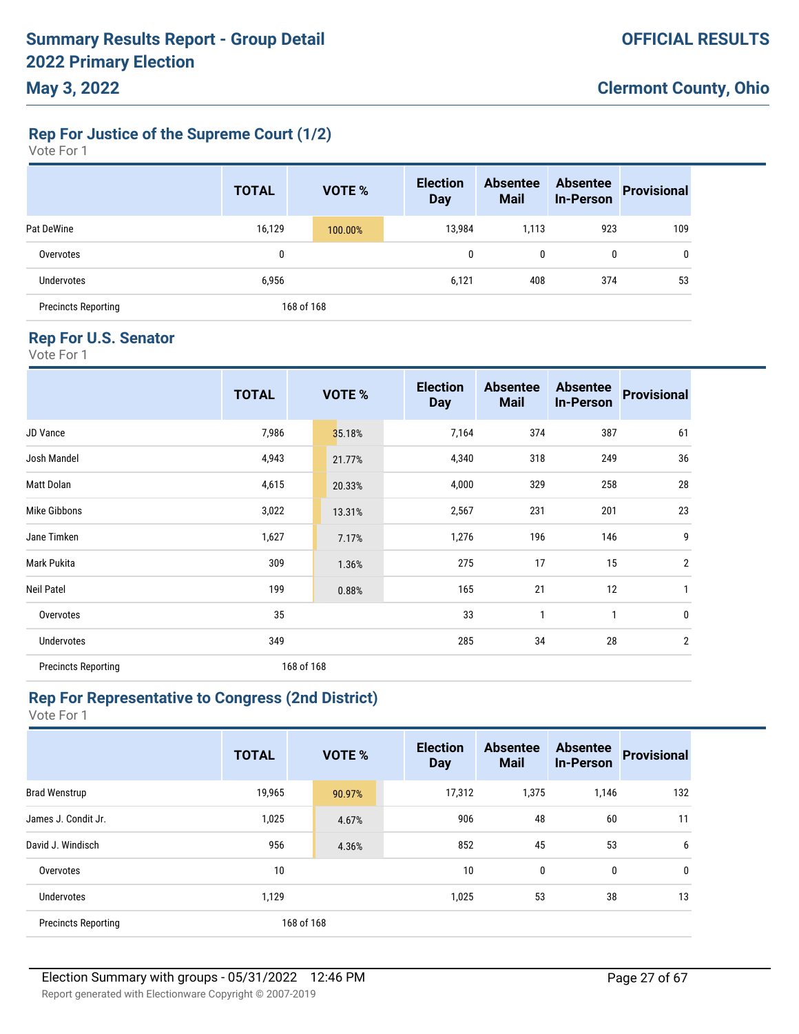# Summary Results Report - Group Detail
# 2022 Primary Election
## May 3, 2022

**OFFICIAL RESULTS**

**Clermont County, Ohio**

### Rep For Justice of the Supreme Court (1/2)

Vote For 1

| | TOTAL | VOTE % | Election Day | Absentee Mail | Absentee In-Person | Provisional |
|---|---|---|---|---|---|---|
| Pat DeWine | 16,129 | 100.00% | 13,984 | 1,113 | 923 | 109 |
| Overvotes | 0 | | 0 | 0 | 0 | 0 |
| Undervotes | 6,956 | | 6,121 | 408 | 374 | 53 |
| Precincts Reporting | 168 of 168 | | | | | |

### Rep For U.S. Senator

Vote For 1

| | TOTAL | VOTE % | Election Day | Absentee Mail | Absentee In-Person | Provisional |
|---|---|---|---|---|---|---|
| JD Vance | 7,986 | 35.18% | 7,164 | 374 | 387 | 61 |
| Josh Mandel | 4,943 | 21.77% | 4,340 | 318 | 249 | 36 |
| Matt Dolan | 4,615 | 20.33% | 4,000 | 329 | 258 | 28 |
| Mike Gibbons | 3,022 | 13.31% | 2,567 | 231 | 201 | 23 |
| Jane Timken | 1,627 | 7.17% | 1,276 | 196 | 146 | 9 |
| Mark Pukita | 309 | 1.36% | 275 | 17 | 15 | 2 |
| Neil Patel | 199 | 0.88% | 165 | 21 | 12 | 1 |
| Overvotes | 35 | | 33 | 1 | 1 | 0 |
| Undervotes | 349 | | 285 | 34 | 28 | 2 |
| Precincts Reporting | 168 of 168 | | | | | |

### Rep For Representative to Congress (2nd District)

Vote For 1

| | TOTAL | VOTE % | Election Day | Absentee Mail | Absentee In-Person | Provisional |
|---|---|---|---|---|---|---|
| Brad Wenstrup | 19,965 | 90.97% | 17,312 | 1,375 | 1,146 | 132 |
| James J. Condit Jr. | 1,025 | 4.67% | 906 | 48 | 60 | 11 |
| David J. Windisch | 956 | 4.36% | 852 | 45 | 53 | 6 |
| Overvotes | 10 | | 10 | 0 | 0 | 0 |
| Undervotes | 1,129 | | 1,025 | 53 | 38 | 13 |
| Precincts Reporting | 168 of 168 | | | | | |

Election Summary with groups - 05/31/2022 12:46 PM

Report generated with Electionware Copyright © 2007-2019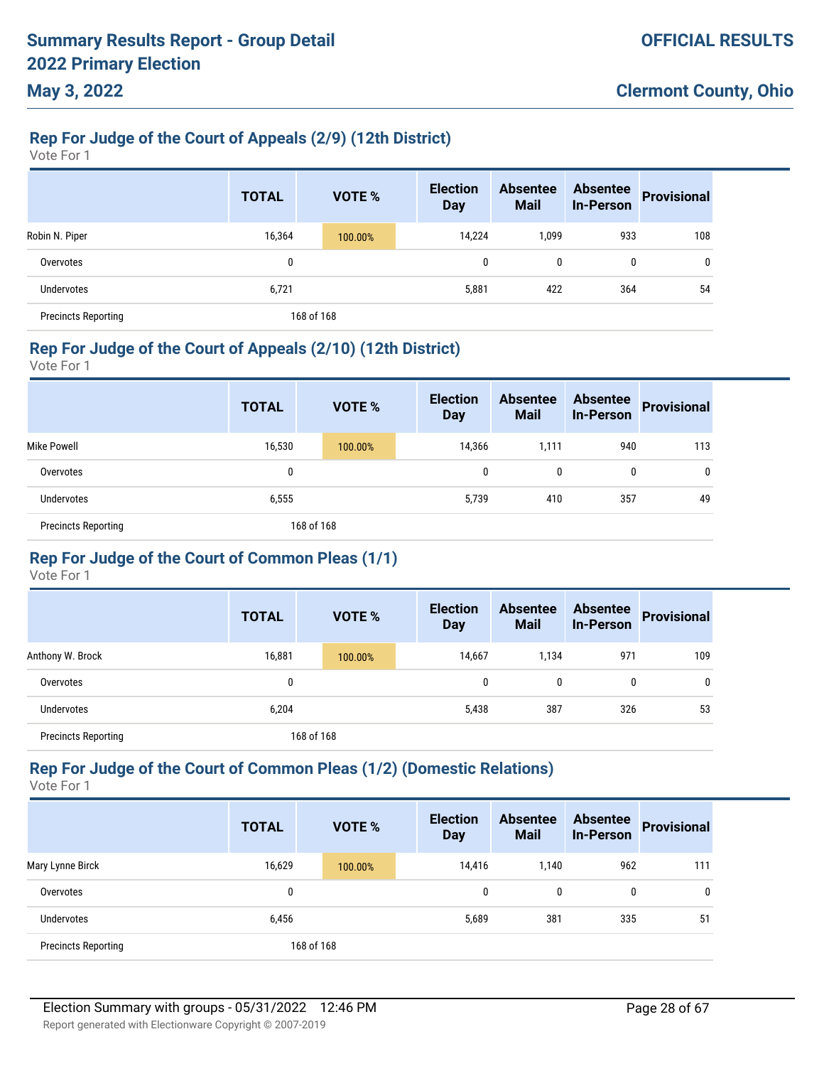## Rep For Judge of the Court of Appeals (2/9) (12th District)

Vote For 1

| | TOTAL | VOTE % | Election Day | Absentee Mail | Absentee In-Person | Provisional |
|---|---|---|---|---|---|---|
| Robin N. Piper | 16,364 | 100.00% | 14,224 | 1,099 | 933 | 108 |
| Overvotes | 0 | | 0 | 0 | 0 | 0 |
| Undervotes | 6,721 | | 5,881 | 422 | 364 | 54 |
| Precincts Reporting | 168 of 168 | | | | | |

## Rep For Judge of the Court of Appeals (2/10) (12th District)

Vote For 1

| | TOTAL | VOTE % | Election Day | Absentee Mail | Absentee In-Person | Provisional |
|---|---|---|---|---|---|---|
| Mike Powell | 16,530 | 100.00% | 14,366 | 1,111 | 940 | 113 |
| Overvotes | 0 | | 0 | 0 | 0 | 0 |
| Undervotes | 6,555 | | 5,739 | 410 | 357 | 49 |
| Precincts Reporting | 168 of 168 | | | | | |

## Rep For Judge of the Court of Common Pleas (1/1)

Vote For 1

| | TOTAL | VOTE % | Election Day | Absentee Mail | Absentee In-Person | Provisional |
|---|---|---|---|---|---|---|
| Anthony W. Brock | 16,881 | 100.00% | 14,667 | 1,134 | 971 | 109 |
| Overvotes | 0 | | 0 | 0 | 0 | 0 |
| Undervotes | 6,204 | | 5,438 | 387 | 326 | 53 |
| Precincts Reporting | 168 of 168 | | | | | |

## Rep For Judge of the Court of Common Pleas (1/2) (Domestic Relations)

Vote For 1

| | TOTAL | VOTE % | Election Day | Absentee Mail | Absentee In-Person | Provisional |
|---|---|---|---|---|---|---|
| Mary Lynne Birck | 16,629 | 100.00% | 14,416 | 1,140 | 962 | 111 |
| Overvotes | 0 | | 0 | 0 | 0 | 0 |
| Undervotes | 6,456 | | 5,689 | 381 | 335 | 51 |
| Precincts Reporting | 168 of 168 | | | | | |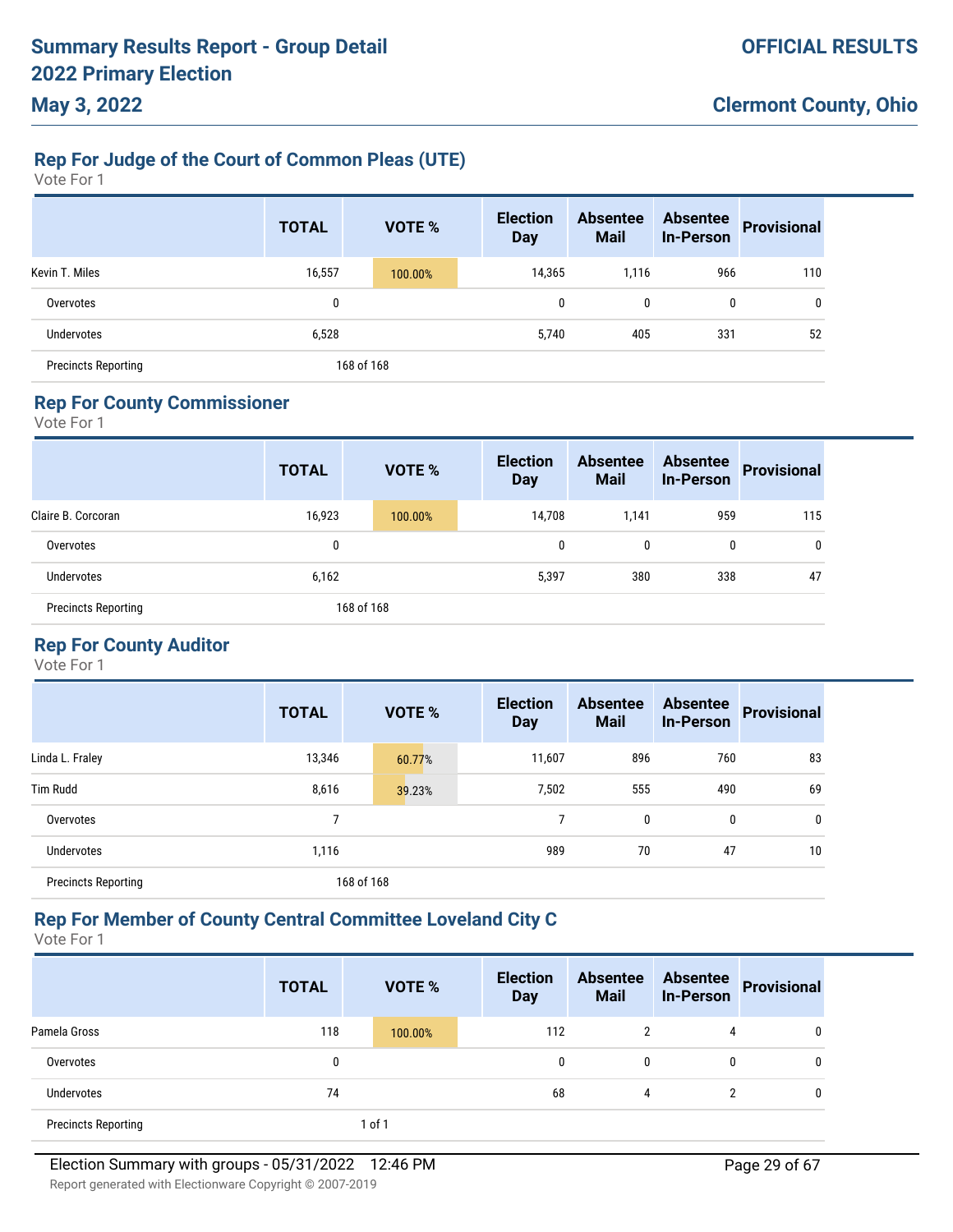## Rep For Judge of the Court of Common Pleas (UTE)

Vote For 1

| | TOTAL | VOTE % | Election Day | Absentee Mail | Absentee In-Person | Provisional |
|---|---|---|---|---|---|---|
| Kevin T. Miles | 16,557 | 100.00% | 14,365 | 1,116 | 966 | 110 |
| Overvotes | 0 | | 0 | 0 | 0 | 0 |
| Undervotes | 6,528 | | 5,740 | 405 | 331 | 52 |
| Precincts Reporting | 168 of 168 | | | | | |

## Rep For County Commissioner

Vote For 1

| | TOTAL | VOTE % | Election Day | Absentee Mail | Absentee In-Person | Provisional |
|---|---|---|---|---|---|---|
| Claire B. Corcoran | 16,923 | 100.00% | 14,708 | 1,141 | 959 | 115 |
| Overvotes | 0 | | 0 | 0 | 0 | 0 |
| Undervotes | 6,162 | | 5,397 | 380 | 338 | 47 |
| Precincts Reporting | 168 of 168 | | | | | |

## Rep For County Auditor

Vote For 1

| | TOTAL | VOTE % | Election Day | Absentee Mail | Absentee In-Person | Provisional |
|---|---|---|---|---|---|---|
| Linda L. Fraley | 13,346 | 60.77% | 11,607 | 896 | 760 | 83 |
| Tim Rudd | 8,616 | 39.23% | 7,502 | 555 | 490 | 69 |
| Overvotes | 7 | | 7 | 0 | 0 | 0 |
| Undervotes | 1,116 | | 989 | 70 | 47 | 10 |
| Precincts Reporting | 168 of 168 | | | | | |

## Rep For Member of County Central Committee Loveland City C

Vote For 1

| | TOTAL | VOTE % | Election Day | Absentee Mail | Absentee In-Person | Provisional |
|---|---|---|---|---|---|---|
| Pamela Gross | 118 | 100.00% | 112 | 2 | 4 | 0 |
| Overvotes | 0 | | 0 | 0 | 0 | 0 |
| Undervotes | 74 | | 68 | 4 | 2 | 0 |
| Precincts Reporting | 1 of 1 | | | | | |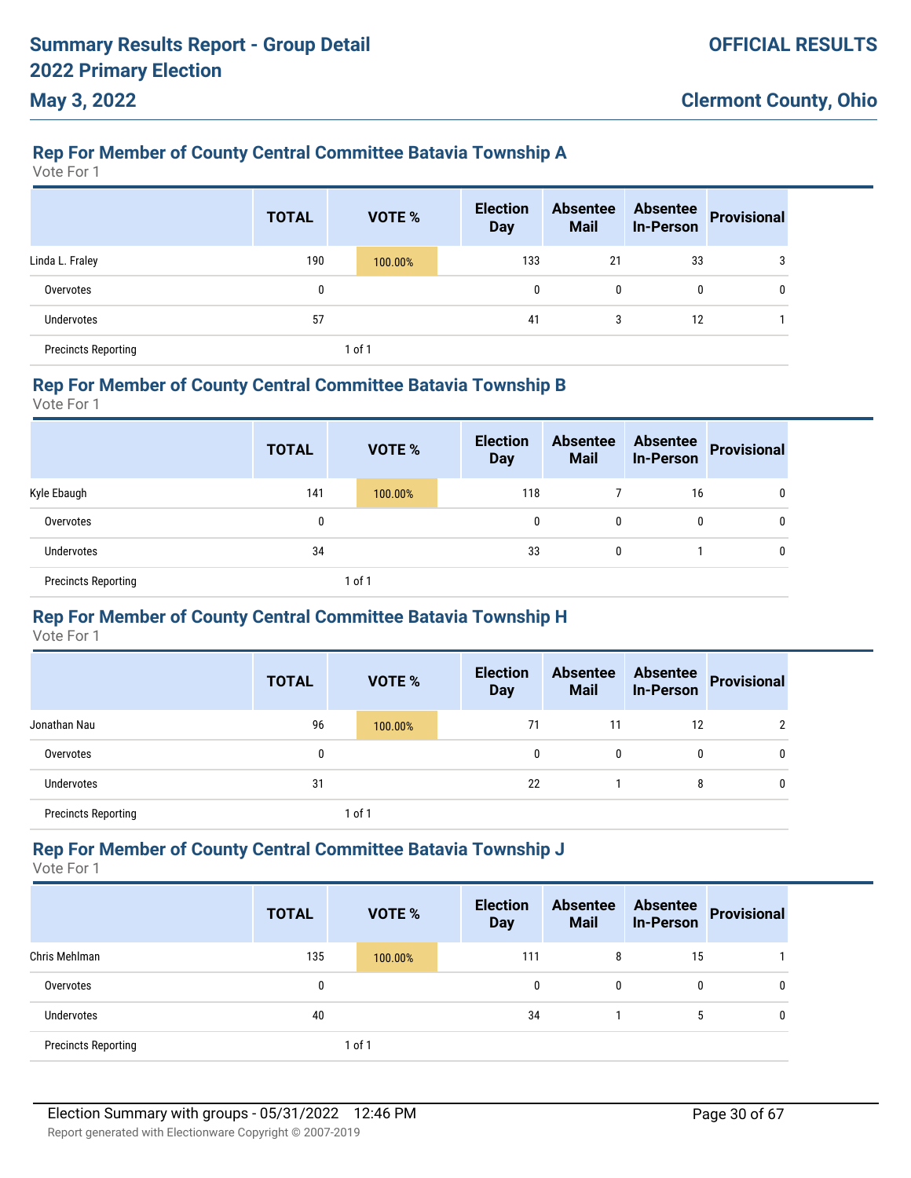## Rep For Member of County Central Committee Batavia Township A

Vote For 1

| | TOTAL | VOTE % | Election Day | Absentee Mail | Absentee In-Person | Provisional |
|---|---|---|---|---|---|---|
| Linda L. Fraley | 190 | 100.00% | 133 | 21 | 33 | 3 |
| Overvotes | 0 | | 0 | 0 | 0 | 0 |
| Undervotes | 57 | | 41 | 3 | 12 | 1 |
| Precincts Reporting | | 1 of 1 | | | | |

## Rep For Member of County Central Committee Batavia Township B

Vote For 1

| | TOTAL | VOTE % | Election Day | Absentee Mail | Absentee In-Person | Provisional |
|---|---|---|---|---|---|---|
| Kyle Ebaugh | 141 | 100.00% | 118 | 7 | 16 | 0 |
| Overvotes | 0 | | 0 | 0 | 0 | 0 |
| Undervotes | 34 | | 33 | 0 | 1 | 0 |
| Precincts Reporting | | 1 of 1 | | | | |

## Rep For Member of County Central Committee Batavia Township H

Vote For 1

| | TOTAL | VOTE % | Election Day | Absentee Mail | Absentee In-Person | Provisional |
|---|---|---|---|---|---|---|
| Jonathan Nau | 96 | 100.00% | 71 | 11 | 12 | 2 |
| Overvotes | 0 | | 0 | 0 | 0 | 0 |
| Undervotes | 31 | | 22 | 1 | 8 | 0 |
| Precincts Reporting | | 1 of 1 | | | | |

## Rep For Member of County Central Committee Batavia Township J

Vote For 1

| | TOTAL | VOTE % | Election Day | Absentee Mail | Absentee In-Person | Provisional |
|---|---|---|---|---|---|---|
| Chris Mehlman | 135 | 100.00% | 111 | 8 | 15 | 1 |
| Overvotes | 0 | | 0 | 0 | 0 | 0 |
| Undervotes | 40 | | 34 | 1 | 5 | 0 |
| Precincts Reporting | | 1 of 1 | | | | |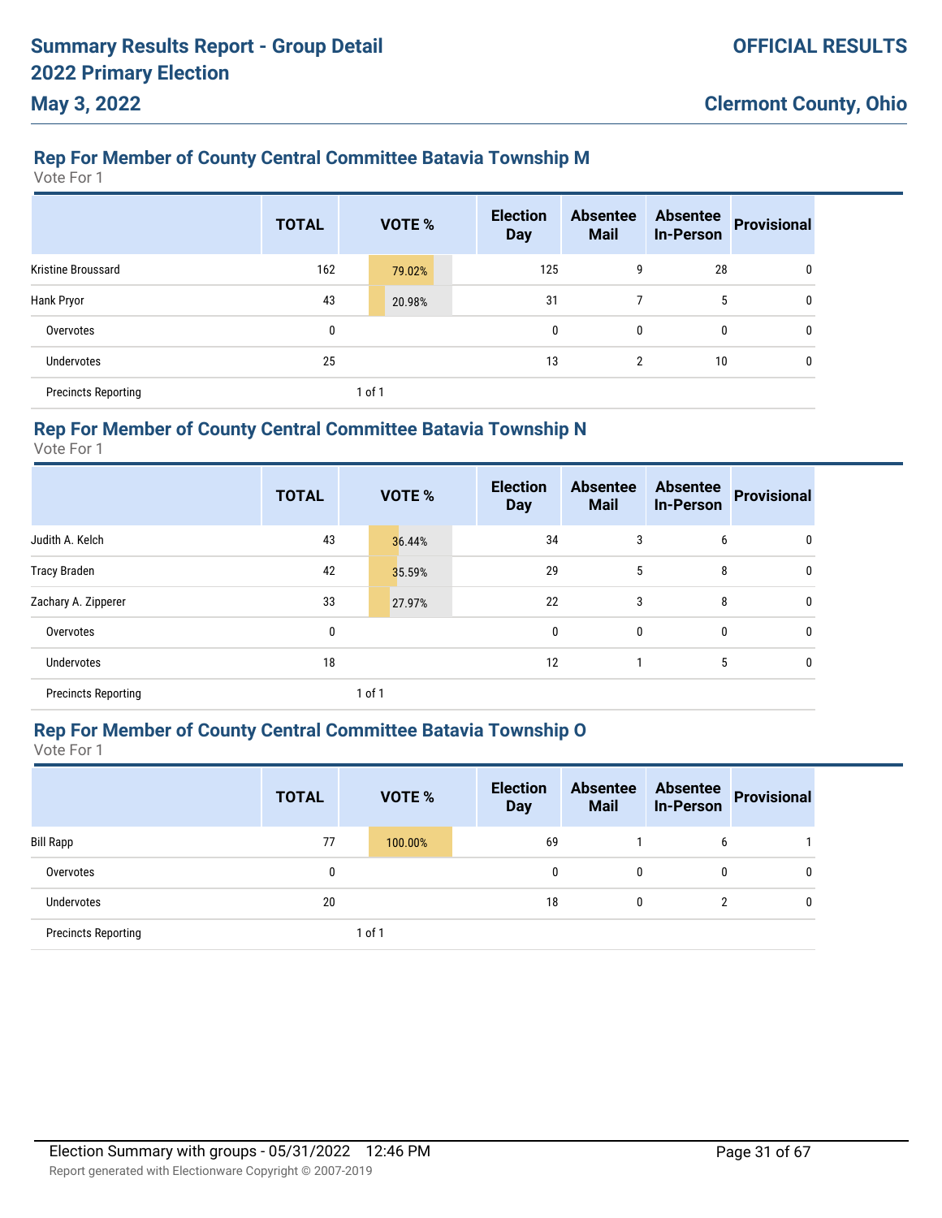## Rep For Member of County Central Committee Batavia Township M

Vote For 1

| | TOTAL | VOTE % | Election Day | Absentee Mail | Absentee In-Person | Provisional |
|---|---|---|---|---|---|---|
| Kristine Broussard | 162 | 79.02% | 125 | 9 | 28 | 0 |
| Hank Pryor | 43 | 20.98% | 31 | 7 | 5 | 0 |
| Overvotes | 0 | | 0 | 0 | 0 | 0 |
| Undervotes | 25 | | 13 | 2 | 10 | 0 |
| Precincts Reporting | | 1 of 1 | | | | |

## Rep For Member of County Central Committee Batavia Township N

Vote For 1

| | TOTAL | VOTE % | Election Day | Absentee Mail | Absentee In-Person | Provisional |
|---|---|---|---|---|---|---|
| Judith A. Kelch | 43 | 36.44% | 34 | 3 | 6 | 0 |
| Tracy Braden | 42 | 35.59% | 29 | 5 | 8 | 0 |
| Zachary A. Zipperer | 33 | 27.97% | 22 | 3 | 8 | 0 |
| Overvotes | 0 | | 0 | 0 | 0 | 0 |
| Undervotes | 18 | | 12 | 1 | 5 | 0 |
| Precincts Reporting | | 1 of 1 | | | | |

## Rep For Member of County Central Committee Batavia Township O

Vote For 1

| | TOTAL | VOTE % | Election Day | Absentee Mail | Absentee In-Person | Provisional |
|---|---|---|---|---|---|---|
| Bill Rapp | 77 | 100.00% | 69 | 1 | 6 | 1 |
| Overvotes | 0 | | 0 | 0 | 0 | 0 |
| Undervotes | 20 | | 18 | 0 | 2 | 0 |
| Precincts Reporting | | 1 of 1 | | | | |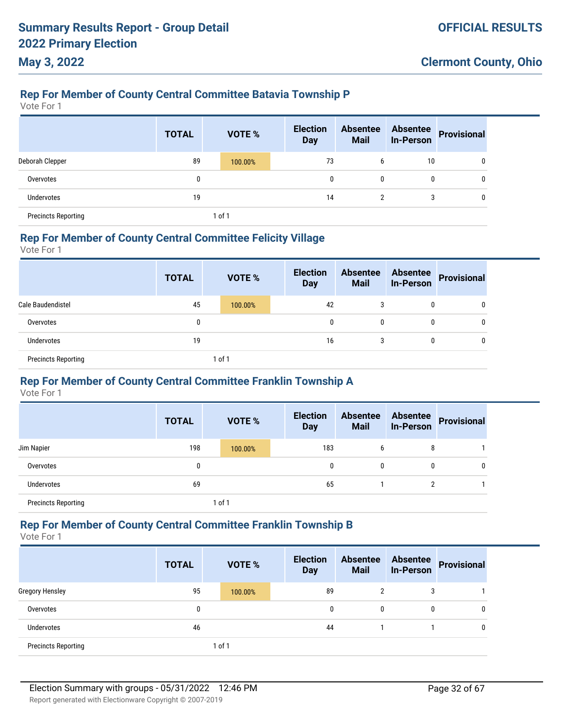## Rep For Member of County Central Committee Batavia Township P

Vote For 1

| | TOTAL | VOTE % | Election Day | Absentee Mail | Absentee In-Person | Provisional |
|---|---|---|---|---|---|---|
| Deborah Clepper | 89 | 100.00% | 73 | 6 | 10 | 0 |
| Overvotes | 0 | | 0 | 0 | 0 | 0 |
| Undervotes | 19 | | 14 | 2 | 3 | 0 |
| Precincts Reporting | | 1 of 1 | | | | |

## Rep For Member of County Central Committee Felicity Village

Vote For 1

| | TOTAL | VOTE % | Election Day | Absentee Mail | Absentee In-Person | Provisional |
|---|---|---|---|---|---|---|
| Cale Baudendistel | 45 | 100.00% | 42 | 3 | 0 | 0 |
| Overvotes | 0 | | 0 | 0 | 0 | 0 |
| Undervotes | 19 | | 16 | 3 | 0 | 0 |
| Precincts Reporting | | 1 of 1 | | | | |

## Rep For Member of County Central Committee Franklin Township A

Vote For 1

| | TOTAL | VOTE % | Election Day | Absentee Mail | Absentee In-Person | Provisional |
|---|---|---|---|---|---|---|
| Jim Napier | 198 | 100.00% | 183 | 6 | 8 | 1 |
| Overvotes | 0 | | 0 | 0 | 0 | 0 |
| Undervotes | 69 | | 65 | 1 | 2 | 1 |
| Precincts Reporting | | 1 of 1 | | | | |

## Rep For Member of County Central Committee Franklin Township B

Vote For 1

| | TOTAL | VOTE % | Election Day | Absentee Mail | Absentee In-Person | Provisional |
|---|---|---|---|---|---|---|
| Gregory Hensley | 95 | 100.00% | 89 | 2 | 3 | 1 |
| Overvotes | 0 | | 0 | 0 | 0 | 0 |
| Undervotes | 46 | | 44 | 1 | 1 | 0 |
| Precincts Reporting | | 1 of 1 | | | | |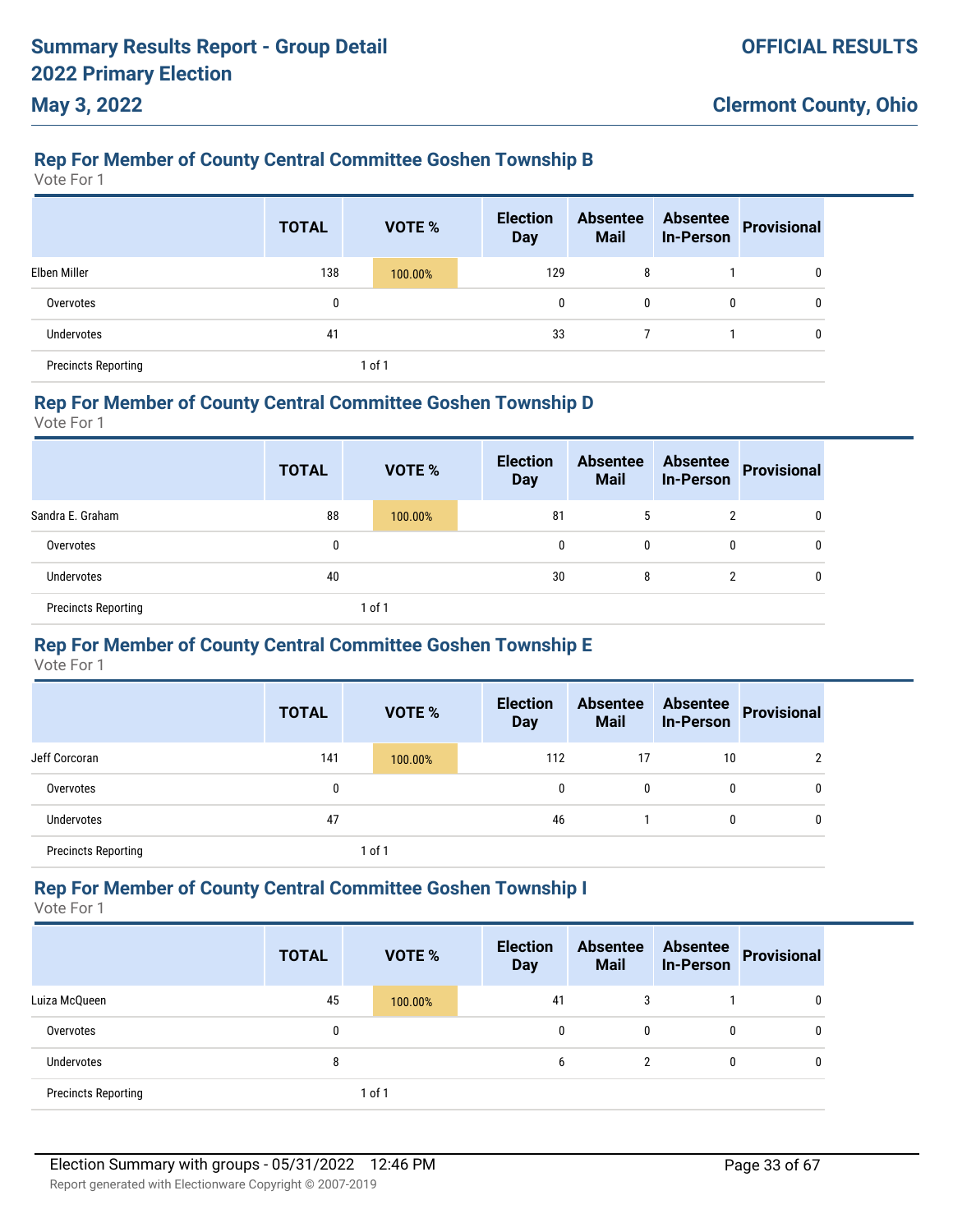## Rep For Member of County Central Committee Goshen Township B

Vote For 1

| | TOTAL | VOTE % | Election Day | Absentee Mail | Absentee In-Person | Provisional |
|---|---|---|---|---|---|---|
| Elben Miller | 138 | 100.00% | 129 | 8 | 1 | 0 |
| Overvotes | 0 | | 0 | 0 | 0 | 0 |
| Undervotes | 41 | | 33 | 7 | 1 | 0 |
| Precincts Reporting | | 1 of 1 | | | | |

## Rep For Member of County Central Committee Goshen Township D

Vote For 1

| | TOTAL | VOTE % | Election Day | Absentee Mail | Absentee In-Person | Provisional |
|---|---|---|---|---|---|---|
| Sandra E. Graham | 88 | 100.00% | 81 | 5 | 2 | 0 |
| Overvotes | 0 | | 0 | 0 | 0 | 0 |
| Undervotes | 40 | | 30 | 8 | 2 | 0 |
| Precincts Reporting | | 1 of 1 | | | | |

## Rep For Member of County Central Committee Goshen Township E

Vote For 1

| | TOTAL | VOTE % | Election Day | Absentee Mail | Absentee In-Person | Provisional |
|---|---|---|---|---|---|---|
| Jeff Corcoran | 141 | 100.00% | 112 | 17 | 10 | 2 |
| Overvotes | 0 | | 0 | 0 | 0 | 0 |
| Undervotes | 47 | | 46 | 1 | 0 | 0 |
| Precincts Reporting | | 1 of 1 | | | | |

## Rep For Member of County Central Committee Goshen Township I

Vote For 1

| | TOTAL | VOTE % | Election Day | Absentee Mail | Absentee In-Person | Provisional |
|---|---|---|---|---|---|---|
| Luiza McQueen | 45 | 100.00% | 41 | 3 | 1 | 0 |
| Overvotes | 0 | | 0 | 0 | 0 | 0 |
| Undervotes | 8 | | 6 | 2 | 0 | 0 |
| Precincts Reporting | | 1 of 1 | | | | |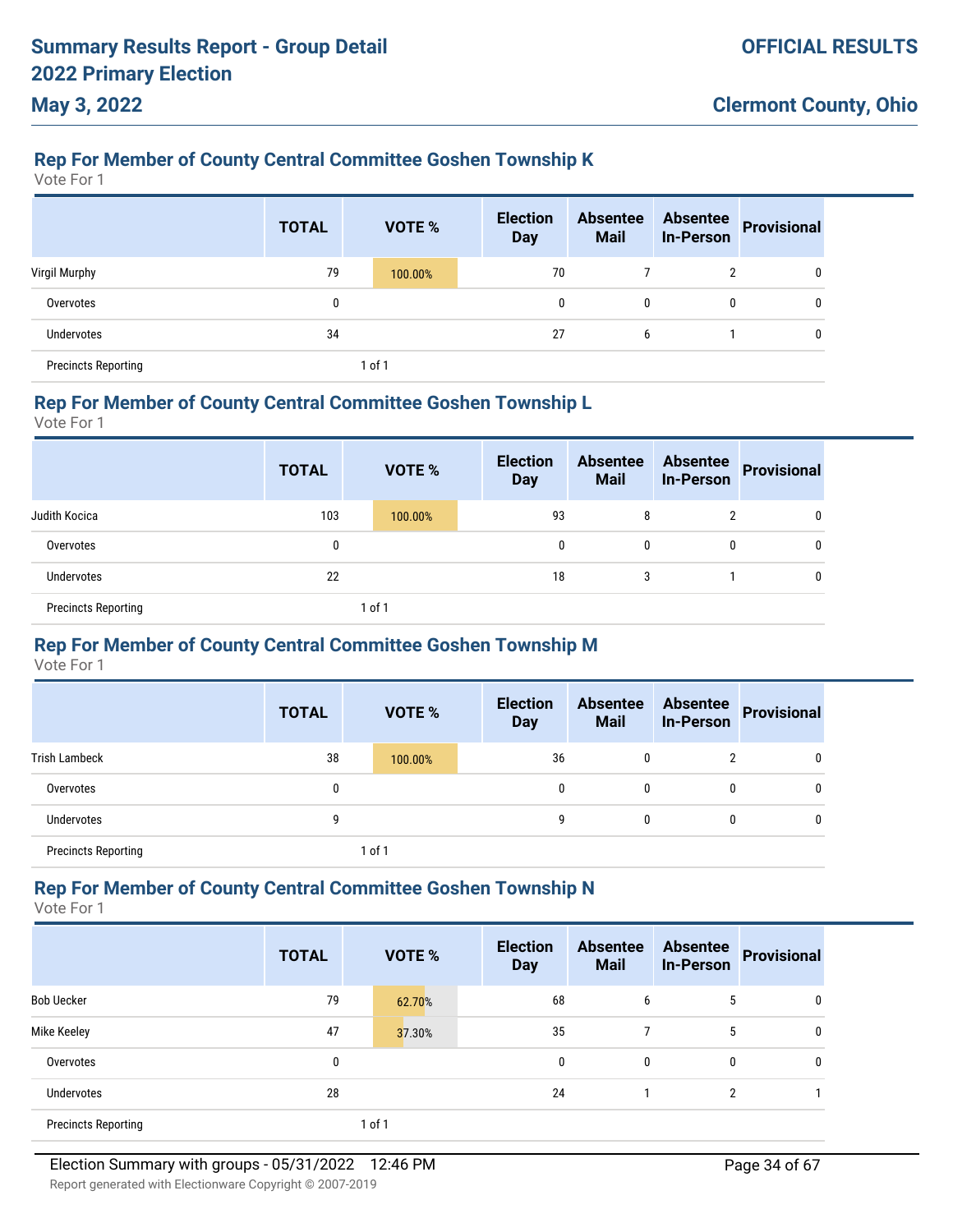## Rep For Member of County Central Committee Goshen Township K

Vote For 1

| | TOTAL | VOTE % | Election Day | Absentee Mail | Absentee In-Person | Provisional |
|---|---|---|---|---|---|---|
| Virgil Murphy | 79 | 100.00% | 70 | 7 | 2 | 0 |
| Overvotes | 0 | | 0 | 0 | 0 | 0 |
| Undervotes | 34 | | 27 | 6 | 1 | 0 |
| Precincts Reporting | | 1 of 1 | | | | |

## Rep For Member of County Central Committee Goshen Township L

Vote For 1

| | TOTAL | VOTE % | Election Day | Absentee Mail | Absentee In-Person | Provisional |
|---|---|---|---|---|---|---|
| Judith Kocica | 103 | 100.00% | 93 | 8 | 2 | 0 |
| Overvotes | 0 | | 0 | 0 | 0 | 0 |
| Undervotes | 22 | | 18 | 3 | 1 | 0 |
| Precincts Reporting | | 1 of 1 | | | | |

## Rep For Member of County Central Committee Goshen Township M

Vote For 1

| | TOTAL | VOTE % | Election Day | Absentee Mail | Absentee In-Person | Provisional |
|---|---|---|---|---|---|---|
| Trish Lambeck | 38 | 100.00% | 36 | 0 | 2 | 0 |
| Overvotes | 0 | | 0 | 0 | 0 | 0 |
| Undervotes | 9 | | 9 | 0 | 0 | 0 |
| Precincts Reporting | | 1 of 1 | | | | |

## Rep For Member of County Central Committee Goshen Township N

Vote For 1

| | TOTAL | VOTE % | Election Day | Absentee Mail | Absentee In-Person | Provisional |
|---|---|---|---|---|---|---|
| Bob Uecker | 79 | 62.70% | 68 | 6 | 5 | 0 |
| Mike Keeley | 47 | 37.30% | 35 | 7 | 5 | 0 |
| Overvotes | 0 | | 0 | 0 | 0 | 0 |
| Undervotes | 28 | | 24 | 1 | 2 | 1 |
| Precincts Reporting | | 1 of 1 | | | | |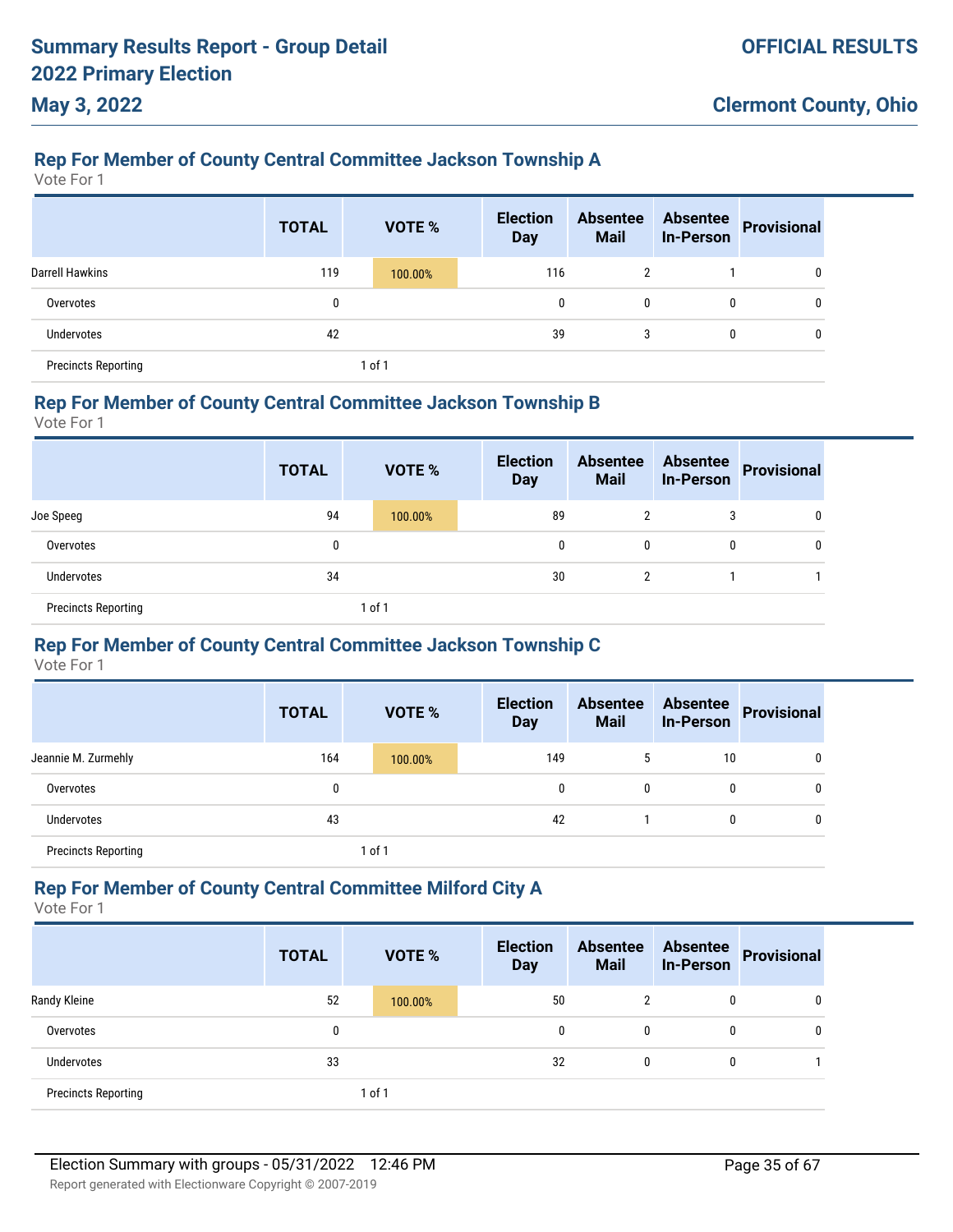### Rep For Member of County Central Committee Jackson Township A

Vote For 1

| | TOTAL | VOTE % | Election Day | Absentee Mail | Absentee In-Person | Provisional |
|---|---|---|---|---|---|---|
| Darrell Hawkins | 119 | 100.00% | 116 | 2 | 1 | 0 |
| Overvotes | 0 | | 0 | 0 | 0 | 0 |
| Undervotes | 42 | | 39 | 3 | 0 | 0 |
| Precincts Reporting | | 1 of 1 | | | | |

### Rep For Member of County Central Committee Jackson Township B

Vote For 1

| | TOTAL | VOTE % | Election Day | Absentee Mail | Absentee In-Person | Provisional |
|---|---|---|---|---|---|---|
| Joe Speeg | 94 | 100.00% | 89 | 2 | 3 | 0 |
| Overvotes | 0 | | 0 | 0 | 0 | 0 |
| Undervotes | 34 | | 30 | 2 | 1 | 1 |
| Precincts Reporting | | 1 of 1 | | | | |

### Rep For Member of County Central Committee Jackson Township C

Vote For 1

| | TOTAL | VOTE % | Election Day | Absentee Mail | Absentee In-Person | Provisional |
|---|---|---|---|---|---|---|
| Jeannie M. Zurmehly | 164 | 100.00% | 149 | 5 | 10 | 0 |
| Overvotes | 0 | | 0 | 0 | 0 | 0 |
| Undervotes | 43 | | 42 | 1 | 0 | 0 |
| Precincts Reporting | | 1 of 1 | | | | |

### Rep For Member of County Central Committee Milford City A

Vote For 1

| | TOTAL | VOTE % | Election Day | Absentee Mail | Absentee In-Person | Provisional |
|---|---|---|---|---|---|---|
| Randy Kleine | 52 | 100.00% | 50 | 2 | 0 | 0 |
| Overvotes | 0 | | 0 | 0 | 0 | 0 |
| Undervotes | 33 | | 32 | 0 | 0 | 1 |
| Precincts Reporting | | 1 of 1 | | | | |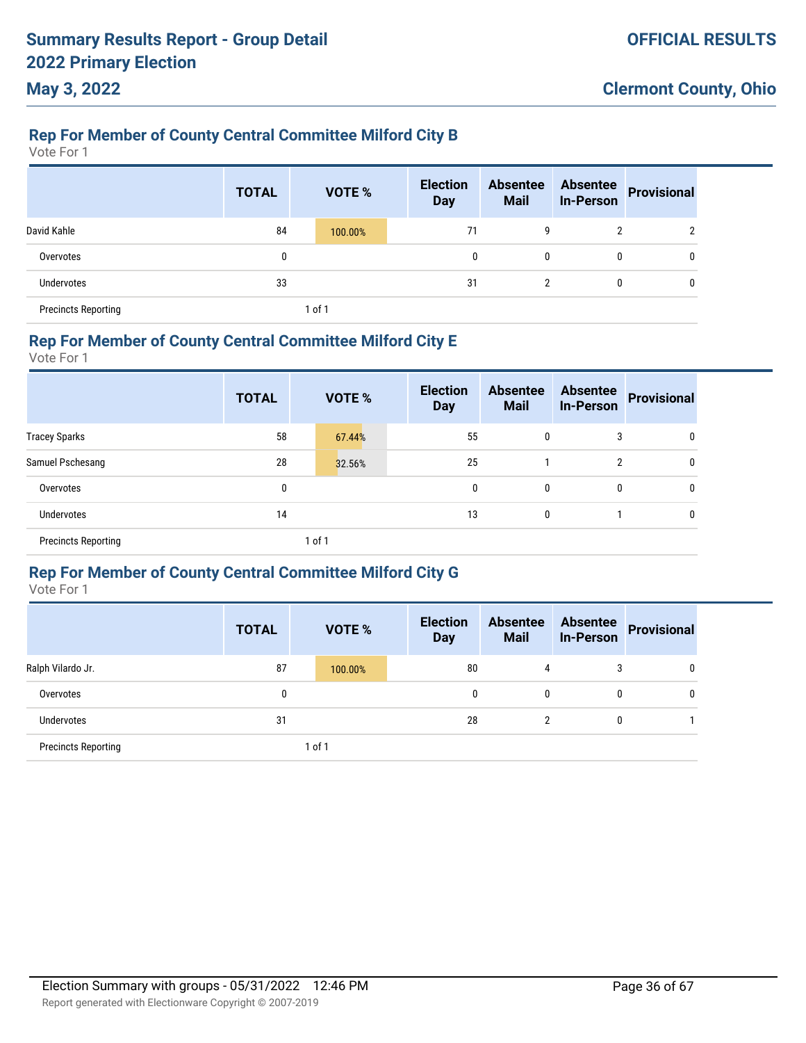# Summary Results Report - Group Detail
# 2022 Primary Election
# May 3, 2022

**OFFICIAL RESULTS**

**Clermont County, Ohio**

## Rep For Member of County Central Committee Milford City B

Vote For 1

| | TOTAL | VOTE % | Election Day | Absentee Mail | Absentee In-Person | Provisional |
|---|---|---|---|---|---|---|
| David Kahle | 84 | 100.00% | 71 | 9 | 2 | 2 |
| Overvotes | 0 | | 0 | 0 | 0 | 0 |
| Undervotes | 33 | | 31 | 2 | 0 | 0 |
| Precincts Reporting | | 1 of 1 | | | | |

## Rep For Member of County Central Committee Milford City E

Vote For 1

| | TOTAL | VOTE % | Election Day | Absentee Mail | Absentee In-Person | Provisional |
|---|---|---|---|---|---|---|
| Tracey Sparks | 58 | 67.44% | 55 | 0 | 3 | 0 |
| Samuel Pschesang | 28 | 32.56% | 25 | 1 | 2 | 0 |
| Overvotes | 0 | | 0 | 0 | 0 | 0 |
| Undervotes | 14 | | 13 | 0 | 1 | 0 |
| Precincts Reporting | | 1 of 1 | | | | |

## Rep For Member of County Central Committee Milford City G

Vote For 1

| | TOTAL | VOTE % | Election Day | Absentee Mail | Absentee In-Person | Provisional |
|---|---|---|---|---|---|---|
| Ralph Vilardo Jr. | 87 | 100.00% | 80 | 4 | 3 | 0 |
| Overvotes | 0 | | 0 | 0 | 0 | 0 |
| Undervotes | 31 | | 28 | 2 | 0 | 1 |
| Precincts Reporting | | 1 of 1 | | | | |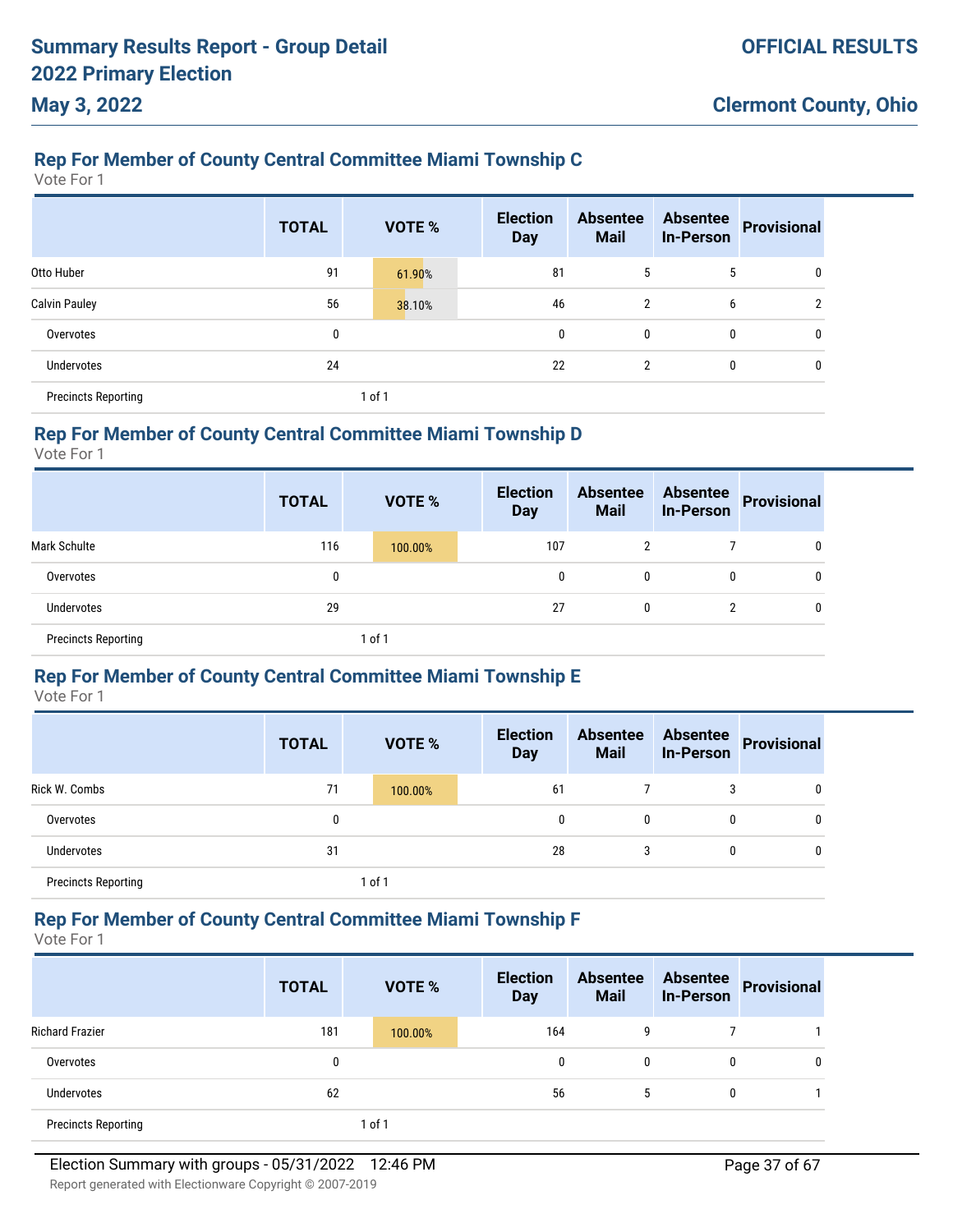## Rep For Member of County Central Committee Miami Township C

Vote For 1

| | TOTAL | VOTE % | Election Day | Absentee Mail | Absentee In-Person | Provisional |
|---|---|---|---|---|---|---|
| Otto Huber | 91 | 61.90% | 81 | 5 | 5 | 0 |
| Calvin Pauley | 56 | 38.10% | 46 | 2 | 6 | 2 |
| Overvotes | 0 | | 0 | 0 | 0 | 0 |
| Undervotes | 24 | | 22 | 2 | 0 | 0 |
| Precincts Reporting | | 1 of 1 | | | | |

## Rep For Member of County Central Committee Miami Township D

Vote For 1

| | TOTAL | VOTE % | Election Day | Absentee Mail | Absentee In-Person | Provisional |
|---|---|---|---|---|---|---|
| Mark Schulte | 116 | 100.00% | 107 | 2 | 7 | 0 |
| Overvotes | 0 | | 0 | 0 | 0 | 0 |
| Undervotes | 29 | | 27 | 0 | 2 | 0 |
| Precincts Reporting | | 1 of 1 | | | | |

## Rep For Member of County Central Committee Miami Township E

Vote For 1

| | TOTAL | VOTE % | Election Day | Absentee Mail | Absentee In-Person | Provisional |
|---|---|---|---|---|---|---|
| Rick W. Combs | 71 | 100.00% | 61 | 7 | 3 | 0 |
| Overvotes | 0 | | 0 | 0 | 0 | 0 |
| Undervotes | 31 | | 28 | 3 | 0 | 0 |
| Precincts Reporting | | 1 of 1 | | | | |

## Rep For Member of County Central Committee Miami Township F

Vote For 1

| | TOTAL | VOTE % | Election Day | Absentee Mail | Absentee In-Person | Provisional |
|---|---|---|---|---|---|---|
| Richard Frazier | 181 | 100.00% | 164 | 9 | 7 | 1 |
| Overvotes | 0 | | 0 | 0 | 0 | 0 |
| Undervotes | 62 | | 56 | 5 | 0 | 1 |
| Precincts Reporting | | 1 of 1 | | | | |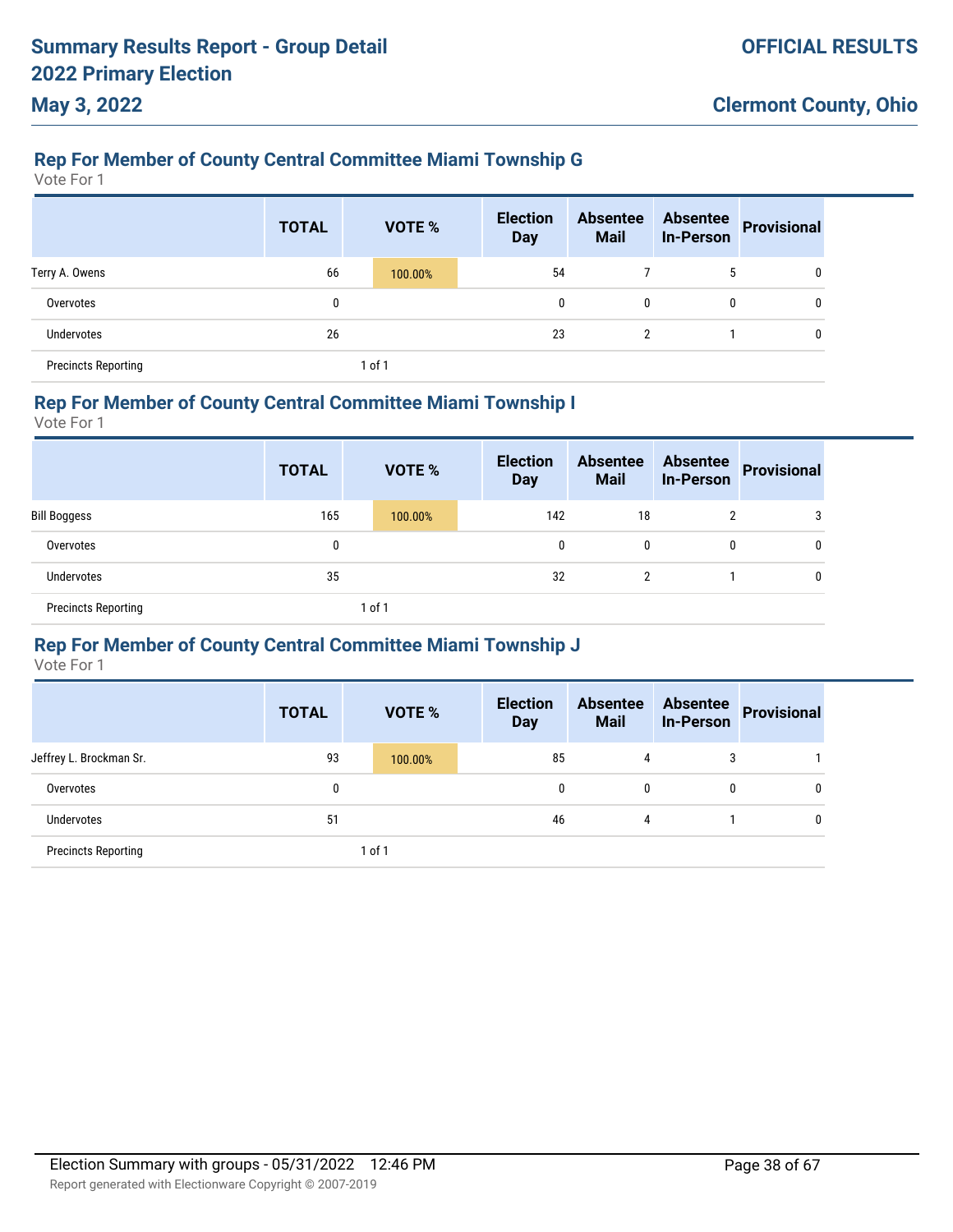## Rep For Member of County Central Committee Miami Township G

Vote For 1

| | TOTAL | VOTE % | Election Day | Absentee Mail | Absentee In-Person | Provisional |
|---|---|---|---|---|---|---|
| Terry A. Owens | 66 | 100.00% | 54 | 7 | 5 | 0 |
| Overvotes | 0 | | 0 | 0 | 0 | 0 |
| Undervotes | 26 | | 23 | 2 | 1 | 0 |
| Precincts Reporting | | 1 of 1 | | | | |

## Rep For Member of County Central Committee Miami Township I

Vote For 1

| | TOTAL | VOTE % | Election Day | Absentee Mail | Absentee In-Person | Provisional |
|---|---|---|---|---|---|---|
| Bill Boggess | 165 | 100.00% | 142 | 18 | 2 | 3 |
| Overvotes | 0 | | 0 | 0 | 0 | 0 |
| Undervotes | 35 | | 32 | 2 | 1 | 0 |
| Precincts Reporting | | 1 of 1 | | | | |

## Rep For Member of County Central Committee Miami Township J

Vote For 1

| | TOTAL | VOTE % | Election Day | Absentee Mail | Absentee In-Person | Provisional |
|---|---|---|---|---|---|---|
| Jeffrey L. Brockman Sr. | 93 | 100.00% | 85 | 4 | 3 | 1 |
| Overvotes | 0 | | 0 | 0 | 0 | 0 |
| Undervotes | 51 | | 46 | 4 | 1 | 0 |
| Precincts Reporting | | 1 of 1 | | | | |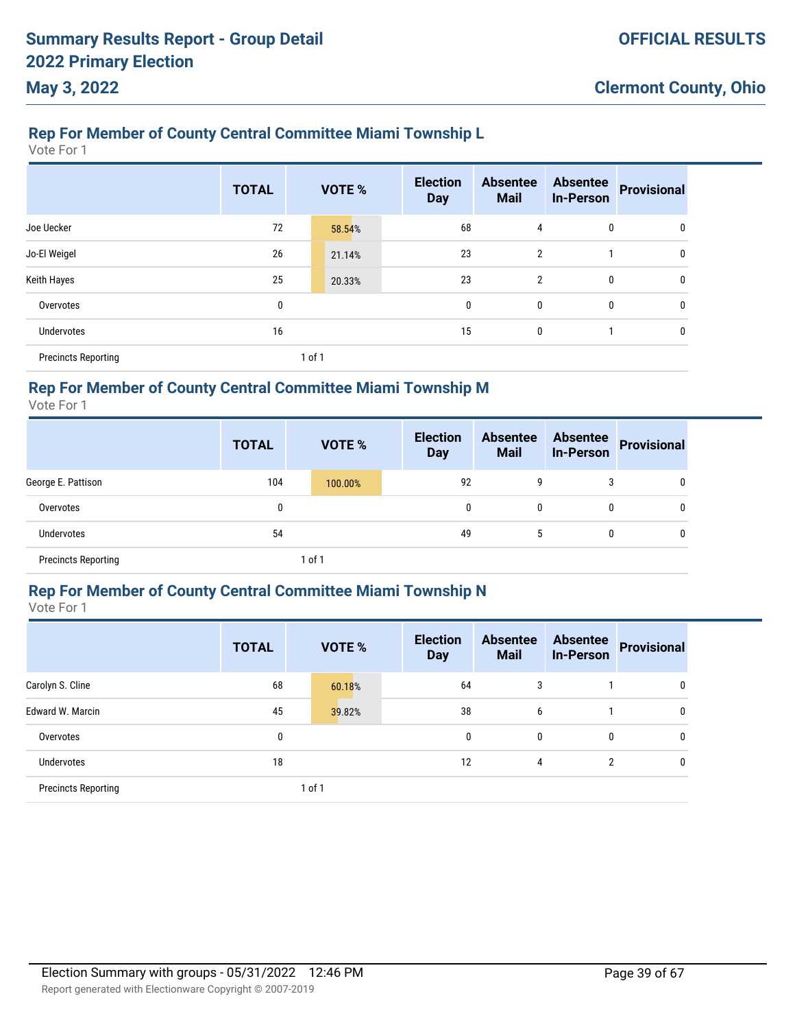# Summary Results Report - Group Detail
# 2022 Primary Election
# May 3, 2022

**OFFICIAL RESULTS**

**Clermont County, Ohio**

## Rep For Member of County Central Committee Miami Township L

Vote For 1

| | TOTAL | VOTE % | Election Day | Absentee Mail | Absentee In-Person | Provisional |
|---|---|---|---|---|---|---|
| Joe Uecker | 72 | 58.54% | 68 | 4 | 0 | 0 |
| Jo-El Weigel | 26 | 21.14% | 23 | 2 | 1 | 0 |
| Keith Hayes | 25 | 20.33% | 23 | 2 | 0 | 0 |
| Overvotes | 0 | | 0 | 0 | 0 | 0 |
| Undervotes | 16 | | 15 | 0 | 1 | 0 |
| Precincts Reporting | | 1 of 1 | | | | |

## Rep For Member of County Central Committee Miami Township M

Vote For 1

| | TOTAL | VOTE % | Election Day | Absentee Mail | Absentee In-Person | Provisional |
|---|---|---|---|---|---|---|
| George E. Pattison | 104 | 100.00% | 92 | 9 | 3 | 0 |
| Overvotes | 0 | | 0 | 0 | 0 | 0 |
| Undervotes | 54 | | 49 | 5 | 0 | 0 |
| Precincts Reporting | | 1 of 1 | | | | |

## Rep For Member of County Central Committee Miami Township N

Vote For 1

| | TOTAL | VOTE % | Election Day | Absentee Mail | Absentee In-Person | Provisional |
|---|---|---|---|---|---|---|
| Carolyn S. Cline | 68 | 60.18% | 64 | 3 | 1 | 0 |
| Edward W. Marcin | 45 | 39.82% | 38 | 6 | 1 | 0 |
| Overvotes | 0 | | 0 | 0 | 0 | 0 |
| Undervotes | 18 | | 12 | 4 | 2 | 0 |
| Precincts Reporting | | 1 of 1 | | | | |

Election Summary with groups - 05/31/2022 12:46 PM

Report generated with Electionware Copyright © 2007-2019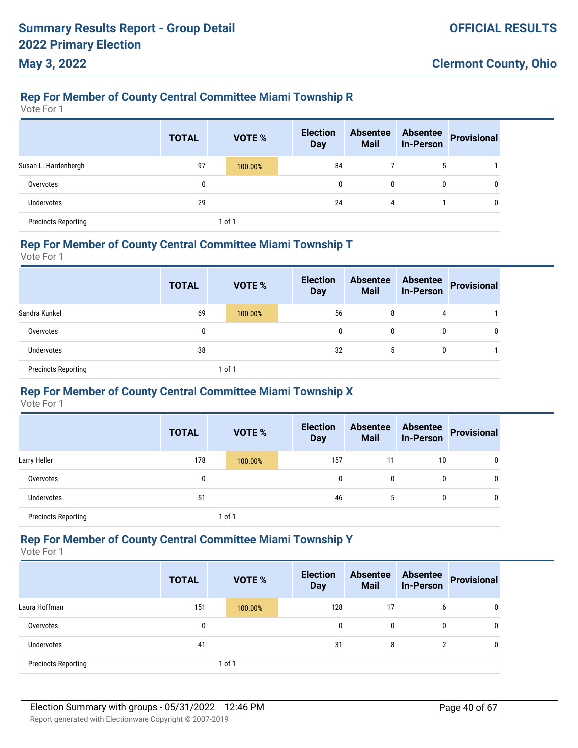## Rep For Member of County Central Committee Miami Township R

Vote For 1

| | TOTAL | VOTE % | Election Day | Absentee Mail | Absentee In-Person | Provisional |
|---|---|---|---|---|---|---|
| Susan L. Hardenbergh | 97 | 100.00% | 84 | 7 | 5 | 1 |
| Overvotes | 0 | | 0 | 0 | 0 | 0 |
| Undervotes | 29 | | 24 | 4 | 1 | 0 |
| Precincts Reporting | | 1 of 1 | | | | |

## Rep For Member of County Central Committee Miami Township T

Vote For 1

| | TOTAL | VOTE % | Election Day | Absentee Mail | Absentee In-Person | Provisional |
|---|---|---|---|---|---|---|
| Sandra Kunkel | 69 | 100.00% | 56 | 8 | 4 | 1 |
| Overvotes | 0 | | 0 | 0 | 0 | 0 |
| Undervotes | 38 | | 32 | 5 | 0 | 1 |
| Precincts Reporting | | 1 of 1 | | | | |

## Rep For Member of County Central Committee Miami Township X

Vote For 1

| | TOTAL | VOTE % | Election Day | Absentee Mail | Absentee In-Person | Provisional |
|---|---|---|---|---|---|---|
| Larry Heller | 178 | 100.00% | 157 | 11 | 10 | 0 |
| Overvotes | 0 | | 0 | 0 | 0 | 0 |
| Undervotes | 51 | | 46 | 5 | 0 | 0 |
| Precincts Reporting | | 1 of 1 | | | | |

## Rep For Member of County Central Committee Miami Township Y

Vote For 1

| | TOTAL | VOTE % | Election Day | Absentee Mail | Absentee In-Person | Provisional |
|---|---|---|---|---|---|---|
| Laura Hoffman | 151 | 100.00% | 128 | 17 | 6 | 0 |
| Overvotes | 0 | | 0 | 0 | 0 | 0 |
| Undervotes | 41 | | 31 | 8 | 2 | 0 |
| Precincts Reporting | | 1 of 1 | | | | |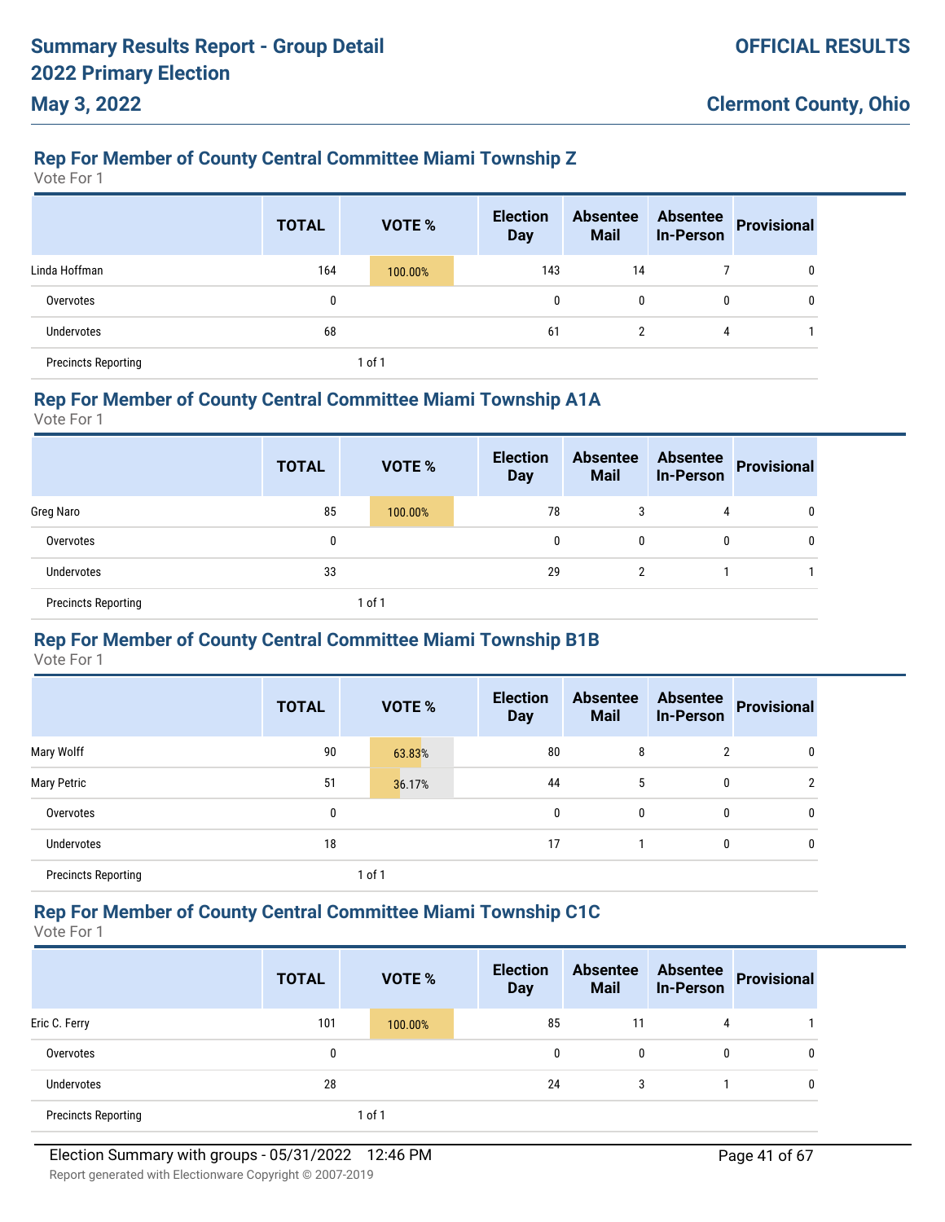## Rep For Member of County Central Committee Miami Township Z

Vote For 1

| | TOTAL | VOTE % | Election Day | Absentee Mail | Absentee In-Person | Provisional |
|---|---|---|---|---|---|---|
| Linda Hoffman | 164 | 100.00% | 143 | 14 | 7 | 0 |
| Overvotes | 0 | | 0 | 0 | 0 | 0 |
| Undervotes | 68 | | 61 | 2 | 4 | 1 |
| Precincts Reporting | | 1 of 1 | | | | |

## Rep For Member of County Central Committee Miami Township A1A

Vote For 1

| | TOTAL | VOTE % | Election Day | Absentee Mail | Absentee In-Person | Provisional |
|---|---|---|---|---|---|---|
| Greg Naro | 85 | 100.00% | 78 | 3 | 4 | 0 |
| Overvotes | 0 | | 0 | 0 | 0 | 0 |
| Undervotes | 33 | | 29 | 2 | 1 | 1 |
| Precincts Reporting | | 1 of 1 | | | | |

## Rep For Member of County Central Committee Miami Township B1B

Vote For 1

| | TOTAL | VOTE % | Election Day | Absentee Mail | Absentee In-Person | Provisional |
|---|---|---|---|---|---|---|
| Mary Wolff | 90 | 63.83% | 80 | 8 | 2 | 0 |
| Mary Petric | 51 | 36.17% | 44 | 5 | 0 | 2 |
| Overvotes | 0 | | 0 | 0 | 0 | 0 |
| Undervotes | 18 | | 17 | 1 | 0 | 0 |
| Precincts Reporting | | 1 of 1 | | | | |

## Rep For Member of County Central Committee Miami Township C1C

Vote For 1

| | TOTAL | VOTE % | Election Day | Absentee Mail | Absentee In-Person | Provisional |
|---|---|---|---|---|---|---|
| Eric C. Ferry | 101 | 100.00% | 85 | 11 | 4 | 1 |
| Overvotes | 0 | | 0 | 0 | 0 | 0 |
| Undervotes | 28 | | 24 | 3 | 1 | 0 |
| Precincts Reporting | | 1 of 1 | | | | |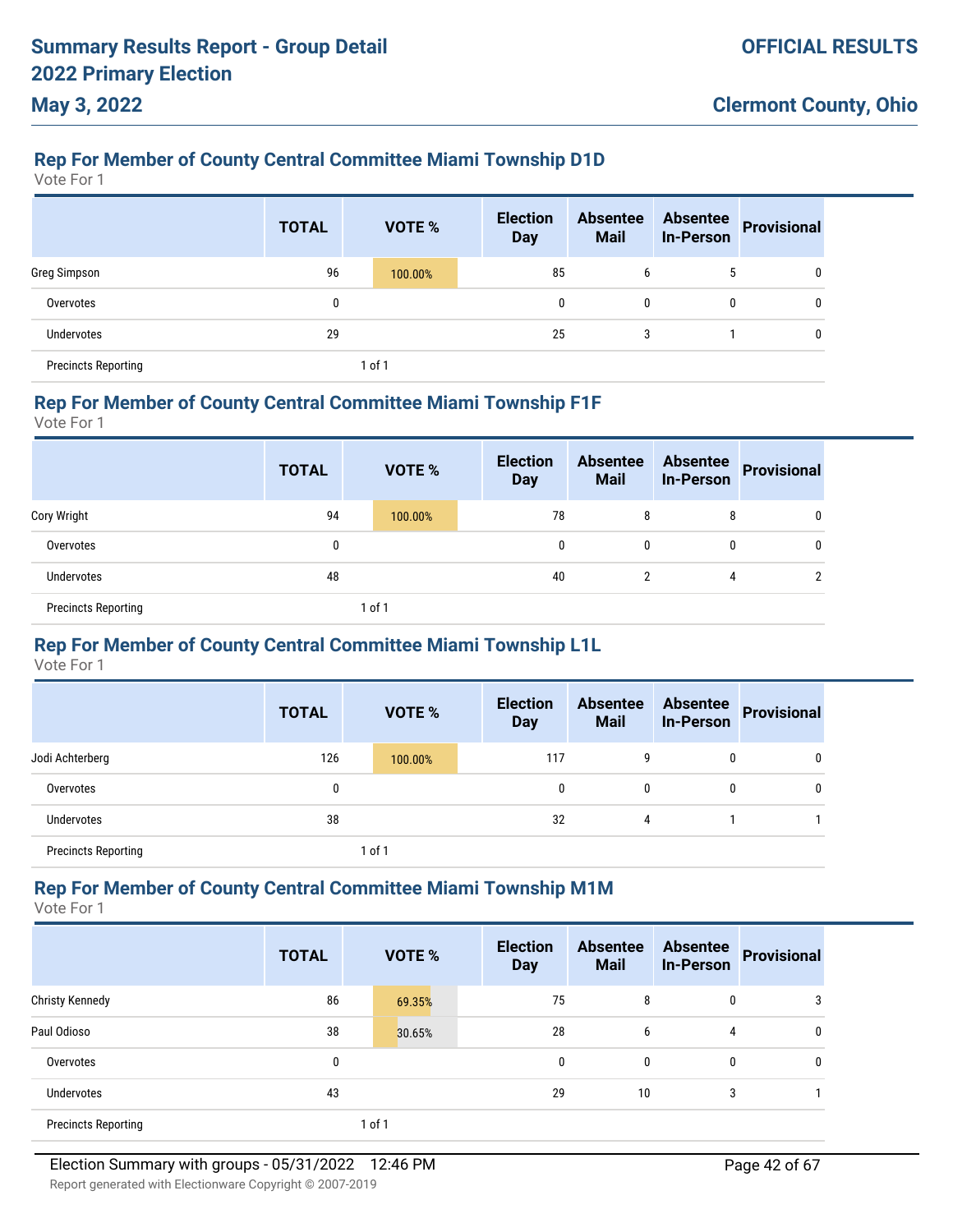# Summary Results Report - Group Detail
## 2022 Primary Election
## May 3, 2022

**OFFICIAL RESULTS**

**Clermont County, Ohio**

### Rep For Member of County Central Committee Miami Township D1D

Vote For 1

| | TOTAL | VOTE % | Election Day | Absentee Mail | Absentee In-Person | Provisional |
|---|---|---|---|---|---|---|
| Greg Simpson | 96 | 100.00% | 85 | 6 | 5 | 0 |
| Overvotes | 0 | | 0 | 0 | 0 | 0 |
| Undervotes | 29 | | 25 | 3 | 1 | 0 |
| Precincts Reporting | | 1 of 1 | | | | |

### Rep For Member of County Central Committee Miami Township F1F

Vote For 1

| | TOTAL | VOTE % | Election Day | Absentee Mail | Absentee In-Person | Provisional |
|---|---|---|---|---|---|---|
| Cory Wright | 94 | 100.00% | 78 | 8 | 8 | 0 |
| Overvotes | 0 | | 0 | 0 | 0 | 0 |
| Undervotes | 48 | | 40 | 2 | 4 | 2 |
| Precincts Reporting | | 1 of 1 | | | | |

### Rep For Member of County Central Committee Miami Township L1L

Vote For 1

| | TOTAL | VOTE % | Election Day | Absentee Mail | Absentee In-Person | Provisional |
|---|---|---|---|---|---|---|
| Jodi Achterberg | 126 | 100.00% | 117 | 9 | 0 | 0 |
| Overvotes | 0 | | 0 | 0 | 0 | 0 |
| Undervotes | 38 | | 32 | 4 | 1 | 1 |
| Precincts Reporting | | 1 of 1 | | | | |

### Rep For Member of County Central Committee Miami Township M1M

Vote For 1

| | TOTAL | VOTE % | Election Day | Absentee Mail | Absentee In-Person | Provisional |
|---|---|---|---|---|---|---|
| Christy Kennedy | 86 | 69.35% | 75 | 8 | 0 | 3 |
| Paul Odioso | 38 | 30.65% | 28 | 6 | 4 | 0 |
| Overvotes | 0 | | 0 | 0 | 0 | 0 |
| Undervotes | 43 | | 29 | 10 | 3 | 1 |
| Precincts Reporting | | 1 of 1 | | | | |

Election Summary with groups - 05/31/2022 12:46 PM

Report generated with Electionware Copyright © 2007-2019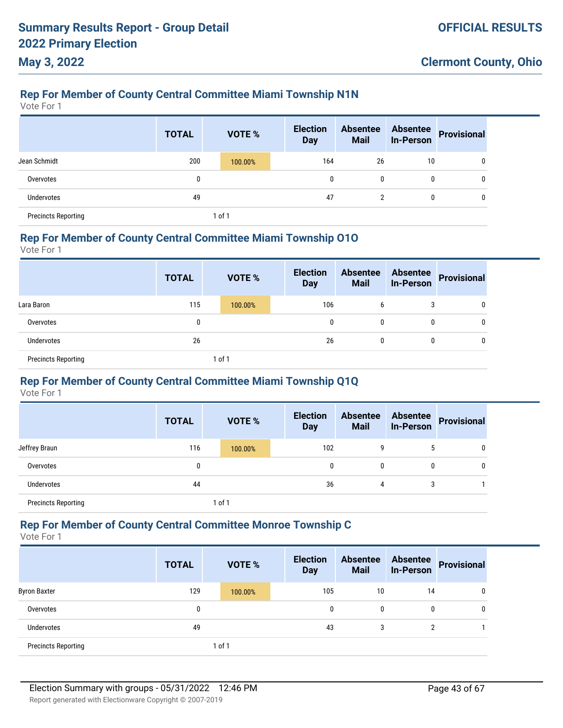## Rep For Member of County Central Committee Miami Township N1N

Vote For 1

| | TOTAL | VOTE % | Election Day | Absentee Mail | Absentee In-Person | Provisional |
|---|---|---|---|---|---|---|
| Jean Schmidt | 200 | 100.00% | 164 | 26 | 10 | 0 |
| Overvotes | 0 | | 0 | 0 | 0 | 0 |
| Undervotes | 49 | | 47 | 2 | 0 | 0 |
| Precincts Reporting | | 1 of 1 | | | | |

## Rep For Member of County Central Committee Miami Township O1O

Vote For 1

| | TOTAL | VOTE % | Election Day | Absentee Mail | Absentee In-Person | Provisional |
|---|---|---|---|---|---|---|
| Lara Baron | 115 | 100.00% | 106 | 6 | 3 | 0 |
| Overvotes | 0 | | 0 | 0 | 0 | 0 |
| Undervotes | 26 | | 26 | 0 | 0 | 0 |
| Precincts Reporting | | 1 of 1 | | | | |

## Rep For Member of County Central Committee Miami Township Q1Q

Vote For 1

| | TOTAL | VOTE % | Election Day | Absentee Mail | Absentee In-Person | Provisional |
|---|---|---|---|---|---|---|
| Jeffrey Braun | 116 | 100.00% | 102 | 9 | 5 | 0 |
| Overvotes | 0 | | 0 | 0 | 0 | 0 |
| Undervotes | 44 | | 36 | 4 | 3 | 1 |
| Precincts Reporting | | 1 of 1 | | | | |

## Rep For Member of County Central Committee Monroe Township C

Vote For 1

| | TOTAL | VOTE % | Election Day | Absentee Mail | Absentee In-Person | Provisional |
|---|---|---|---|---|---|---|
| Byron Baxter | 129 | 100.00% | 105 | 10 | 14 | 0 |
| Overvotes | 0 | | 0 | 0 | 0 | 0 |
| Undervotes | 49 | | 43 | 3 | 2 | 1 |
| Precincts Reporting | | 1 of 1 | | | | |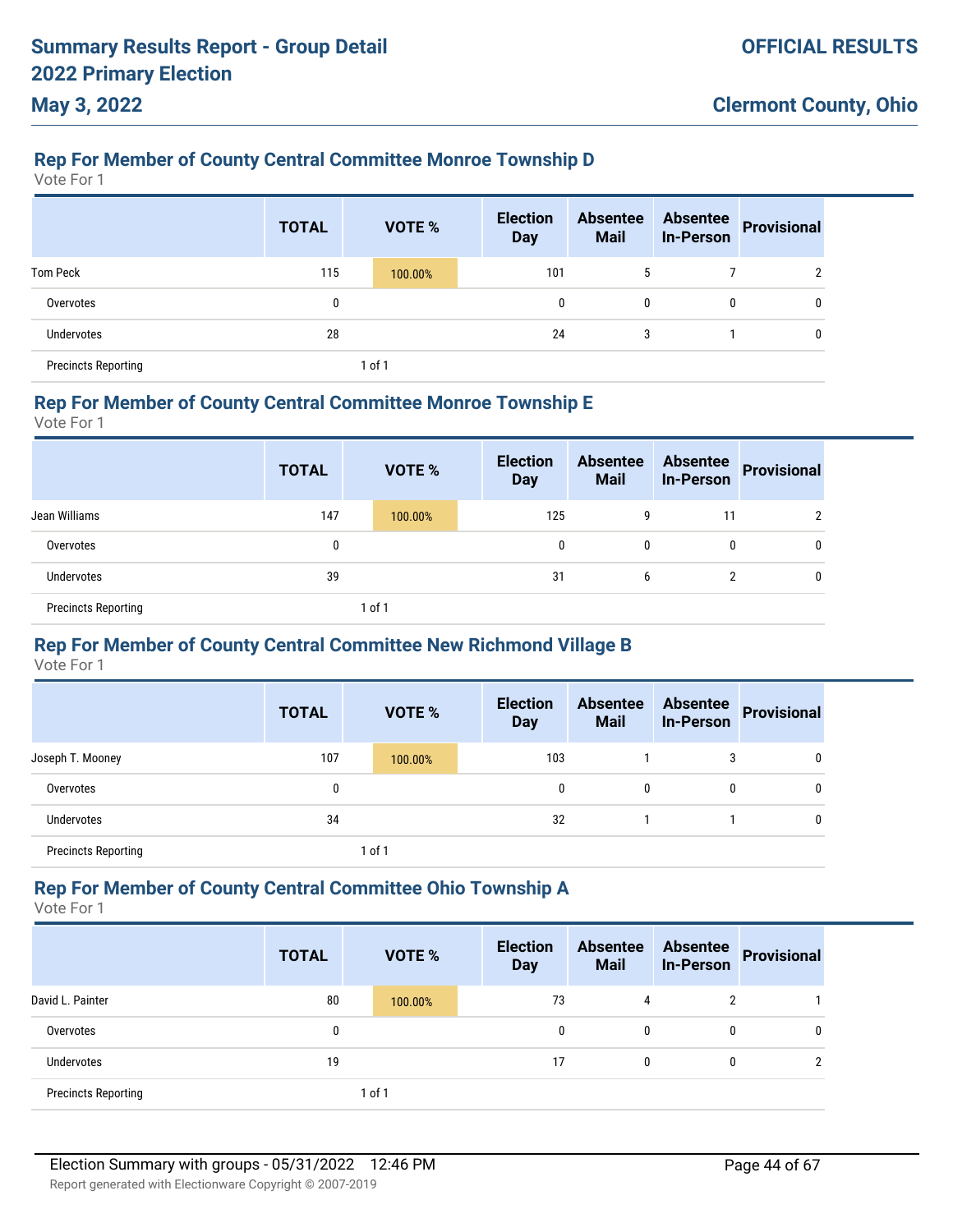## Rep For Member of County Central Committee Monroe Township D

Vote For 1

| | TOTAL | VOTE % | Election Day | Absentee Mail | Absentee In-Person | Provisional |
|---|---|---|---|---|---|---|
| Tom Peck | 115 | 100.00% | 101 | 5 | 7 | 2 |
| Overvotes | 0 | | 0 | 0 | 0 | 0 |
| Undervotes | 28 | | 24 | 3 | 1 | 0 |
| Precincts Reporting | | 1 of 1 | | | | |

## Rep For Member of County Central Committee Monroe Township E

Vote For 1

| | TOTAL | VOTE % | Election Day | Absentee Mail | Absentee In-Person | Provisional |
|---|---|---|---|---|---|---|
| Jean Williams | 147 | 100.00% | 125 | 9 | 11 | 2 |
| Overvotes | 0 | | 0 | 0 | 0 | 0 |
| Undervotes | 39 | | 31 | 6 | 2 | 0 |
| Precincts Reporting | | 1 of 1 | | | | |

## Rep For Member of County Central Committee New Richmond Village B

Vote For 1

| | TOTAL | VOTE % | Election Day | Absentee Mail | Absentee In-Person | Provisional |
|---|---|---|---|---|---|---|
| Joseph T. Mooney | 107 | 100.00% | 103 | 1 | 3 | 0 |
| Overvotes | 0 | | 0 | 0 | 0 | 0 |
| Undervotes | 34 | | 32 | 1 | 1 | 0 |
| Precincts Reporting | | 1 of 1 | | | | |

## Rep For Member of County Central Committee Ohio Township A

Vote For 1

| | TOTAL | VOTE % | Election Day | Absentee Mail | Absentee In-Person | Provisional |
|---|---|---|---|---|---|---|
| David L. Painter | 80 | 100.00% | 73 | 4 | 2 | 1 |
| Overvotes | 0 | | 0 | 0 | 0 | 0 |
| Undervotes | 19 | | 17 | 0 | 0 | 2 |
| Precincts Reporting | | 1 of 1 | | | | |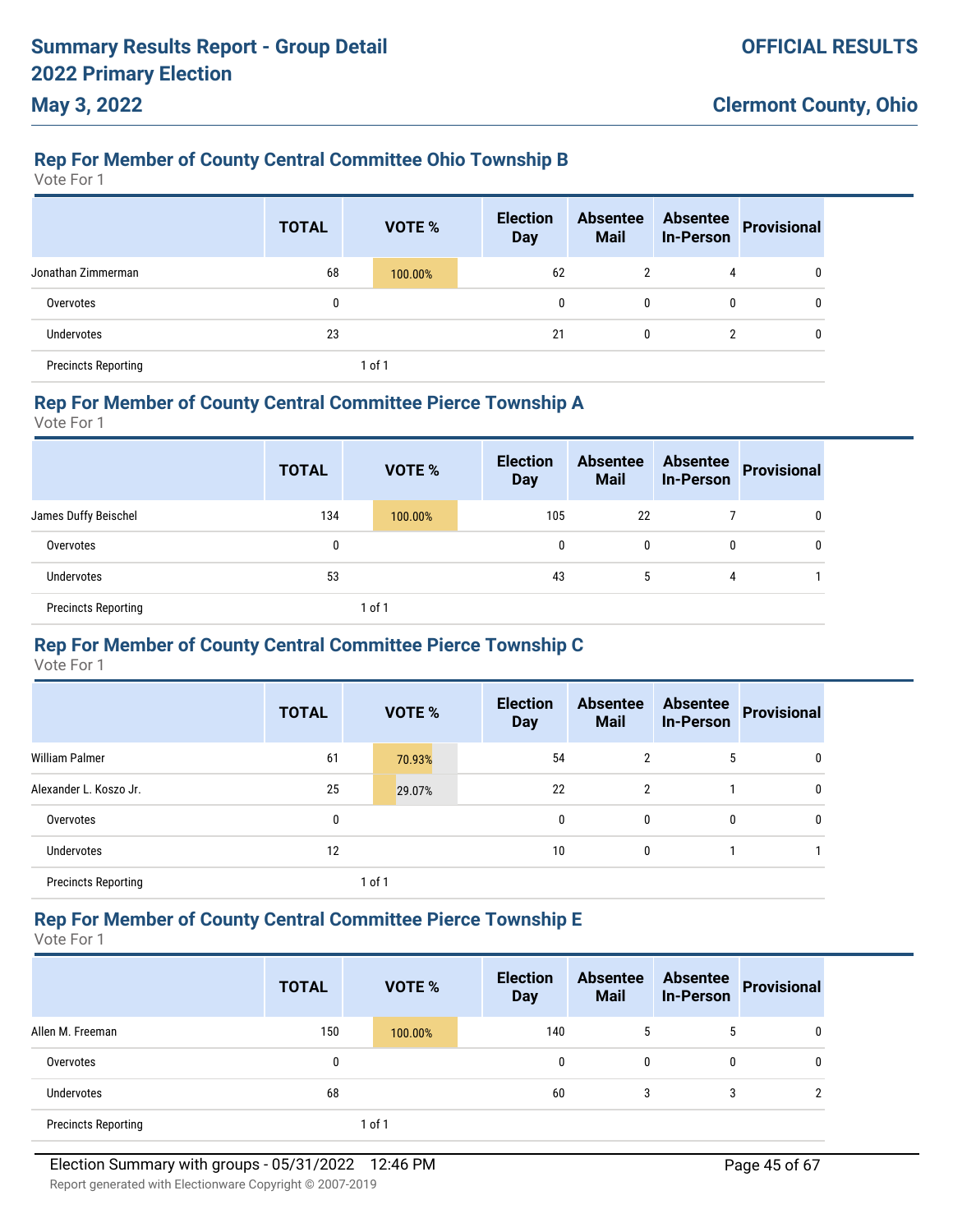## Rep For Member of County Central Committee Ohio Township B

Vote For 1

| | TOTAL | VOTE % | Election Day | Absentee Mail | Absentee In-Person | Provisional |
|---|---|---|---|---|---|---|
| Jonathan Zimmerman | 68 | 100.00% | 62 | 2 | 4 | 0 |
| Overvotes | 0 | | 0 | 0 | 0 | 0 |
| Undervotes | 23 | | 21 | 0 | 2 | 0 |
| Precincts Reporting | | 1 of 1 | | | | |

## Rep For Member of County Central Committee Pierce Township A

Vote For 1

| | TOTAL | VOTE % | Election Day | Absentee Mail | Absentee In-Person | Provisional |
|---|---|---|---|---|---|---|
| James Duffy Beischel | 134 | 100.00% | 105 | 22 | 7 | 0 |
| Overvotes | 0 | | 0 | 0 | 0 | 0 |
| Undervotes | 53 | | 43 | 5 | 4 | 1 |
| Precincts Reporting | | 1 of 1 | | | | |

## Rep For Member of County Central Committee Pierce Township C

Vote For 1

| | TOTAL | VOTE % | Election Day | Absentee Mail | Absentee In-Person | Provisional |
|---|---|---|---|---|---|---|
| William Palmer | 61 | 70.93% | 54 | 2 | 5 | 0 |
| Alexander L. Koszo Jr. | 25 | 29.07% | 22 | 2 | 1 | 0 |
| Overvotes | 0 | | 0 | 0 | 0 | 0 |
| Undervotes | 12 | | 10 | 0 | 1 | 1 |
| Precincts Reporting | | 1 of 1 | | | | |

## Rep For Member of County Central Committee Pierce Township E

Vote For 1

| | TOTAL | VOTE % | Election Day | Absentee Mail | Absentee In-Person | Provisional |
|---|---|---|---|---|---|---|
| Allen M. Freeman | 150 | 100.00% | 140 | 5 | 5 | 0 |
| Overvotes | 0 | | 0 | 0 | 0 | 0 |
| Undervotes | 68 | | 60 | 3 | 3 | 2 |
| Precincts Reporting | | 1 of 1 | | | | |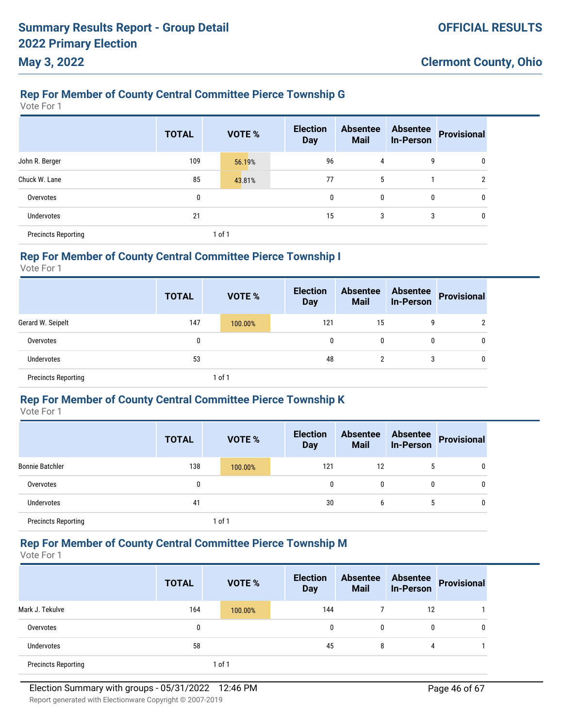# Summary Results Report - Group Detail
# 2022 Primary Election
# May 3, 2022

**OFFICIAL RESULTS**

**Clermont County, Ohio**

## Rep For Member of County Central Committee Pierce Township G

Vote For 1

| | TOTAL | VOTE % | Election Day | Absentee Mail | Absentee In-Person | Provisional |
|---|---|---|---|---|---|---|
| John R. Berger | 109 | 56.19% | 96 | 4 | 9 | 0 |
| Chuck W. Lane | 85 | 43.81% | 77 | 5 | 1 | 2 |
| Overvotes | 0 | | 0 | 0 | 0 | 0 |
| Undervotes | 21 | | 15 | 3 | 3 | 0 |
| Precincts Reporting | | 1 of 1 | | | | |

## Rep For Member of County Central Committee Pierce Township I

Vote For 1

| | TOTAL | VOTE % | Election Day | Absentee Mail | Absentee In-Person | Provisional |
|---|---|---|---|---|---|---|
| Gerard W. Seipelt | 147 | 100.00% | 121 | 15 | 9 | 2 |
| Overvotes | 0 | | 0 | 0 | 0 | 0 |
| Undervotes | 53 | | 48 | 2 | 3 | 0 |
| Precincts Reporting | | 1 of 1 | | | | |

## Rep For Member of County Central Committee Pierce Township K

Vote For 1

| | TOTAL | VOTE % | Election Day | Absentee Mail | Absentee In-Person | Provisional |
|---|---|---|---|---|---|---|
| Bonnie Batchler | 138 | 100.00% | 121 | 12 | 5 | 0 |
| Overvotes | 0 | | 0 | 0 | 0 | 0 |
| Undervotes | 41 | | 30 | 6 | 5 | 0 |
| Precincts Reporting | | 1 of 1 | | | | |

## Rep For Member of County Central Committee Pierce Township M

Vote For 1

| | TOTAL | VOTE % | Election Day | Absentee Mail | Absentee In-Person | Provisional |
|---|---|---|---|---|---|---|
| Mark J. Tekulve | 164 | 100.00% | 144 | 7 | 12 | 1 |
| Overvotes | 0 | | 0 | 0 | 0 | 0 |
| Undervotes | 58 | | 45 | 8 | 4 | 1 |
| Precincts Reporting | | 1 of 1 | | | | |

Election Summary with groups - 05/31/2022 12:46 PM

Report generated with Electionware Copyright © 2007-2019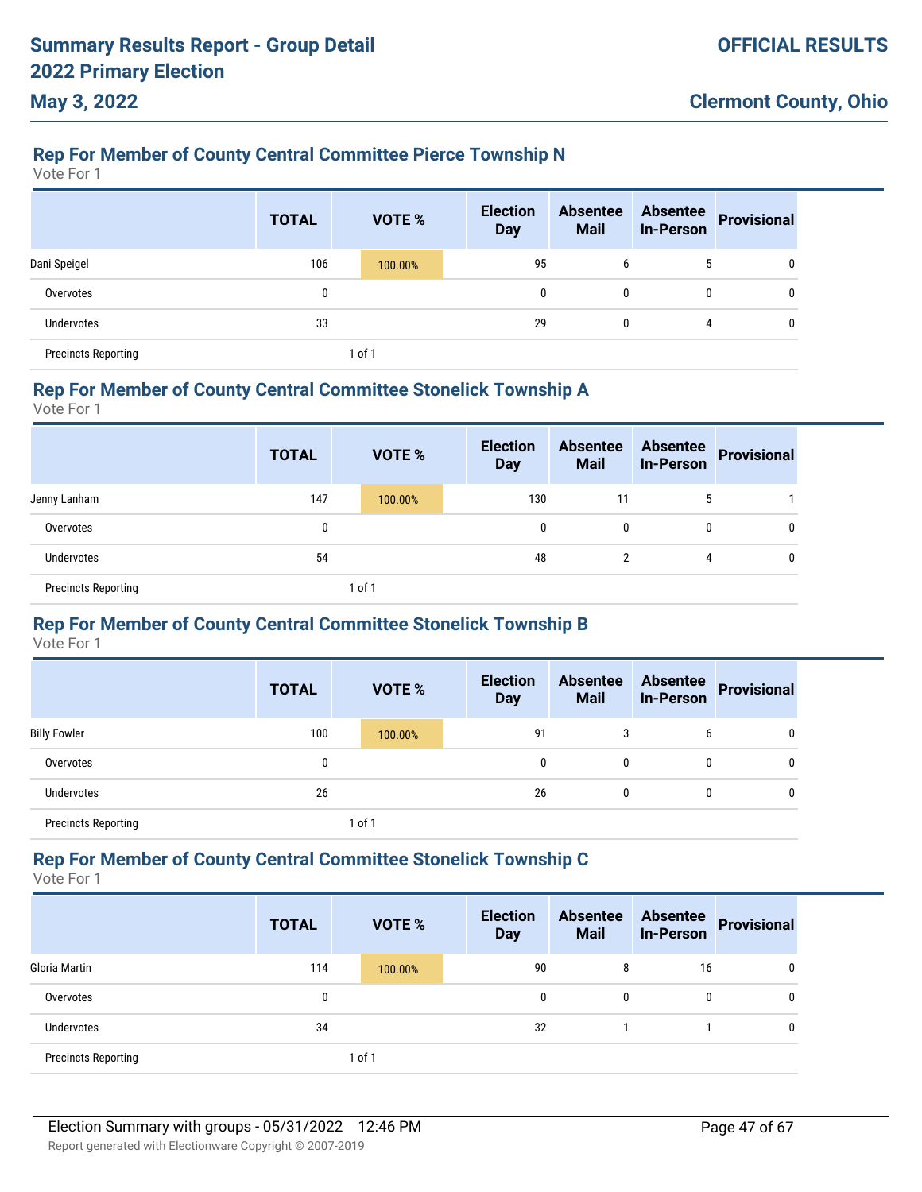# Summary Results Report - Group Detail
# 2022 Primary Election
# May 3, 2022

**OFFICIAL RESULTS**

**Clermont County, Ohio**

## Rep For Member of County Central Committee Pierce Township N

Vote For 1

| | TOTAL | VOTE % | Election Day | Absentee Mail | Absentee In-Person | Provisional |
|---|---|---|---|---|---|---|
| Dani Speigel | 106 | 100.00% | 95 | 6 | 5 | 0 |
| Overvotes | 0 | | 0 | 0 | 0 | 0 |
| Undervotes | 33 | | 29 | 0 | 4 | 0 |
| Precincts Reporting | | 1 of 1 | | | | |

## Rep For Member of County Central Committee Stonelick Township A

Vote For 1

| | TOTAL | VOTE % | Election Day | Absentee Mail | Absentee In-Person | Provisional |
|---|---|---|---|---|---|---|
| Jenny Lanham | 147 | 100.00% | 130 | 11 | 5 | 1 |
| Overvotes | 0 | | 0 | 0 | 0 | 0 |
| Undervotes | 54 | | 48 | 2 | 4 | 0 |
| Precincts Reporting | | 1 of 1 | | | | |

## Rep For Member of County Central Committee Stonelick Township B

Vote For 1

| | TOTAL | VOTE % | Election Day | Absentee Mail | Absentee In-Person | Provisional |
|---|---|---|---|---|---|---|
| Billy Fowler | 100 | 100.00% | 91 | 3 | 6 | 0 |
| Overvotes | 0 | | 0 | 0 | 0 | 0 |
| Undervotes | 26 | | 26 | 0 | 0 | 0 |
| Precincts Reporting | | 1 of 1 | | | | |

## Rep For Member of County Central Committee Stonelick Township C

Vote For 1

| | TOTAL | VOTE % | Election Day | Absentee Mail | Absentee In-Person | Provisional |
|---|---|---|---|---|---|---|
| Gloria Martin | 114 | 100.00% | 90 | 8 | 16 | 0 |
| Overvotes | 0 | | 0 | 0 | 0 | 0 |
| Undervotes | 34 | | 32 | 1 | 1 | 0 |
| Precincts Reporting | | 1 of 1 | | | | |

Election Summary with groups - 05/31/2022 12:46 PM

Report generated with Electionware Copyright © 2007-2019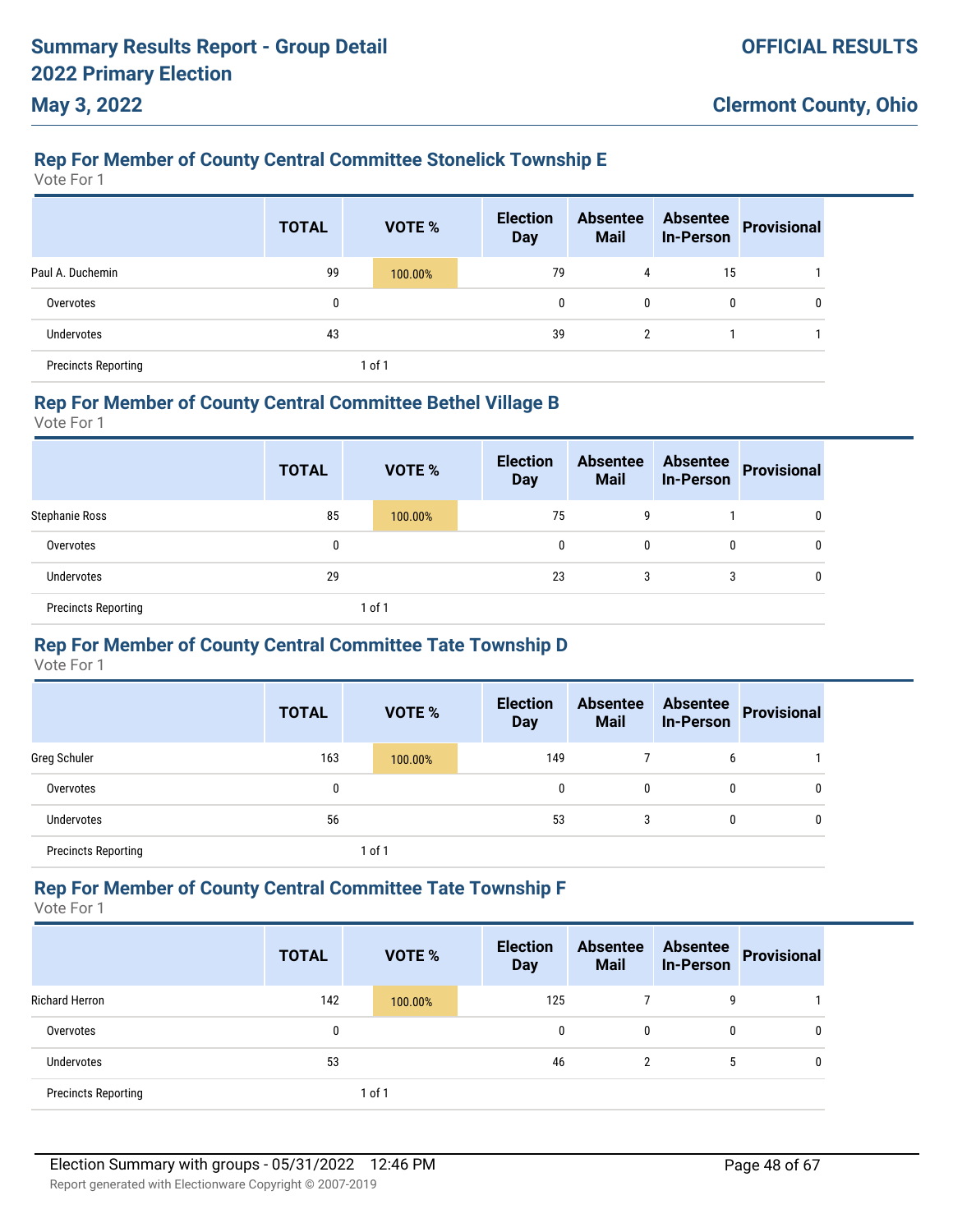## Rep For Member of County Central Committee Stonelick Township E

Vote For 1

| | TOTAL | VOTE % | Election Day | Absentee Mail | Absentee In-Person | Provisional |
|---|---|---|---|---|---|---|
| Paul A. Duchemin | 99 | 100.00% | 79 | 4 | 15 | 1 |
| Overvotes | 0 | | 0 | 0 | 0 | 0 |
| Undervotes | 43 | | 39 | 2 | 1 | 1 |
| Precincts Reporting | | 1 of 1 | | | | |

## Rep For Member of County Central Committee Bethel Village B

Vote For 1

| | TOTAL | VOTE % | Election Day | Absentee Mail | Absentee In-Person | Provisional |
|---|---|---|---|---|---|---|
| Stephanie Ross | 85 | 100.00% | 75 | 9 | 1 | 0 |
| Overvotes | 0 | | 0 | 0 | 0 | 0 |
| Undervotes | 29 | | 23 | 3 | 3 | 0 |
| Precincts Reporting | | 1 of 1 | | | | |

## Rep For Member of County Central Committee Tate Township D

Vote For 1

| | TOTAL | VOTE % | Election Day | Absentee Mail | Absentee In-Person | Provisional |
|---|---|---|---|---|---|---|
| Greg Schuler | 163 | 100.00% | 149 | 7 | 6 | 1 |
| Overvotes | 0 | | 0 | 0 | 0 | 0 |
| Undervotes | 56 | | 53 | 3 | 0 | 0 |
| Precincts Reporting | | 1 of 1 | | | | |

## Rep For Member of County Central Committee Tate Township F

Vote For 1

| | TOTAL | VOTE % | Election Day | Absentee Mail | Absentee In-Person | Provisional |
|---|---|---|---|---|---|---|
| Richard Herron | 142 | 100.00% | 125 | 7 | 9 | 1 |
| Overvotes | 0 | | 0 | 0 | 0 | 0 |
| Undervotes | 53 | | 46 | 2 | 5 | 0 |
| Precincts Reporting | | 1 of 1 | | | | |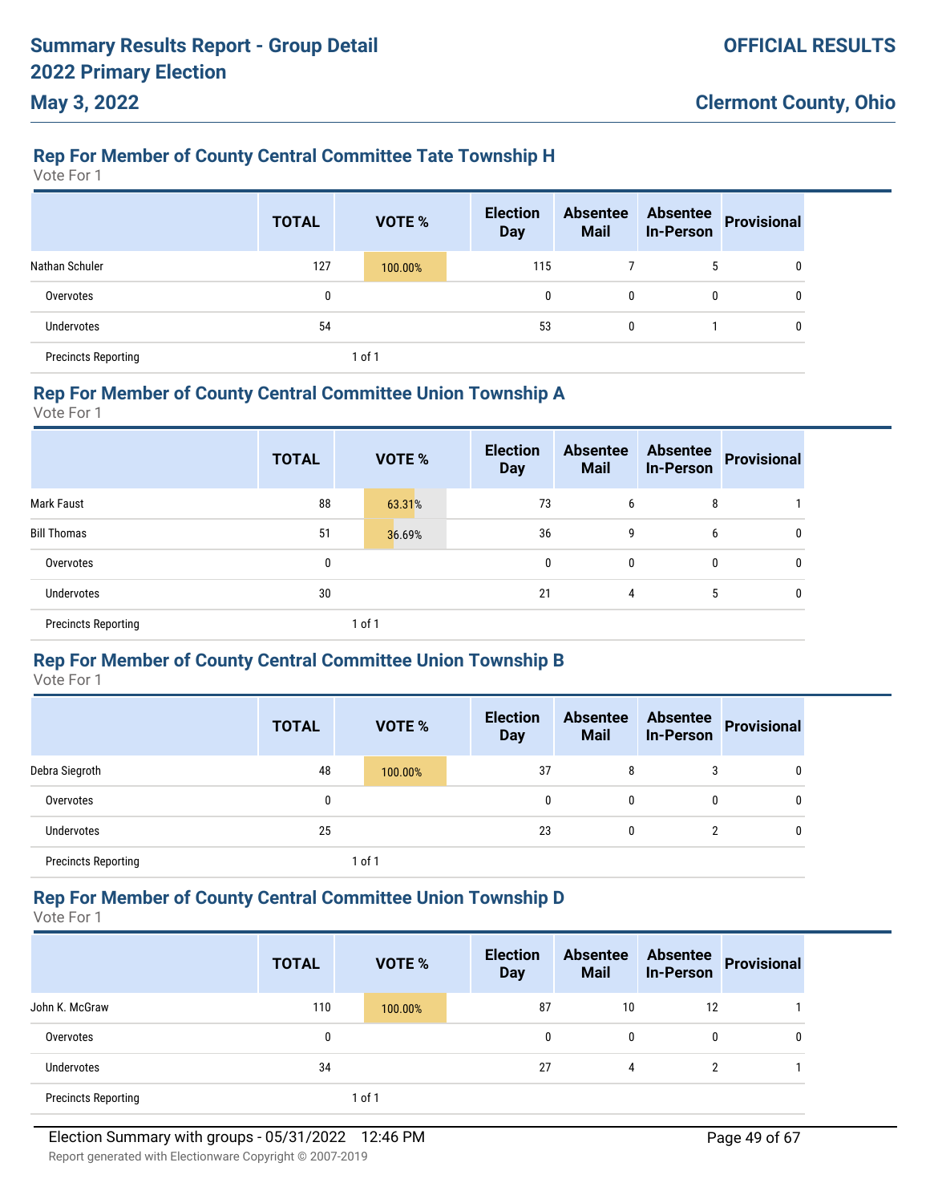## Rep For Member of County Central Committee Tate Township H

Vote For 1

| | TOTAL | VOTE % | Election Day | Absentee Mail | Absentee In-Person | Provisional |
|---|---|---|---|---|---|---|
| Nathan Schuler | 127 | 100.00% | 115 | 7 | 5 | 0 |
| Overvotes | 0 | | 0 | 0 | 0 | 0 |
| Undervotes | 54 | | 53 | 0 | 1 | 0 |
| Precincts Reporting | | 1 of 1 | | | | |

## Rep For Member of County Central Committee Union Township A

Vote For 1

| | TOTAL | VOTE % | Election Day | Absentee Mail | Absentee In-Person | Provisional |
|---|---|---|---|---|---|---|
| Mark Faust | 88 | 63.31% | 73 | 6 | 8 | 1 |
| Bill Thomas | 51 | 36.69% | 36 | 9 | 6 | 0 |
| Overvotes | 0 | | 0 | 0 | 0 | 0 |
| Undervotes | 30 | | 21 | 4 | 5 | 0 |
| Precincts Reporting | | 1 of 1 | | | | |

## Rep For Member of County Central Committee Union Township B

Vote For 1

| | TOTAL | VOTE % | Election Day | Absentee Mail | Absentee In-Person | Provisional |
|---|---|---|---|---|---|---|
| Debra Siegroth | 48 | 100.00% | 37 | 8 | 3 | 0 |
| Overvotes | 0 | | 0 | 0 | 0 | 0 |
| Undervotes | 25 | | 23 | 0 | 2 | 0 |
| Precincts Reporting | | 1 of 1 | | | | |

## Rep For Member of County Central Committee Union Township D

Vote For 1

| | TOTAL | VOTE % | Election Day | Absentee Mail | Absentee In-Person | Provisional |
|---|---|---|---|---|---|---|
| John K. McGraw | 110 | 100.00% | 87 | 10 | 12 | 1 |
| Overvotes | 0 | | 0 | 0 | 0 | 0 |
| Undervotes | 34 | | 27 | 4 | 2 | 1 |
| Precincts Reporting | | 1 of 1 | | | | |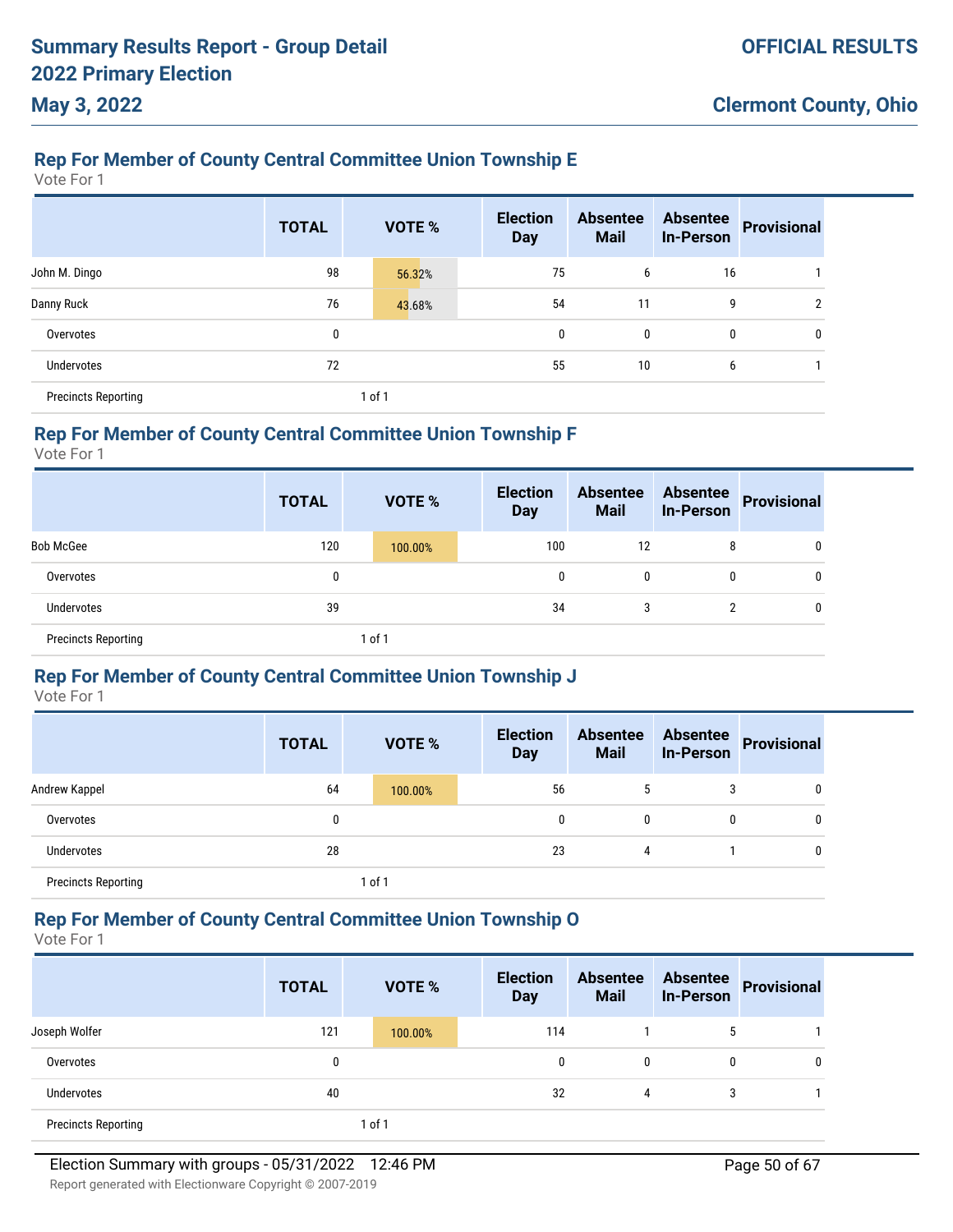## Rep For Member of County Central Committee Union Township E

Vote For 1

| | TOTAL | VOTE % | Election Day | Absentee Mail | Absentee In-Person | Provisional |
|---|---|---|---|---|---|---|
| John M. Dingo | 98 | 56.32% | 75 | 6 | 16 | 1 |
| Danny Ruck | 76 | 43.68% | 54 | 11 | 9 | 2 |
| Overvotes | 0 | | 0 | 0 | 0 | 0 |
| Undervotes | 72 | | 55 | 10 | 6 | 1 |
| Precincts Reporting | | 1 of 1 | | | | |

## Rep For Member of County Central Committee Union Township F

Vote For 1

| | TOTAL | VOTE % | Election Day | Absentee Mail | Absentee In-Person | Provisional |
|---|---|---|---|---|---|---|
| Bob McGee | 120 | 100.00% | 100 | 12 | 8 | 0 |
| Overvotes | 0 | | 0 | 0 | 0 | 0 |
| Undervotes | 39 | | 34 | 3 | 2 | 0 |
| Precincts Reporting | | 1 of 1 | | | | |

## Rep For Member of County Central Committee Union Township J

Vote For 1

| | TOTAL | VOTE % | Election Day | Absentee Mail | Absentee In-Person | Provisional |
|---|---|---|---|---|---|---|
| Andrew Kappel | 64 | 100.00% | 56 | 5 | 3 | 0 |
| Overvotes | 0 | | 0 | 0 | 0 | 0 |
| Undervotes | 28 | | 23 | 4 | 1 | 0 |
| Precincts Reporting | | 1 of 1 | | | | |

## Rep For Member of County Central Committee Union Township O

Vote For 1

| | TOTAL | VOTE % | Election Day | Absentee Mail | Absentee In-Person | Provisional |
|---|---|---|---|---|---|---|
| Joseph Wolfer | 121 | 100.00% | 114 | 1 | 5 | 1 |
| Overvotes | 0 | | 0 | 0 | 0 | 0 |
| Undervotes | 40 | | 32 | 4 | 3 | 1 |
| Precincts Reporting | | 1 of 1 | | | | |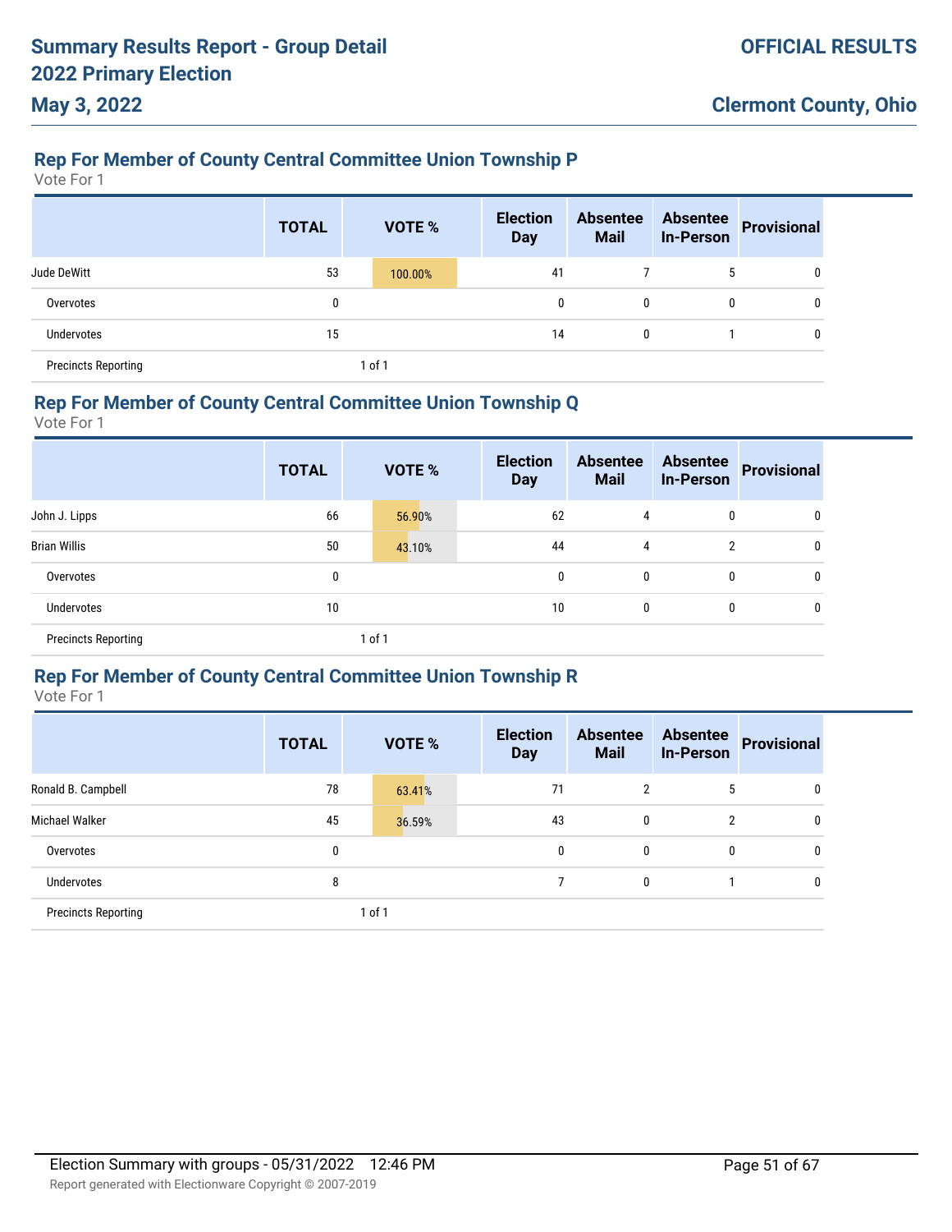## Rep For Member of County Central Committee Union Township P

Vote For 1

| | TOTAL | VOTE % | Election Day | Absentee Mail | Absentee In-Person | Provisional |
|---|---|---|---|---|---|---|
| Jude DeWitt | 53 | 100.00% | 41 | 7 | 5 | 0 |
| Overvotes | 0 | | 0 | 0 | 0 | 0 |
| Undervotes | 15 | | 14 | 0 | 1 | 0 |
| Precincts Reporting | | 1 of 1 | | | | |

## Rep For Member of County Central Committee Union Township Q

Vote For 1

| | TOTAL | VOTE % | Election Day | Absentee Mail | Absentee In-Person | Provisional |
|---|---|---|---|---|---|---|
| John J. Lipps | 66 | 56.90% | 62 | 4 | 0 | 0 |
| Brian Willis | 50 | 43.10% | 44 | 4 | 2 | 0 |
| Overvotes | 0 | | 0 | 0 | 0 | 0 |
| Undervotes | 10 | | 10 | 0 | 0 | 0 |
| Precincts Reporting | | 1 of 1 | | | | |

## Rep For Member of County Central Committee Union Township R

Vote For 1

| | TOTAL | VOTE % | Election Day | Absentee Mail | Absentee In-Person | Provisional |
|---|---|---|---|---|---|---|
| Ronald B. Campbell | 78 | 63.41% | 71 | 2 | 5 | 0 |
| Michael Walker | 45 | 36.59% | 43 | 0 | 2 | 0 |
| Overvotes | 0 | | 0 | 0 | 0 | 0 |
| Undervotes | 8 | | 7 | 0 | 1 | 0 |
| Precincts Reporting | | 1 of 1 | | | | |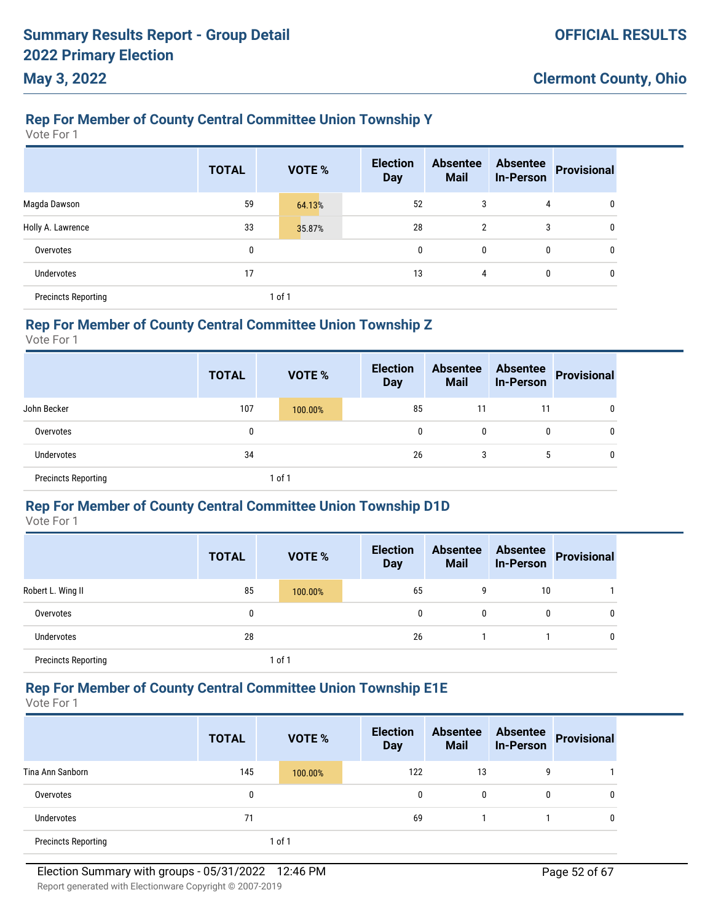## Rep For Member of County Central Committee Union Township Y

Vote For 1

| | TOTAL | VOTE % | Election Day | Absentee Mail | Absentee In-Person | Provisional |
|---|---|---|---|---|---|---|
| Magda Dawson | 59 | 64.13% | 52 | 3 | 4 | 0 |
| Holly A. Lawrence | 33 | 35.87% | 28 | 2 | 3 | 0 |
| Overvotes | 0 | | 0 | 0 | 0 | 0 |
| Undervotes | 17 | | 13 | 4 | 0 | 0 |
| Precincts Reporting | | 1 of 1 | | | | |

## Rep For Member of County Central Committee Union Township Z

Vote For 1

| | TOTAL | VOTE % | Election Day | Absentee Mail | Absentee In-Person | Provisional |
|---|---|---|---|---|---|---|
| John Becker | 107 | 100.00% | 85 | 11 | 11 | 0 |
| Overvotes | 0 | | 0 | 0 | 0 | 0 |
| Undervotes | 34 | | 26 | 3 | 5 | 0 |
| Precincts Reporting | | 1 of 1 | | | | |

## Rep For Member of County Central Committee Union Township D1D

Vote For 1

| | TOTAL | VOTE % | Election Day | Absentee Mail | Absentee In-Person | Provisional |
|---|---|---|---|---|---|---|
| Robert L. Wing II | 85 | 100.00% | 65 | 9 | 10 | 1 |
| Overvotes | 0 | | 0 | 0 | 0 | 0 |
| Undervotes | 28 | | 26 | 1 | 1 | 0 |
| Precincts Reporting | | 1 of 1 | | | | |

## Rep For Member of County Central Committee Union Township E1E

Vote For 1

| | TOTAL | VOTE % | Election Day | Absentee Mail | Absentee In-Person | Provisional |
|---|---|---|---|---|---|---|
| Tina Ann Sanborn | 145 | 100.00% | 122 | 13 | 9 | 1 |
| Overvotes | 0 | | 0 | 0 | 0 | 0 |
| Undervotes | 71 | | 69 | 1 | 1 | 0 |
| Precincts Reporting | | 1 of 1 | | | | |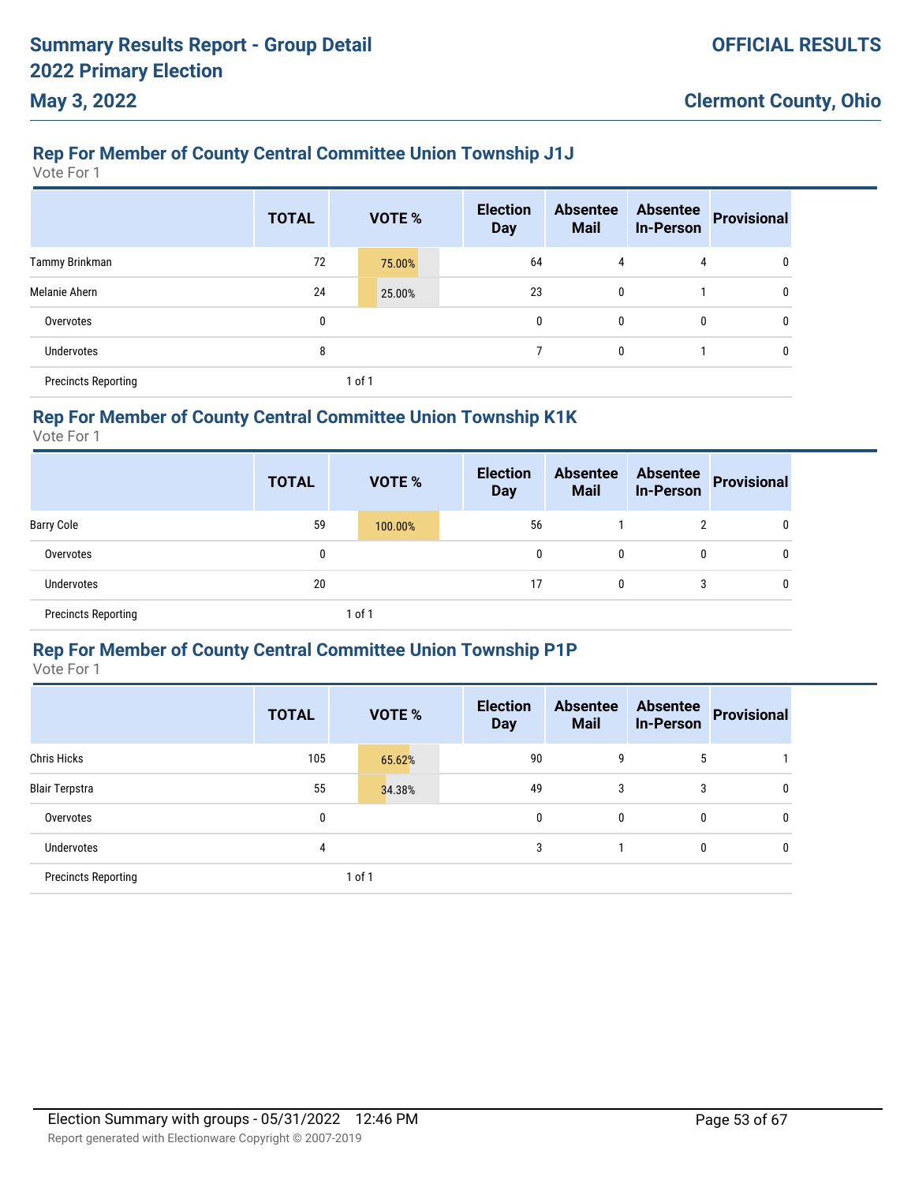## Rep For Member of County Central Committee Union Township J1J

Vote For 1

| | TOTAL | VOTE % | Election Day | Absentee Mail | Absentee In-Person | Provisional |
|---|---|---|---|---|---|---|
| Tammy Brinkman | 72 | 75.00% | 64 | 4 | 4 | 0 |
| Melanie Ahern | 24 | 25.00% | 23 | 0 | 1 | 0 |
| Overvotes | 0 | | 0 | 0 | 0 | 0 |
| Undervotes | 8 | | 7 | 0 | 1 | 0 |
| Precincts Reporting | | 1 of 1 | | | | |

## Rep For Member of County Central Committee Union Township K1K

Vote For 1

| | TOTAL | VOTE % | Election Day | Absentee Mail | Absentee In-Person | Provisional |
|---|---|---|---|---|---|---|
| Barry Cole | 59 | 100.00% | 56 | 1 | 2 | 0 |
| Overvotes | 0 | | 0 | 0 | 0 | 0 |
| Undervotes | 20 | | 17 | 0 | 3 | 0 |
| Precincts Reporting | | 1 of 1 | | | | |

## Rep For Member of County Central Committee Union Township P1P

Vote For 1

| | TOTAL | VOTE % | Election Day | Absentee Mail | Absentee In-Person | Provisional |
|---|---|---|---|---|---|---|
| Chris Hicks | 105 | 65.62% | 90 | 9 | 5 | 1 |
| Blair Terpstra | 55 | 34.38% | 49 | 3 | 3 | 0 |
| Overvotes | 0 | | 0 | 0 | 0 | 0 |
| Undervotes | 4 | | 3 | 1 | 0 | 0 |
| Precincts Reporting | | 1 of 1 | | | | |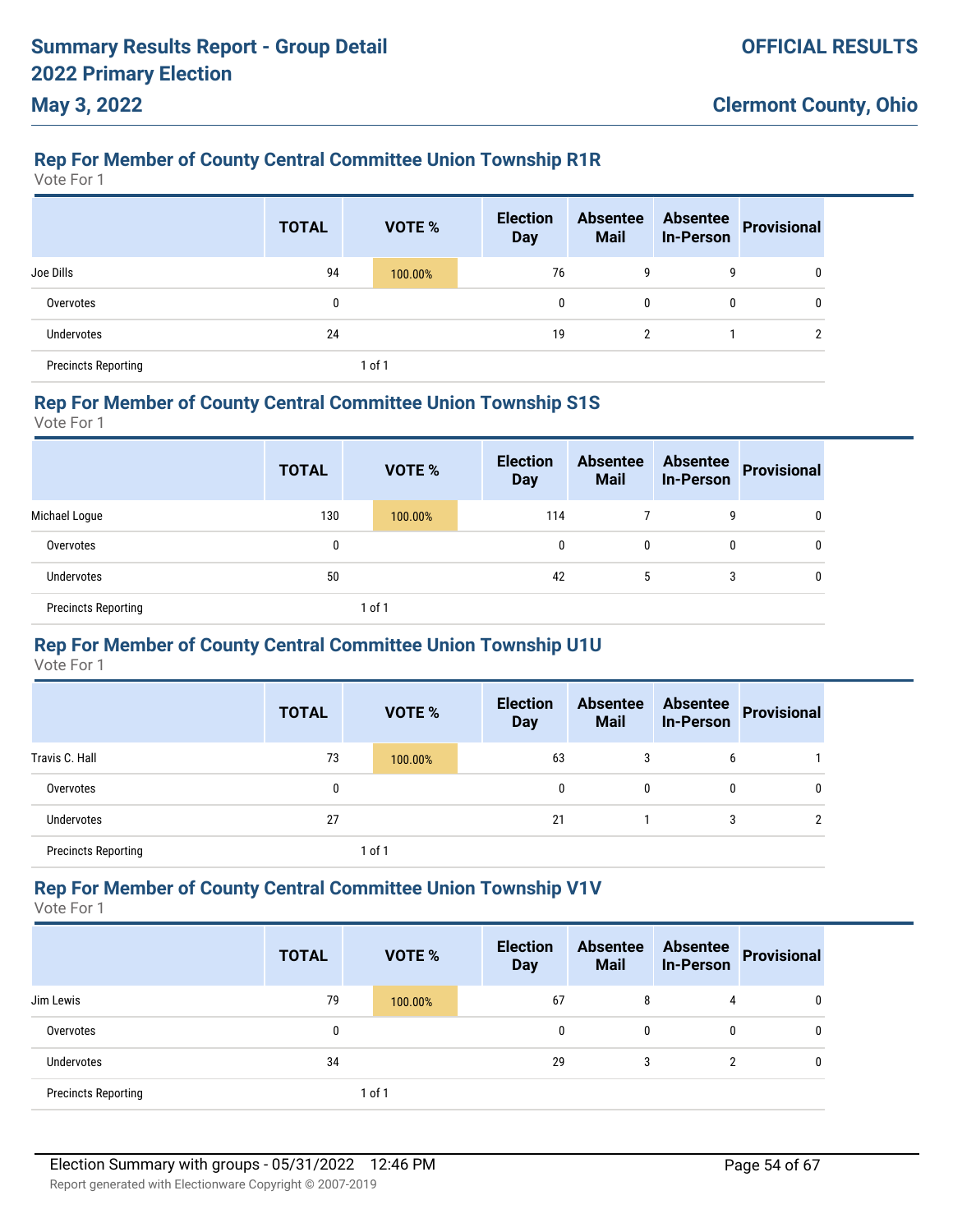# Summary Results Report - Group Detail
# 2022 Primary Election
## May 3, 2022

**OFFICIAL RESULTS**

**Clermont County, Ohio**

### Rep For Member of County Central Committee Union Township R1R

Vote For 1

| | TOTAL | VOTE % | Election Day | Absentee Mail | Absentee In-Person | Provisional |
|---|---|---|---|---|---|---|
| Joe Dills | 94 | 100.00% | 76 | 9 | 9 | 0 |
| Overvotes | 0 | | 0 | 0 | 0 | 0 |
| Undervotes | 24 | | 19 | 2 | 1 | 2 |
| Precincts Reporting | | 1 of 1 | | | | |

### Rep For Member of County Central Committee Union Township S1S

Vote For 1

| | TOTAL | VOTE % | Election Day | Absentee Mail | Absentee In-Person | Provisional |
|---|---|---|---|---|---|---|
| Michael Logue | 130 | 100.00% | 114 | 7 | 9 | 0 |
| Overvotes | 0 | | 0 | 0 | 0 | 0 |
| Undervotes | 50 | | 42 | 5 | 3 | 0 |
| Precincts Reporting | | 1 of 1 | | | | |

### Rep For Member of County Central Committee Union Township U1U

Vote For 1

| | TOTAL | VOTE % | Election Day | Absentee Mail | Absentee In-Person | Provisional |
|---|---|---|---|---|---|---|
| Travis C. Hall | 73 | 100.00% | 63 | 3 | 6 | 1 |
| Overvotes | 0 | | 0 | 0 | 0 | 0 |
| Undervotes | 27 | | 21 | 1 | 3 | 2 |
| Precincts Reporting | | 1 of 1 | | | | |

### Rep For Member of County Central Committee Union Township V1V

Vote For 1

| | TOTAL | VOTE % | Election Day | Absentee Mail | Absentee In-Person | Provisional |
|---|---|---|---|---|---|---|
| Jim Lewis | 79 | 100.00% | 67 | 8 | 4 | 0 |
| Overvotes | 0 | | 0 | 0 | 0 | 0 |
| Undervotes | 34 | | 29 | 3 | 2 | 0 |
| Precincts Reporting | | 1 of 1 | | | | |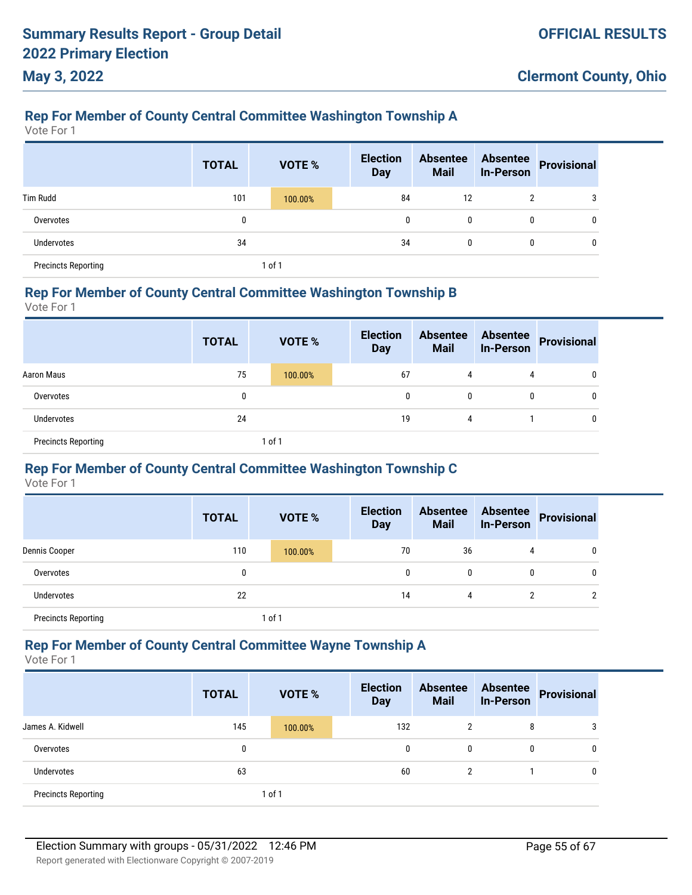## Rep For Member of County Central Committee Washington Township A

Vote For 1

| | TOTAL | VOTE % | Election Day | Absentee Mail | Absentee In-Person | Provisional |
|---|---|---|---|---|---|---|
| Tim Rudd | 101 | 100.00% | 84 | 12 | 2 | 3 |
| Overvotes | 0 | | 0 | 0 | 0 | 0 |
| Undervotes | 34 | | 34 | 0 | 0 | 0 |
| Precincts Reporting | | 1 of 1 | | | | |

## Rep For Member of County Central Committee Washington Township B

Vote For 1

| | TOTAL | VOTE % | Election Day | Absentee Mail | Absentee In-Person | Provisional |
|---|---|---|---|---|---|---|
| Aaron Maus | 75 | 100.00% | 67 | 4 | 4 | 0 |
| Overvotes | 0 | | 0 | 0 | 0 | 0 |
| Undervotes | 24 | | 19 | 4 | 1 | 0 |
| Precincts Reporting | | 1 of 1 | | | | |

## Rep For Member of County Central Committee Washington Township C

Vote For 1

| | TOTAL | VOTE % | Election Day | Absentee Mail | Absentee In-Person | Provisional |
|---|---|---|---|---|---|---|
| Dennis Cooper | 110 | 100.00% | 70 | 36 | 4 | 0 |
| Overvotes | 0 | | 0 | 0 | 0 | 0 |
| Undervotes | 22 | | 14 | 4 | 2 | 2 |
| Precincts Reporting | | 1 of 1 | | | | |

## Rep For Member of County Central Committee Wayne Township A

Vote For 1

| | TOTAL | VOTE % | Election Day | Absentee Mail | Absentee In-Person | Provisional |
|---|---|---|---|---|---|---|
| James A. Kidwell | 145 | 100.00% | 132 | 2 | 8 | 3 |
| Overvotes | 0 | | 0 | 0 | 0 | 0 |
| Undervotes | 63 | | 60 | 2 | 1 | 0 |
| Precincts Reporting | | 1 of 1 | | | | |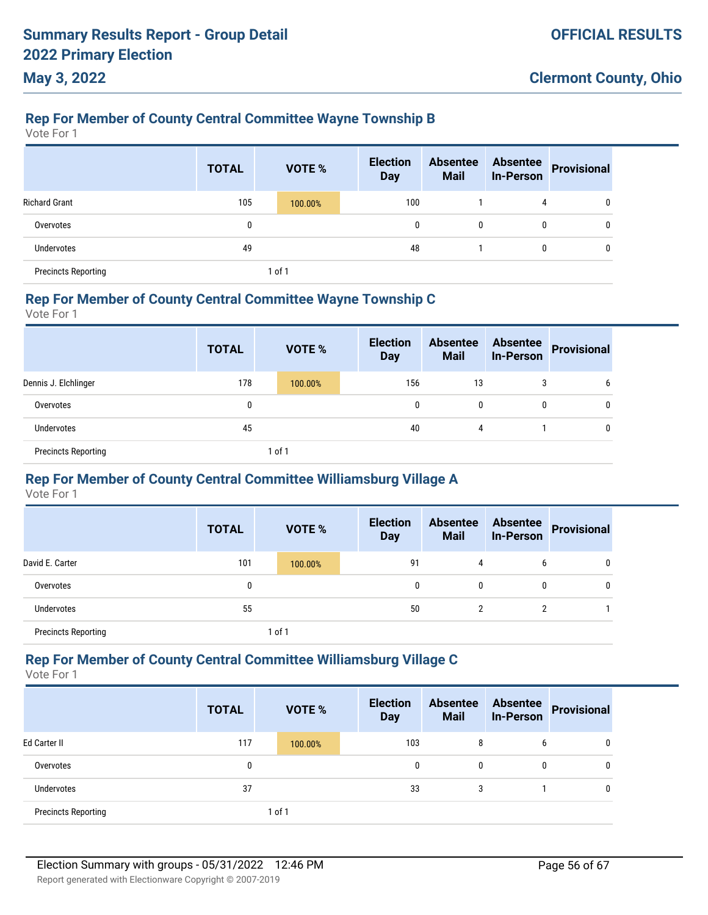## Rep For Member of County Central Committee Wayne Township B

Vote For 1

| | TOTAL | VOTE % | Election Day | Absentee Mail | Absentee In-Person | Provisional |
|---|---|---|---|---|---|---|
| Richard Grant | 105 | 100.00% | 100 | 1 | 4 | 0 |
| Overvotes | 0 | | 0 | 0 | 0 | 0 |
| Undervotes | 49 | | 48 | 1 | 0 | 0 |
| Precincts Reporting | | 1 of 1 | | | | |

## Rep For Member of County Central Committee Wayne Township C

Vote For 1

| | TOTAL | VOTE % | Election Day | Absentee Mail | Absentee In-Person | Provisional |
|---|---|---|---|---|---|---|
| Dennis J. Elchlinger | 178 | 100.00% | 156 | 13 | 3 | 6 |
| Overvotes | 0 | | 0 | 0 | 0 | 0 |
| Undervotes | 45 | | 40 | 4 | 1 | 0 |
| Precincts Reporting | | 1 of 1 | | | | |

## Rep For Member of County Central Committee Williamsburg Village A

Vote For 1

| | TOTAL | VOTE % | Election Day | Absentee Mail | Absentee In-Person | Provisional |
|---|---|---|---|---|---|---|
| David E. Carter | 101 | 100.00% | 91 | 4 | 6 | 0 |
| Overvotes | 0 | | 0 | 0 | 0 | 0 |
| Undervotes | 55 | | 50 | 2 | 2 | 1 |
| Precincts Reporting | | 1 of 1 | | | | |

## Rep For Member of County Central Committee Williamsburg Village C

Vote For 1

| | TOTAL | VOTE % | Election Day | Absentee Mail | Absentee In-Person | Provisional |
|---|---|---|---|---|---|---|
| Ed Carter II | 117 | 100.00% | 103 | 8 | 6 | 0 |
| Overvotes | 0 | | 0 | 0 | 0 | 0 |
| Undervotes | 37 | | 33 | 3 | 1 | 0 |
| Precincts Reporting | | 1 of 1 | | | | |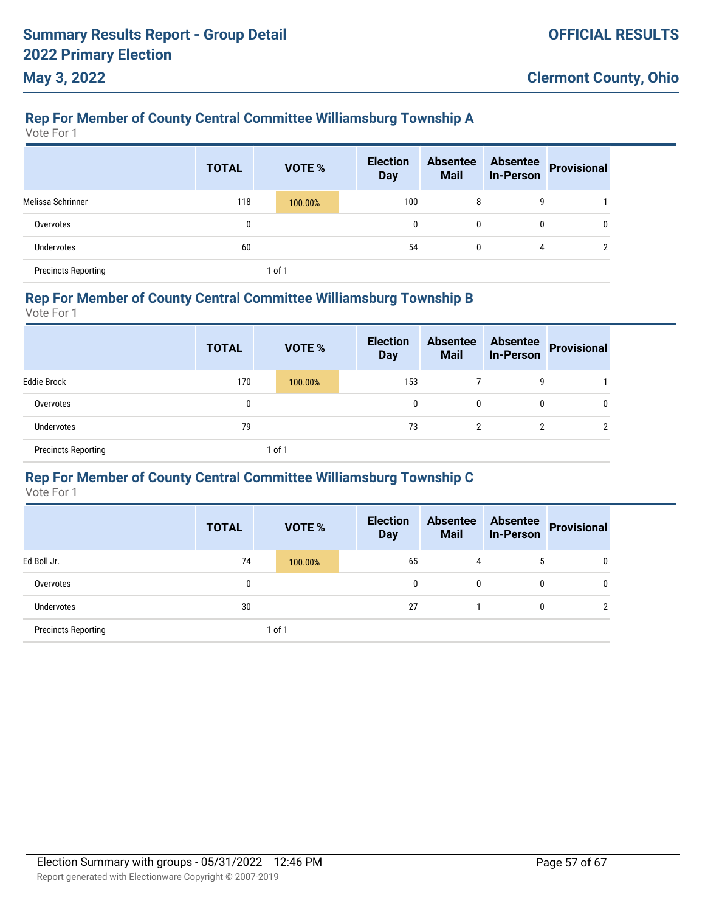## Rep For Member of County Central Committee Williamsburg Township A

Vote For 1

| | TOTAL | VOTE % | Election Day | Absentee Mail | Absentee In-Person | Provisional |
|---|---|---|---|---|---|---|
| Melissa Schrinner | 118 | 100.00% | 100 | 8 | 9 | 1 |
| Overvotes | 0 | | 0 | 0 | 0 | 0 |
| Undervotes | 60 | | 54 | 0 | 4 | 2 |
| Precincts Reporting | | 1 of 1 | | | | |

## Rep For Member of County Central Committee Williamsburg Township B

Vote For 1

| | TOTAL | VOTE % | Election Day | Absentee Mail | Absentee In-Person | Provisional |
|---|---|---|---|---|---|---|
| Eddie Brock | 170 | 100.00% | 153 | 7 | 9 | 1 |
| Overvotes | 0 | | 0 | 0 | 0 | 0 |
| Undervotes | 79 | | 73 | 2 | 2 | 2 |
| Precincts Reporting | | 1 of 1 | | | | |

## Rep For Member of County Central Committee Williamsburg Township C

Vote For 1

| | TOTAL | VOTE % | Election Day | Absentee Mail | Absentee In-Person | Provisional |
|---|---|---|---|---|---|---|
| Ed Boll Jr. | 74 | 100.00% | 65 | 4 | 5 | 0 |
| Overvotes | 0 | | 0 | 0 | 0 | 0 |
| Undervotes | 30 | | 27 | 1 | 0 | 2 |
| Precincts Reporting | | 1 of 1 | | | | |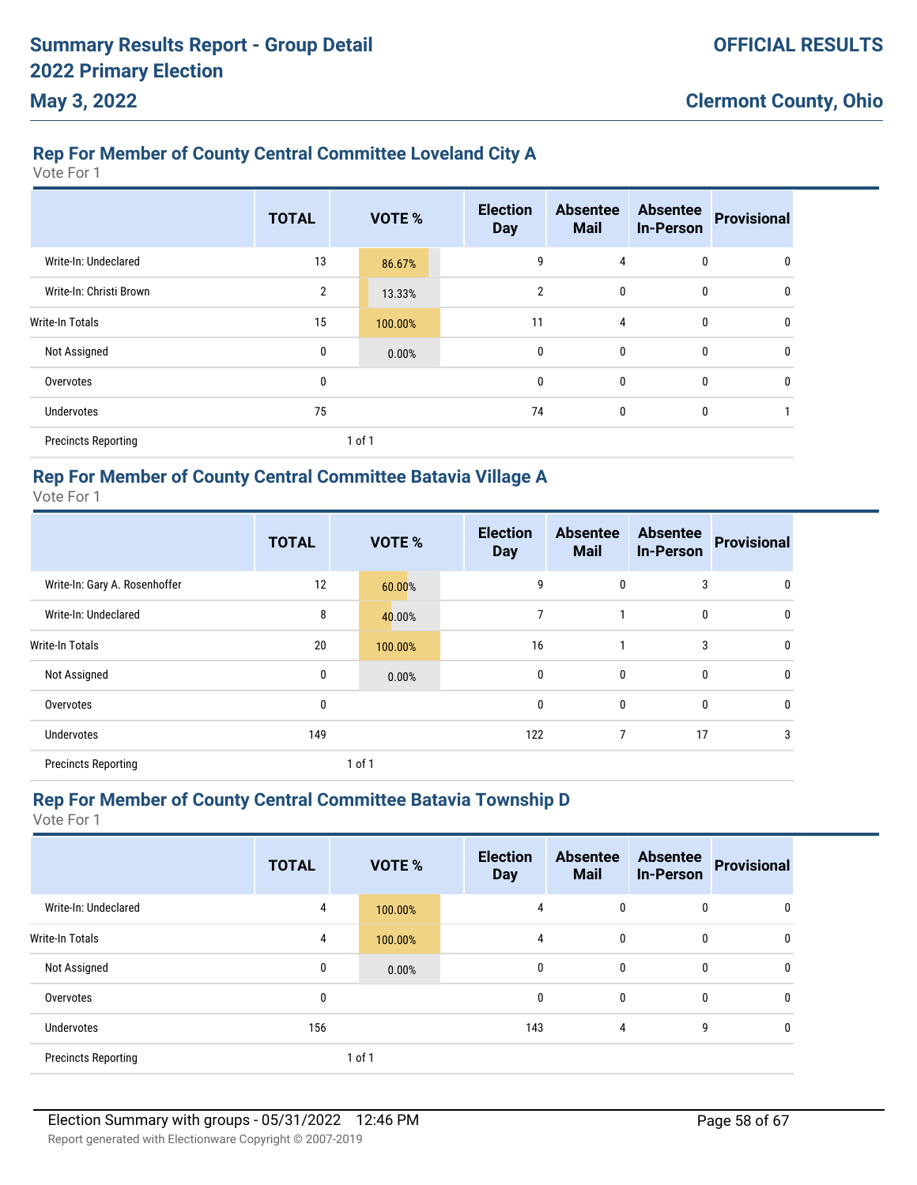## Rep For Member of County Central Committee Loveland City A

Vote For 1

| | TOTAL | VOTE % | Election Day | Absentee Mail | Absentee In-Person | Provisional |
|---|---|---|---|---|---|---|
| Write-In: Undeclared | 13 | 86.67% | 9 | 4 | 0 | 0 |
| Write-In: Christi Brown | 2 | 13.33% | 2 | 0 | 0 | 0 |
| Write-In Totals | 15 | 100.00% | 11 | 4 | 0 | 0 |
| Not Assigned | 0 | 0.00% | 0 | 0 | 0 | 0 |
| Overvotes | 0 | | 0 | 0 | 0 | 0 |
| Undervotes | 75 | | 74 | 0 | 0 | 1 |
| Precincts Reporting | | 1 of 1 | | | | |

## Rep For Member of County Central Committee Batavia Village A

Vote For 1

| | TOTAL | VOTE % | Election Day | Absentee Mail | Absentee In-Person | Provisional |
|---|---|---|---|---|---|---|
| Write-In: Gary A. Rosenhoffer | 12 | 60.00% | 9 | 0 | 3 | 0 |
| Write-In: Undeclared | 8 | 40.00% | 7 | 1 | 0 | 0 |
| Write-In Totals | 20 | 100.00% | 16 | 1 | 3 | 0 |
| Not Assigned | 0 | 0.00% | 0 | 0 | 0 | 0 |
| Overvotes | 0 | | 0 | 0 | 0 | 0 |
| Undervotes | 149 | | 122 | 7 | 17 | 3 |
| Precincts Reporting | | 1 of 1 | | | | |

## Rep For Member of County Central Committee Batavia Township D

Vote For 1

| | TOTAL | VOTE % | Election Day | Absentee Mail | Absentee In-Person | Provisional |
|---|---|---|---|---|---|---|
| Write-In: Undeclared | 4 | 100.00% | 4 | 0 | 0 | 0 |
| Write-In Totals | 4 | 100.00% | 4 | 0 | 0 | 0 |
| Not Assigned | 0 | 0.00% | 0 | 0 | 0 | 0 |
| Overvotes | 0 | | 0 | 0 | 0 | 0 |
| Undervotes | 156 | | 143 | 4 | 9 | 0 |
| Precincts Reporting | | 1 of 1 | | | | |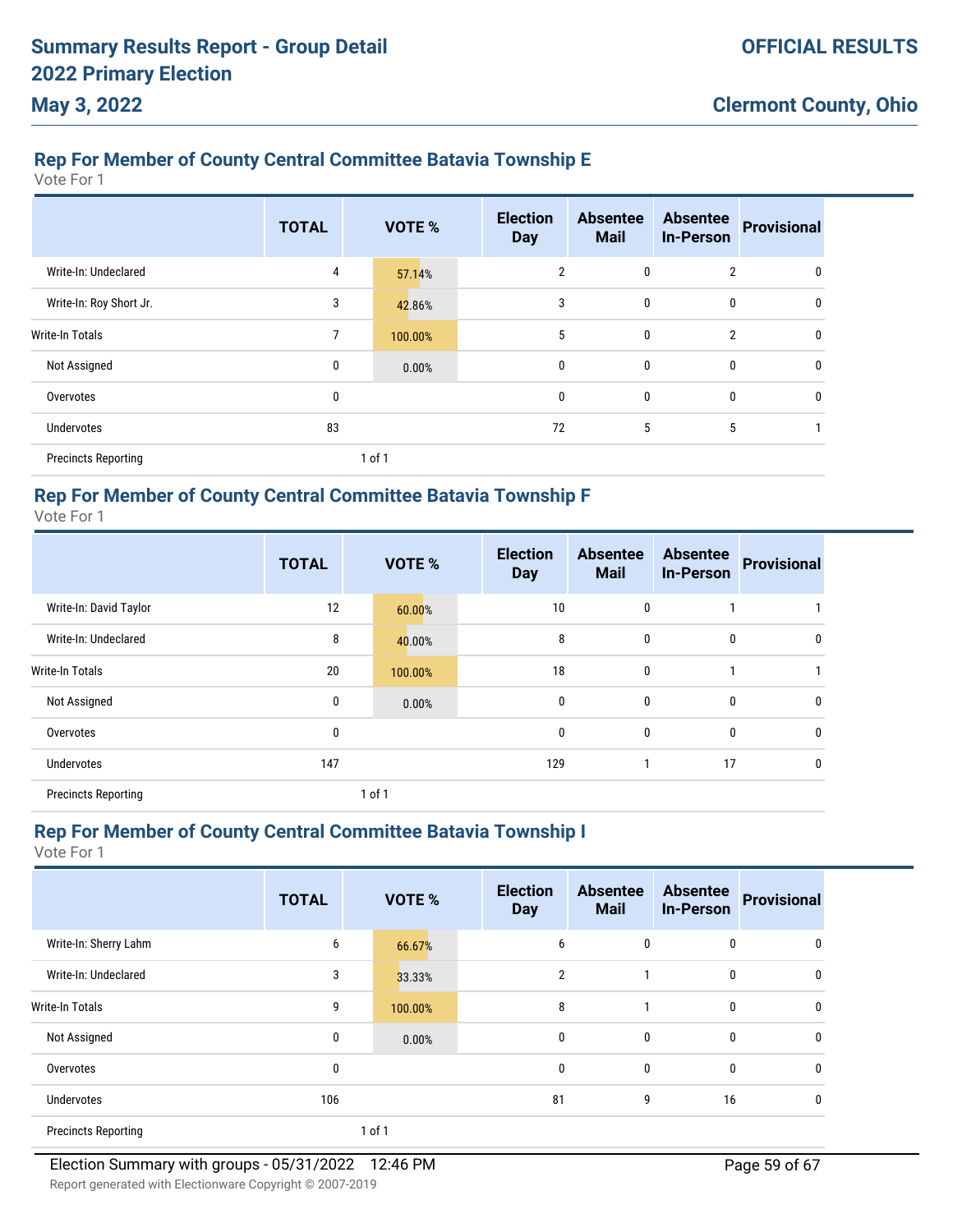## Rep For Member of County Central Committee Batavia Township E

Vote For 1

| | TOTAL | VOTE % | Election Day | Absentee Mail | Absentee In-Person | Provisional |
|---|---|---|---|---|---|---|
| Write-In: Undeclared | 4 | 57.14% | 2 | 0 | 2 | 0 |
| Write-In: Roy Short Jr. | 3 | 42.86% | 3 | 0 | 0 | 0 |
| Write-In Totals | 7 | 100.00% | 5 | 0 | 2 | 0 |
| Not Assigned | 0 | 0.00% | 0 | 0 | 0 | 0 |
| Overvotes | 0 | | 0 | 0 | 0 | 0 |
| Undervotes | 83 | | 72 | 5 | 5 | 1 |
| Precincts Reporting | | 1 of 1 | | | | |

## Rep For Member of County Central Committee Batavia Township F

Vote For 1

| | TOTAL | VOTE % | Election Day | Absentee Mail | Absentee In-Person | Provisional |
|---|---|---|---|---|---|---|
| Write-In: David Taylor | 12 | 60.00% | 10 | 0 | 1 | 1 |
| Write-In: Undeclared | 8 | 40.00% | 8 | 0 | 0 | 0 |
| Write-In Totals | 20 | 100.00% | 18 | 0 | 1 | 1 |
| Not Assigned | 0 | 0.00% | 0 | 0 | 0 | 0 |
| Overvotes | 0 | | 0 | 0 | 0 | 0 |
| Undervotes | 147 | | 129 | 1 | 17 | 0 |
| Precincts Reporting | | 1 of 1 | | | | |

## Rep For Member of County Central Committee Batavia Township I

Vote For 1

| | TOTAL | VOTE % | Election Day | Absentee Mail | Absentee In-Person | Provisional |
|---|---|---|---|---|---|---|
| Write-In: Sherry Lahm | 6 | 66.67% | 6 | 0 | 0 | 0 |
| Write-In: Undeclared | 3 | 33.33% | 2 | 1 | 0 | 0 |
| Write-In Totals | 9 | 100.00% | 8 | 1 | 0 | 0 |
| Not Assigned | 0 | 0.00% | 0 | 0 | 0 | 0 |
| Overvotes | 0 | | 0 | 0 | 0 | 0 |
| Undervotes | 106 | | 81 | 9 | 16 | 0 |
| Precincts Reporting | | 1 of 1 | | | | |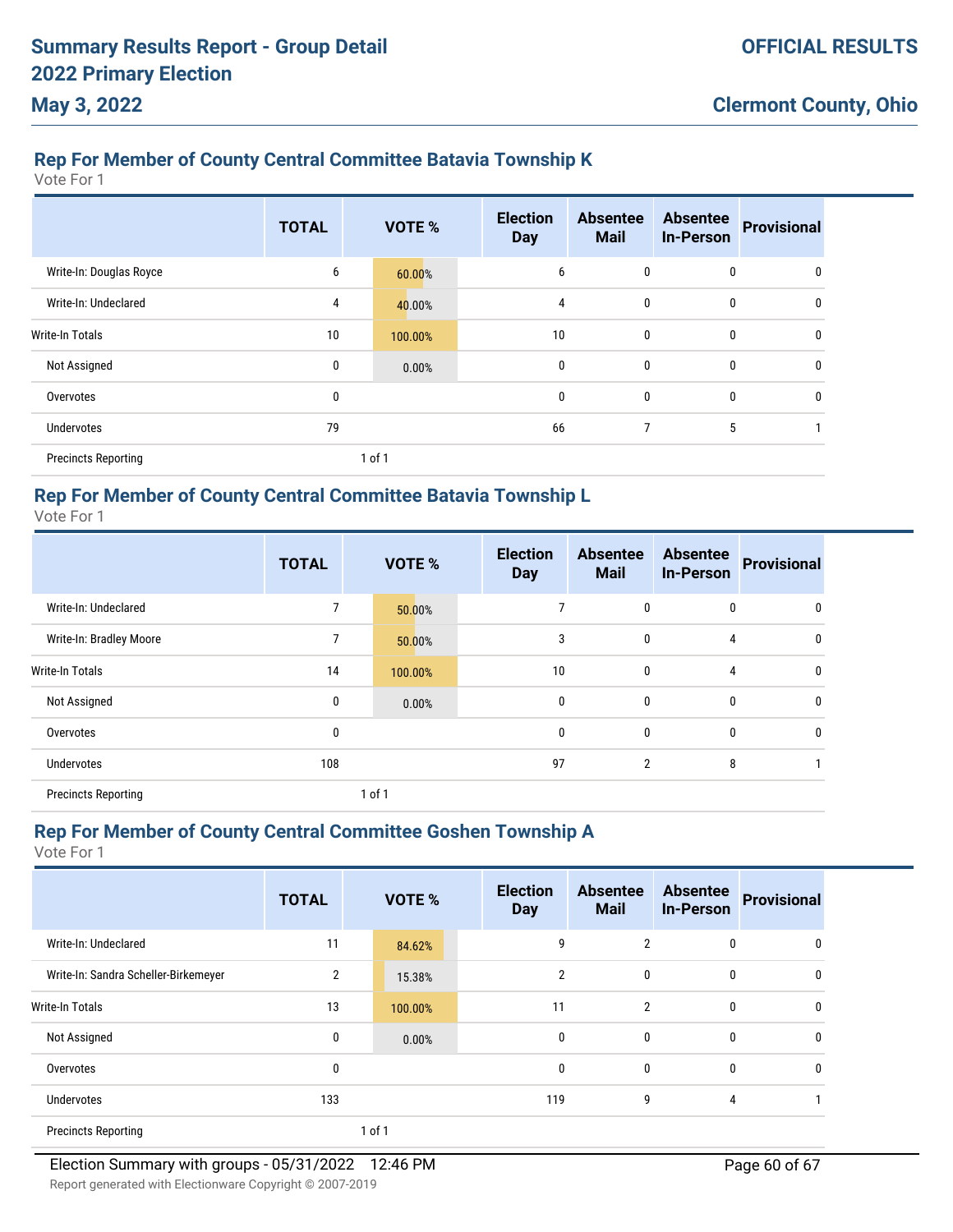## Rep For Member of County Central Committee Batavia Township K

Vote For 1

| | TOTAL | VOTE % | Election Day | Absentee Mail | Absentee In-Person | Provisional |
|---|---|---|---|---|---|---|
| Write-In: Douglas Royce | 6 | 60.00% | 6 | 0 | 0 | 0 |
| Write-In: Undeclared | 4 | 40.00% | 4 | 0 | 0 | 0 |
| Write-In Totals | 10 | 100.00% | 10 | 0 | 0 | 0 |
| Not Assigned | 0 | 0.00% | 0 | 0 | 0 | 0 |
| Overvotes | 0 | | 0 | 0 | 0 | 0 |
| Undervotes | 79 | | 66 | 7 | 5 | 1 |
| Precincts Reporting | | 1 of 1 | | | | |

## Rep For Member of County Central Committee Batavia Township L

Vote For 1

| | TOTAL | VOTE % | Election Day | Absentee Mail | Absentee In-Person | Provisional |
|---|---|---|---|---|---|---|
| Write-In: Undeclared | 7 | 50.00% | 7 | 0 | 0 | 0 |
| Write-In: Bradley Moore | 7 | 50.00% | 3 | 0 | 4 | 0 |
| Write-In Totals | 14 | 100.00% | 10 | 0 | 4 | 0 |
| Not Assigned | 0 | 0.00% | 0 | 0 | 0 | 0 |
| Overvotes | 0 | | 0 | 0 | 0 | 0 |
| Undervotes | 108 | | 97 | 2 | 8 | 1 |
| Precincts Reporting | | 1 of 1 | | | | |

## Rep For Member of County Central Committee Goshen Township A

Vote For 1

| | TOTAL | VOTE % | Election Day | Absentee Mail | Absentee In-Person | Provisional |
|---|---|---|---|---|---|---|
| Write-In: Undeclared | 11 | 84.62% | 9 | 2 | 0 | 0 |
| Write-In: Sandra Scheller-Birkemeyer | 2 | 15.38% | 2 | 0 | 0 | 0 |
| Write-In Totals | 13 | 100.00% | 11 | 2 | 0 | 0 |
| Not Assigned | 0 | 0.00% | 0 | 0 | 0 | 0 |
| Overvotes | 0 | | 0 | 0 | 0 | 0 |
| Undervotes | 133 | | 119 | 9 | 4 | 1 |
| Precincts Reporting | | 1 of 1 | | | | |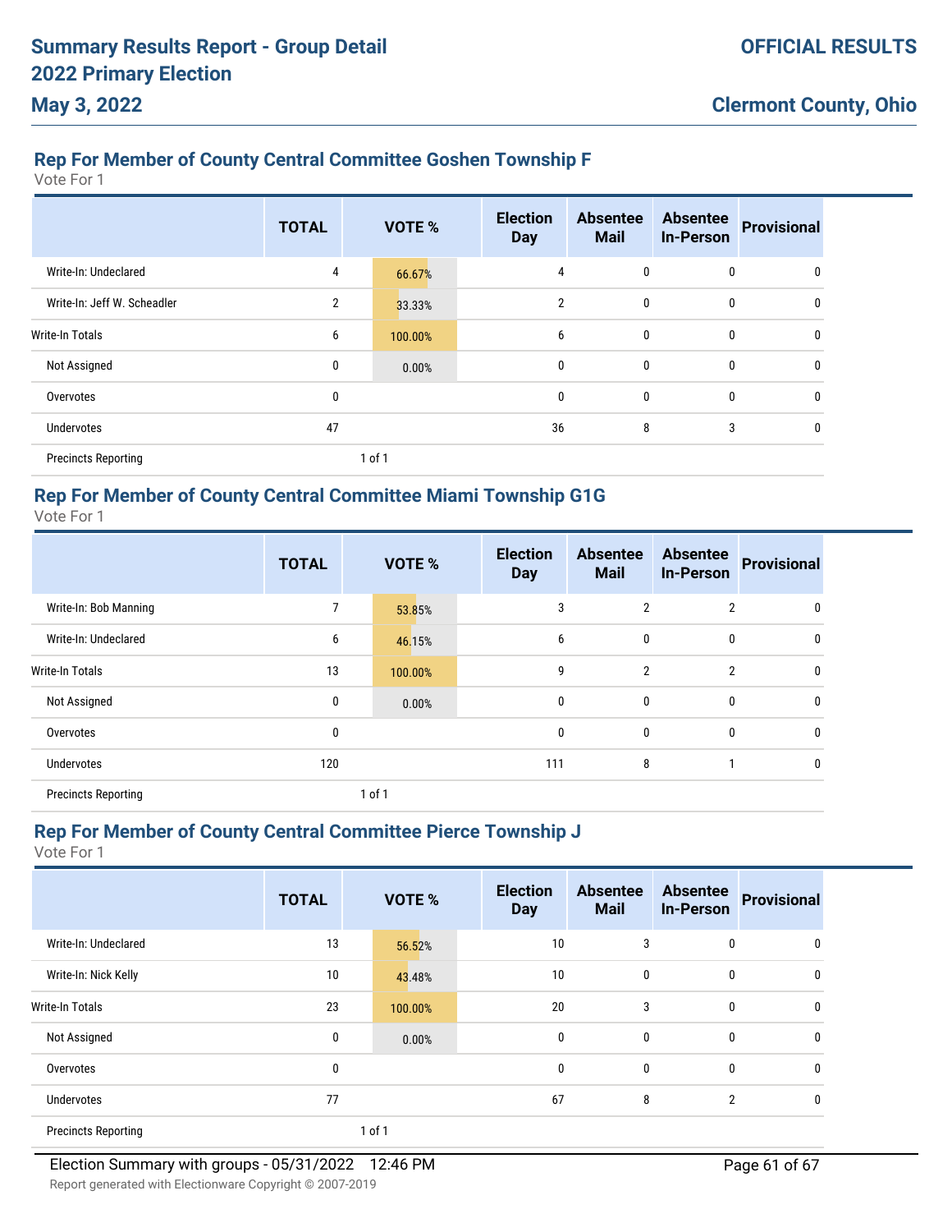## Rep For Member of County Central Committee Goshen Township F

Vote For 1

| | TOTAL | VOTE % | Election Day | Absentee Mail | Absentee In-Person | Provisional |
|---|---|---|---|---|---|---|
| Write-In: Undeclared | 4 | 66.67% | 4 | 0 | 0 | 0 |
| Write-In: Jeff W. Scheadler | 2 | 33.33% | 2 | 0 | 0 | 0 |
| Write-In Totals | 6 | 100.00% | 6 | 0 | 0 | 0 |
| Not Assigned | 0 | 0.00% | 0 | 0 | 0 | 0 |
| Overvotes | 0 | | 0 | 0 | 0 | 0 |
| Undervotes | 47 | | 36 | 8 | 3 | 0 |
| Precincts Reporting | | 1 of 1 | | | | |

## Rep For Member of County Central Committee Miami Township G1G

Vote For 1

| | TOTAL | VOTE % | Election Day | Absentee Mail | Absentee In-Person | Provisional |
|---|---|---|---|---|---|---|
| Write-In: Bob Manning | 7 | 53.85% | 3 | 2 | 2 | 0 |
| Write-In: Undeclared | 6 | 46.15% | 6 | 0 | 0 | 0 |
| Write-In Totals | 13 | 100.00% | 9 | 2 | 2 | 0 |
| Not Assigned | 0 | 0.00% | 0 | 0 | 0 | 0 |
| Overvotes | 0 | | 0 | 0 | 0 | 0 |
| Undervotes | 120 | | 111 | 8 | 1 | 0 |
| Precincts Reporting | | 1 of 1 | | | | |

## Rep For Member of County Central Committee Pierce Township J

Vote For 1

| | TOTAL | VOTE % | Election Day | Absentee Mail | Absentee In-Person | Provisional |
|---|---|---|---|---|---|---|
| Write-In: Undeclared | 13 | 56.52% | 10 | 3 | 0 | 0 |
| Write-In: Nick Kelly | 10 | 43.48% | 10 | 0 | 0 | 0 |
| Write-In Totals | 23 | 100.00% | 20 | 3 | 0 | 0 |
| Not Assigned | 0 | 0.00% | 0 | 0 | 0 | 0 |
| Overvotes | 0 | | 0 | 0 | 0 | 0 |
| Undervotes | 77 | | 67 | 8 | 2 | 0 |
| Precincts Reporting | | 1 of 1 | | | | |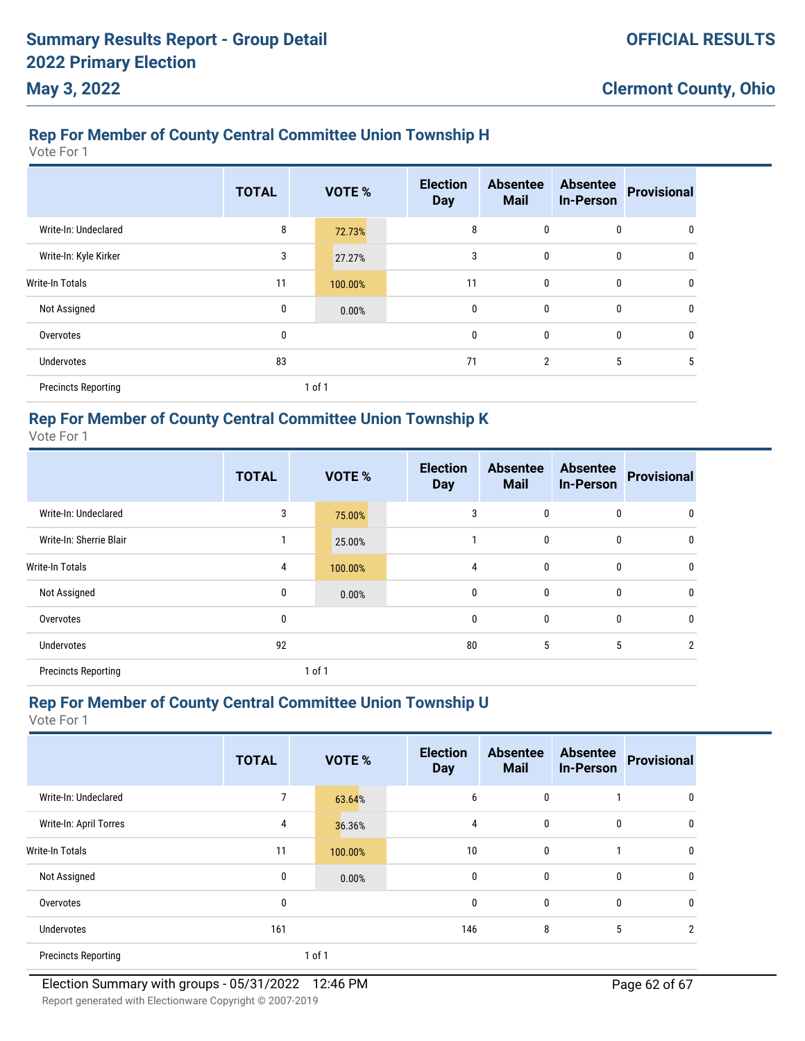## Rep For Member of County Central Committee Union Township H

Vote For 1

| | TOTAL | VOTE % | Election Day | Absentee Mail | Absentee In-Person | Provisional |
|---|---|---|---|---|---|---|
| Write-In: Undeclared | 8 | 72.73% | 8 | 0 | 0 | 0 |
| Write-In: Kyle Kirker | 3 | 27.27% | 3 | 0 | 0 | 0 |
| Write-In Totals | 11 | 100.00% | 11 | 0 | 0 | 0 |
| Not Assigned | 0 | 0.00% | 0 | 0 | 0 | 0 |
| Overvotes | 0 | | 0 | 0 | 0 | 0 |
| Undervotes | 83 | | 71 | 2 | 5 | 5 |
| Precincts Reporting | | 1 of 1 | | | | |

## Rep For Member of County Central Committee Union Township K

Vote For 1

| | TOTAL | VOTE % | Election Day | Absentee Mail | Absentee In-Person | Provisional |
|---|---|---|---|---|---|---|
| Write-In: Undeclared | 3 | 75.00% | 3 | 0 | 0 | 0 |
| Write-In: Sherrie Blair | 1 | 25.00% | 1 | 0 | 0 | 0 |
| Write-In Totals | 4 | 100.00% | 4 | 0 | 0 | 0 |
| Not Assigned | 0 | 0.00% | 0 | 0 | 0 | 0 |
| Overvotes | 0 | | 0 | 0 | 0 | 0 |
| Undervotes | 92 | | 80 | 5 | 5 | 2 |
| Precincts Reporting | | 1 of 1 | | | | |

## Rep For Member of County Central Committee Union Township U

Vote For 1

| | TOTAL | VOTE % | Election Day | Absentee Mail | Absentee In-Person | Provisional |
|---|---|---|---|---|---|---|
| Write-In: Undeclared | 7 | 63.64% | 6 | 0 | 1 | 0 |
| Write-In: April Torres | 4 | 36.36% | 4 | 0 | 0 | 0 |
| Write-In Totals | 11 | 100.00% | 10 | 0 | 1 | 0 |
| Not Assigned | 0 | 0.00% | 0 | 0 | 0 | 0 |
| Overvotes | 0 | | 0 | 0 | 0 | 0 |
| Undervotes | 161 | | 146 | 8 | 5 | 2 |
| Precincts Reporting | | 1 of 1 | | | | |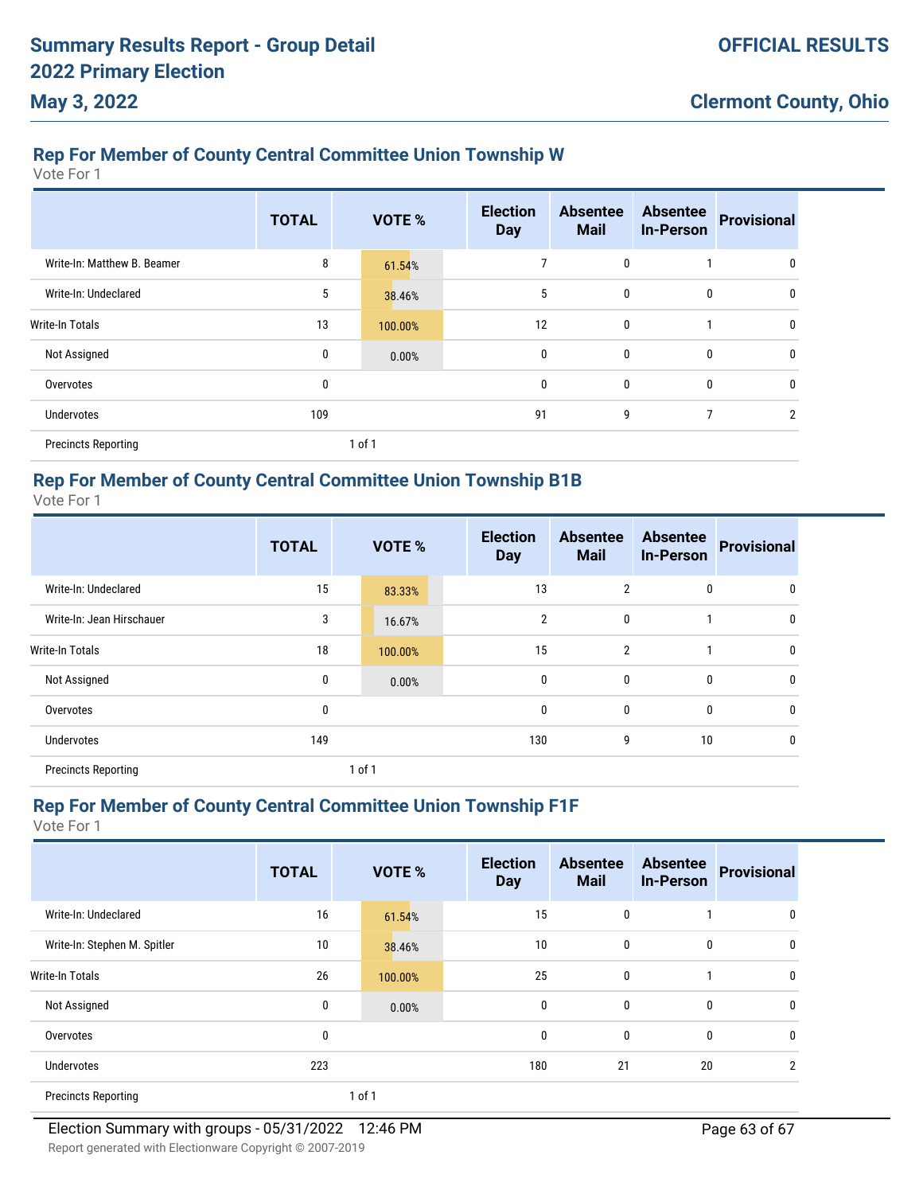## Rep For Member of County Central Committee Union Township W

Vote For 1

| | TOTAL | VOTE % | Election Day | Absentee Mail | Absentee In-Person | Provisional |
|---|---|---|---|---|---|---|
| Write-In: Matthew B. Beamer | 8 | 61.54% | 7 | 0 | 1 | 0 |
| Write-In: Undeclared | 5 | 38.46% | 5 | 0 | 0 | 0 |
| Write-In Totals | 13 | 100.00% | 12 | 0 | 1 | 0 |
| Not Assigned | 0 | 0.00% | 0 | 0 | 0 | 0 |
| Overvotes | 0 | | 0 | 0 | 0 | 0 |
| Undervotes | 109 | | 91 | 9 | 7 | 2 |
| Precincts Reporting | | 1 of 1 | | | | |

## Rep For Member of County Central Committee Union Township B1B

Vote For 1

| | TOTAL | VOTE % | Election Day | Absentee Mail | Absentee In-Person | Provisional |
|---|---|---|---|---|---|---|
| Write-In: Undeclared | 15 | 83.33% | 13 | 2 | 0 | 0 |
| Write-In: Jean Hirschauer | 3 | 16.67% | 2 | 0 | 1 | 0 |
| Write-In Totals | 18 | 100.00% | 15 | 2 | 1 | 0 |
| Not Assigned | 0 | 0.00% | 0 | 0 | 0 | 0 |
| Overvotes | 0 | | 0 | 0 | 0 | 0 |
| Undervotes | 149 | | 130 | 9 | 10 | 0 |
| Precincts Reporting | | 1 of 1 | | | | |

## Rep For Member of County Central Committee Union Township F1F

Vote For 1

| | TOTAL | VOTE % | Election Day | Absentee Mail | Absentee In-Person | Provisional |
|---|---|---|---|---|---|---|
| Write-In: Undeclared | 16 | 61.54% | 15 | 0 | 1 | 0 |
| Write-In: Stephen M. Spitler | 10 | 38.46% | 10 | 0 | 0 | 0 |
| Write-In Totals | 26 | 100.00% | 25 | 0 | 1 | 0 |
| Not Assigned | 0 | 0.00% | 0 | 0 | 0 | 0 |
| Overvotes | 0 | | 0 | 0 | 0 | 0 |
| Undervotes | 223 | | 180 | 21 | 20 | 2 |
| Precincts Reporting | | 1 of 1 | | | | |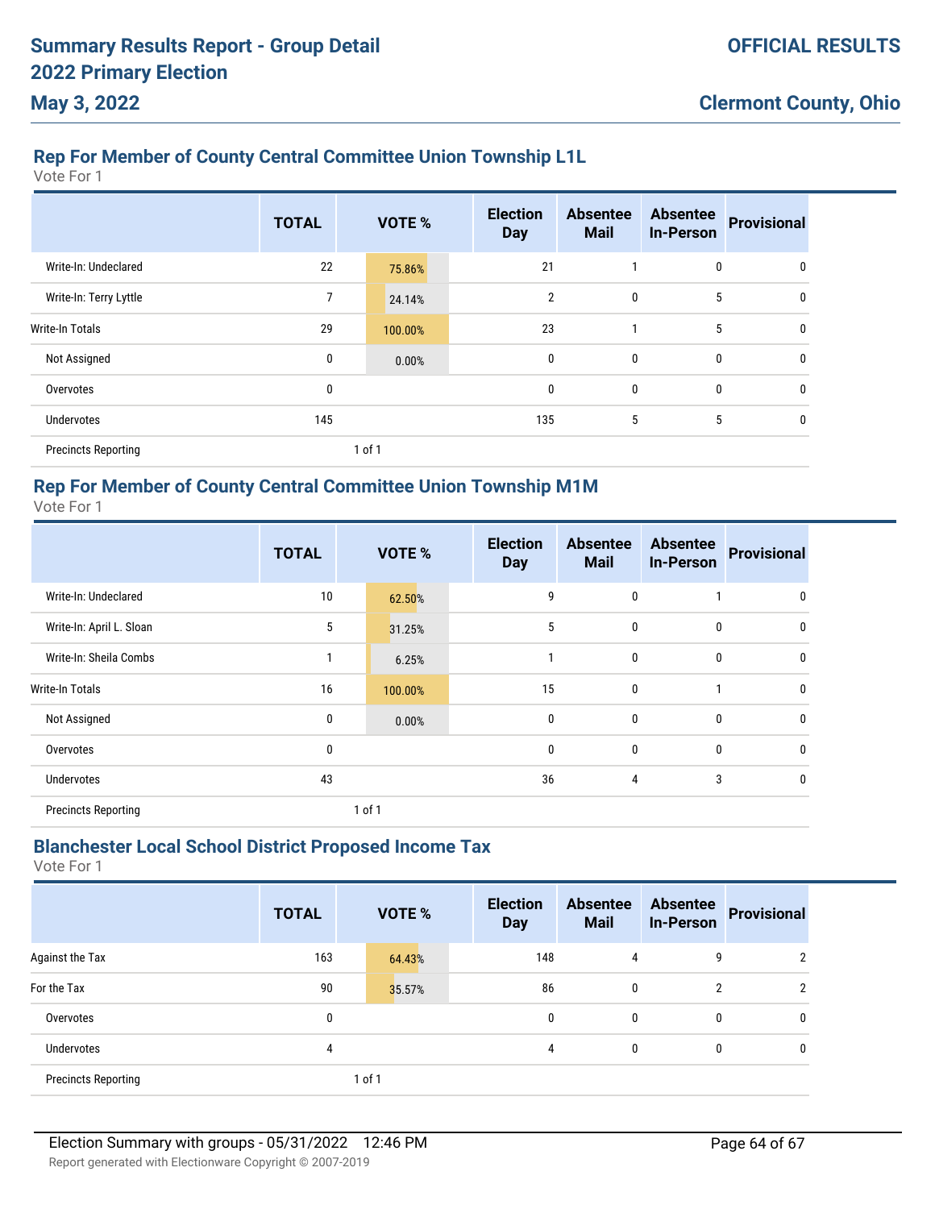## Rep For Member of County Central Committee Union Township L1L

Vote For 1

| | TOTAL | VOTE % | Election Day | Absentee Mail | Absentee In-Person | Provisional |
|---|---|---|---|---|---|---|
| Write-In: Undeclared | 22 | 75.86% | 21 | 1 | 0 | 0 |
| Write-In: Terry Lyttle | 7 | 24.14% | 2 | 0 | 5 | 0 |
| Write-In Totals | 29 | 100.00% | 23 | 1 | 5 | 0 |
| Not Assigned | 0 | 0.00% | 0 | 0 | 0 | 0 |
| Overvotes | 0 | | 0 | 0 | 0 | 0 |
| Undervotes | 145 | | 135 | 5 | 5 | 0 |
| Precincts Reporting | | 1 of 1 | | | | |

## Rep For Member of County Central Committee Union Township M1M

Vote For 1

| | TOTAL | VOTE % | Election Day | Absentee Mail | Absentee In-Person | Provisional |
|---|---|---|---|---|---|---|
| Write-In: Undeclared | 10 | 62.50% | 9 | 0 | 1 | 0 |
| Write-In: April L. Sloan | 5 | 31.25% | 5 | 0 | 0 | 0 |
| Write-In: Sheila Combs | 1 | 6.25% | 1 | 0 | 0 | 0 |
| Write-In Totals | 16 | 100.00% | 15 | 0 | 1 | 0 |
| Not Assigned | 0 | 0.00% | 0 | 0 | 0 | 0 |
| Overvotes | 0 | | 0 | 0 | 0 | 0 |
| Undervotes | 43 | | 36 | 4 | 3 | 0 |
| Precincts Reporting | | 1 of 1 | | | | |

## Blanchester Local School District Proposed Income Tax

Vote For 1

| | TOTAL | VOTE % | Election Day | Absentee Mail | Absentee In-Person | Provisional |
|---|---|---|---|---|---|---|
| Against the Tax | 163 | 64.43% | 148 | 4 | 9 | 2 |
| For the Tax | 90 | 35.57% | 86 | 0 | 2 | 2 |
| Overvotes | 0 | | 0 | 0 | 0 | 0 |
| Undervotes | 4 | | 4 | 0 | 0 | 0 |
| Precincts Reporting | | 1 of 1 | | | | |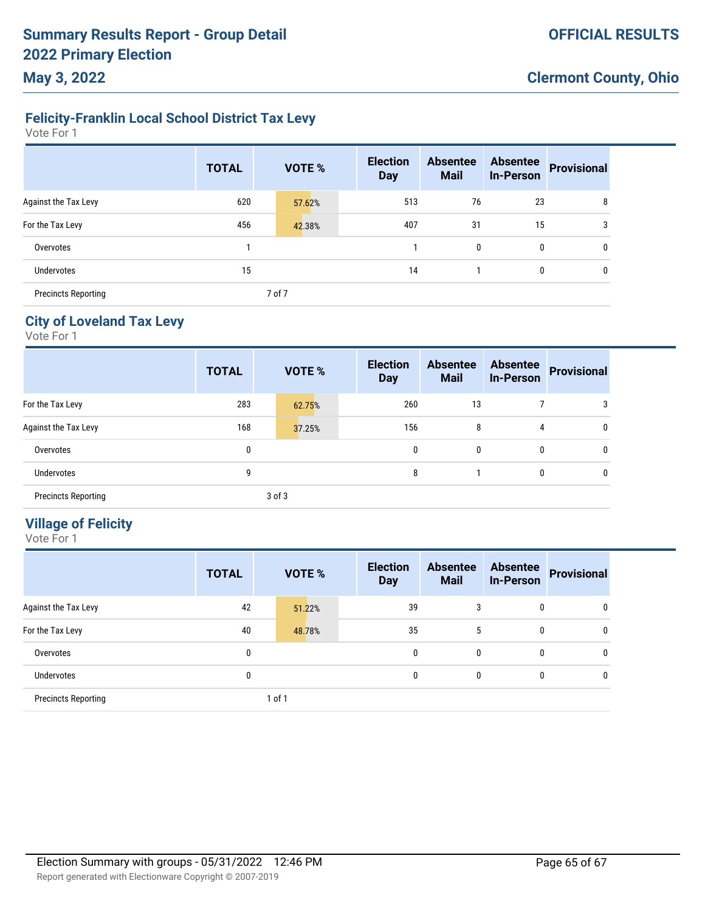## Felicity-Franklin Local School District Tax Levy

Vote For 1

| | TOTAL | VOTE % | Election Day | Absentee Mail | Absentee In-Person | Provisional |
|---|---|---|---|---|---|---|
| Against the Tax Levy | 620 | 57.62% | 513 | 76 | 23 | 8 |
| For the Tax Levy | 456 | 42.38% | 407 | 31 | 15 | 3 |
| Overvotes | 1 | | 1 | 0 | 0 | 0 |
| Undervotes | 15 | | 14 | 1 | 0 | 0 |
| Precincts Reporting | | 7 of 7 | | | | |

## City of Loveland Tax Levy

Vote For 1

| | TOTAL | VOTE % | Election Day | Absentee Mail | Absentee In-Person | Provisional |
|---|---|---|---|---|---|---|
| For the Tax Levy | 283 | 62.75% | 260 | 13 | 7 | 3 |
| Against the Tax Levy | 168 | 37.25% | 156 | 8 | 4 | 0 |
| Overvotes | 0 | | 0 | 0 | 0 | 0 |
| Undervotes | 9 | | 8 | 1 | 0 | 0 |
| Precincts Reporting | | 3 of 3 | | | | |

## Village of Felicity

Vote For 1

| | TOTAL | VOTE % | Election Day | Absentee Mail | Absentee In-Person | Provisional |
|---|---|---|---|---|---|---|
| Against the Tax Levy | 42 | 51.22% | 39 | 3 | 0 | 0 |
| For the Tax Levy | 40 | 48.78% | 35 | 5 | 0 | 0 |
| Overvotes | 0 | | 0 | 0 | 0 | 0 |
| Undervotes | 0 | | 0 | 0 | 0 | 0 |
| Precincts Reporting | | 1 of 1 | | | | |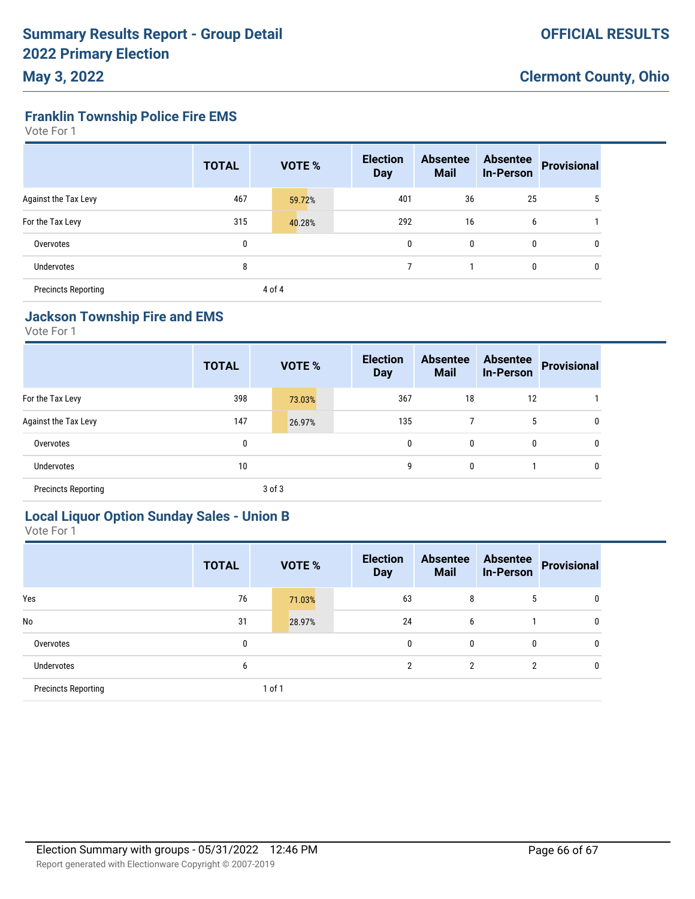# Summary Results Report - Group Detail
# 2022 Primary Election
# May 3, 2022

**OFFICIAL RESULTS**

**Clermont County, Ohio**

## Franklin Township Police Fire EMS

Vote For 1

| | TOTAL | VOTE % | Election Day | Absentee Mail | Absentee In-Person | Provisional |
|---|---|---|---|---|---|---|
| Against the Tax Levy | 467 | 59.72% | 401 | 36 | 25 | 5 |
| For the Tax Levy | 315 | 40.28% | 292 | 16 | 6 | 1 |
| Overvotes | 0 | | 0 | 0 | 0 | 0 |
| Undervotes | 8 | | 7 | 1 | 0 | 0 |
| Precincts Reporting | | 4 of 4 | | | | |

## Jackson Township Fire and EMS

Vote For 1

| | TOTAL | VOTE % | Election Day | Absentee Mail | Absentee In-Person | Provisional |
|---|---|---|---|---|---|---|
| For the Tax Levy | 398 | 73.03% | 367 | 18 | 12 | 1 |
| Against the Tax Levy | 147 | 26.97% | 135 | 7 | 5 | 0 |
| Overvotes | 0 | | 0 | 0 | 0 | 0 |
| Undervotes | 10 | | 9 | 0 | 1 | 0 |
| Precincts Reporting | | 3 of 3 | | | | |

## Local Liquor Option Sunday Sales - Union B

Vote For 1

| | TOTAL | VOTE % | Election Day | Absentee Mail | Absentee In-Person | Provisional |
|---|---|---|---|---|---|---|
| Yes | 76 | 71.03% | 63 | 8 | 5 | 0 |
| No | 31 | 28.97% | 24 | 6 | 1 | 0 |
| Overvotes | 0 | | 0 | 0 | 0 | 0 |
| Undervotes | 6 | | 2 | 2 | 2 | 0 |
| Precincts Reporting | | 1 of 1 | | | | |

Election Summary with groups - 05/31/2022 12:46 PM

Report generated with Electionware Copyright © 2007-2019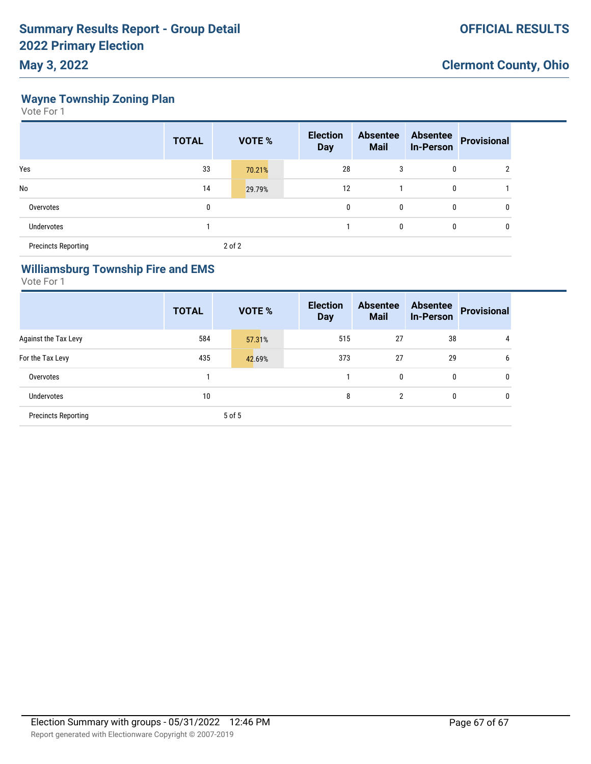## Wayne Township Zoning Plan

Vote For 1

| | TOTAL | VOTE % | Election Day | Absentee Mail | Absentee In-Person | Provisional |
|---|---|---|---|---|---|---|
| Yes | 33 | 70.21% | 28 | 3 | 0 | 2 |
| No | 14 | 29.79% | 12 | 1 | 0 | 1 |
| Overvotes | 0 | | 0 | 0 | 0 | 0 |
| Undervotes | 1 | | 1 | 0 | 0 | 0 |
| Precincts Reporting | | 2 of 2 | | | | |

## Williamsburg Township Fire and EMS

Vote For 1

| | TOTAL | VOTE % | Election Day | Absentee Mail | Absentee In-Person | Provisional |
|---|---|---|---|---|---|---|
| Against the Tax Levy | 584 | 57.31% | 515 | 27 | 38 | 4 |
| For the Tax Levy | 435 | 42.69% | 373 | 27 | 29 | 6 |
| Overvotes | 1 | | 1 | 0 | 0 | 0 |
| Undervotes | 10 | | 8 | 2 | 0 | 0 |
| Precincts Reporting | | 5 of 5 | | | | |